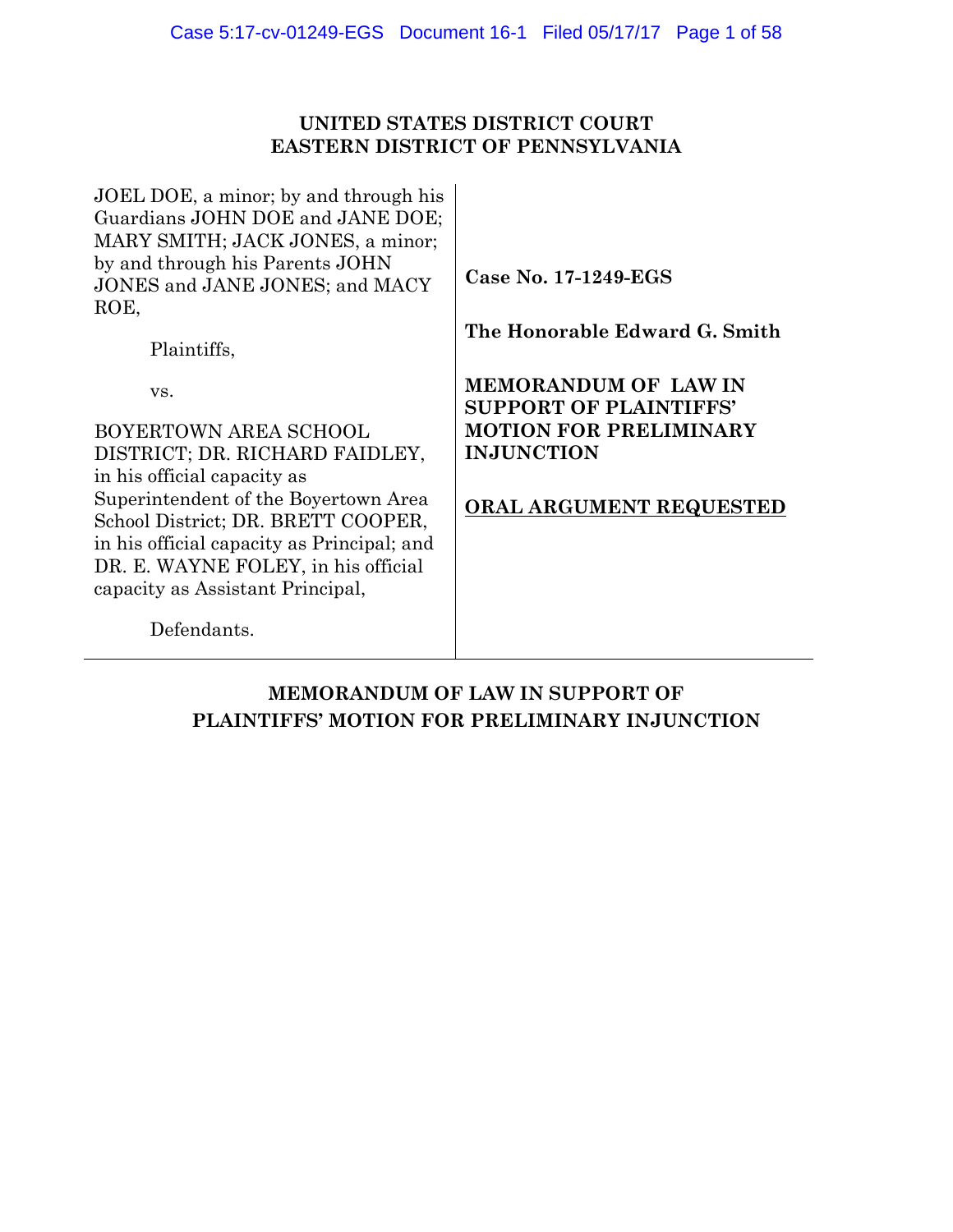**UNITED STATES DISTRICT COURT**
**EASTERN DISTRICT OF PENNSYLVANIA**

| | |
|---|---|
| JOEL DOE, a minor; by and through his Guardians JOHN DOE and JANE DOE; MARY SMITH; JACK JONES, a minor; by and through his Parents JOHN JONES and JANE JONES; and MACY ROE,<br><br>Plaintiffs,<br><br>vs.<br><br>BOYERTOWN AREA SCHOOL DISTRICT; DR. RICHARD FAIDLEY, in his official capacity as Superintendent of the Boyertown Area School District; DR. BRETT COOPER, in his official capacity as Principal; and DR. E. WAYNE FOLEY, in his official capacity as Assistant Principal,<br><br>Defendants. | **Case No. 17-1249-EGS**<br><br>**The Honorable Edward G. Smith**<br><br>**MEMORANDUM OF LAW IN SUPPORT OF PLAINTIFFS' MOTION FOR PRELIMINARY INJUNCTION**<br><br>**ORAL ARGUMENT REQUESTED** |

# MEMORANDUM OF LAW IN SUPPORT OF PLAINTIFFS' MOTION FOR PRELIMINARY INJUNCTION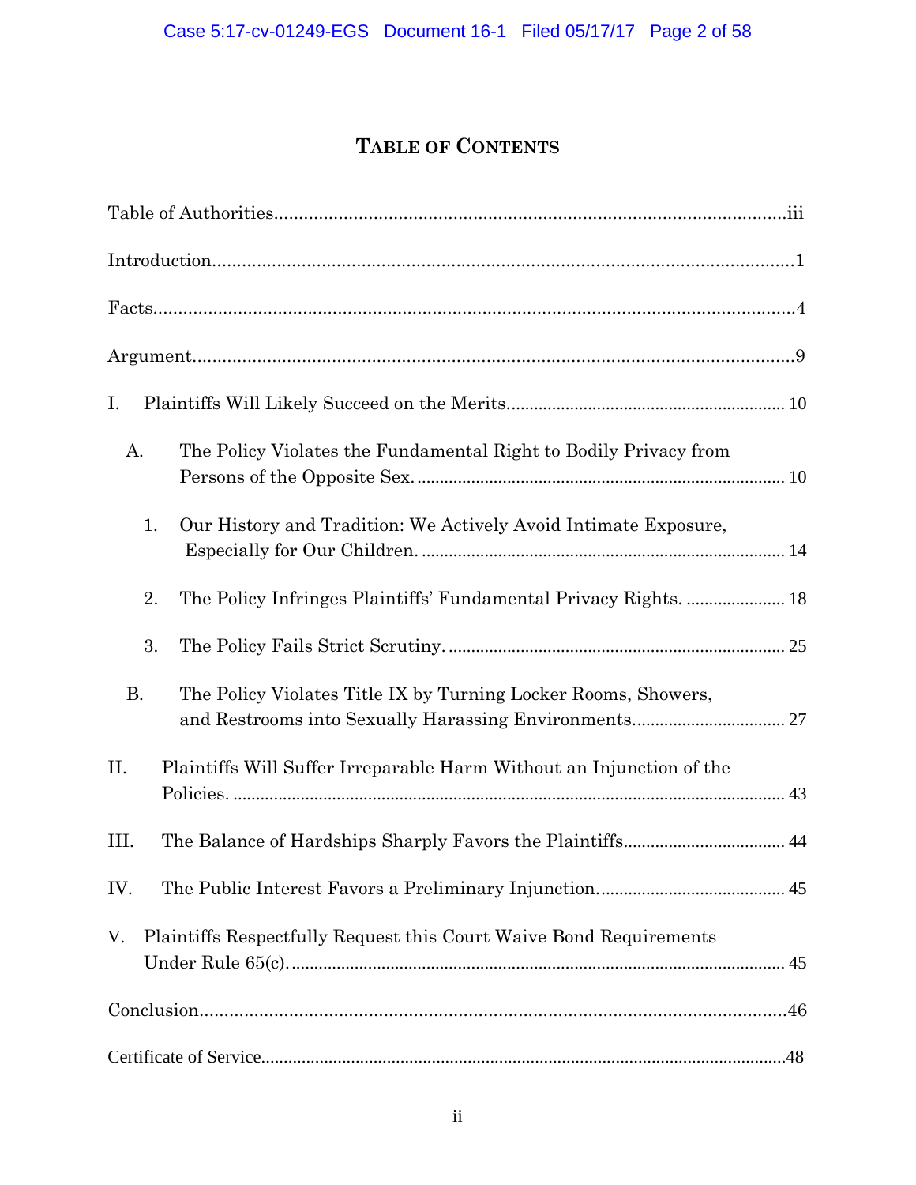# TABLE OF CONTENTS

Table of Authorities....................................................................................................iii

Introduction....................................................................................................................1

Facts.................................................................................................................................4

Argument.........................................................................................................................9

I. Plaintiffs Will Likely Succeed on the Merits............................................................ 10

  A. The Policy Violates the Fundamental Right to Bodily Privacy from Persons of the Opposite Sex. ................................................................................ 10

    1. Our History and Tradition: We Actively Avoid Intimate Exposure, Especially for Our Children. ............................................................................... 14

    2. The Policy Infringes Plaintiffs' Fundamental Privacy Rights. ...................... 18

    3. The Policy Fails Strict Scrutiny. ......................................................................... 25

  B. The Policy Violates Title IX by Turning Locker Rooms, Showers, and Restrooms into Sexually Harassing Environments................................. 27

II. Plaintiffs Will Suffer Irreparable Harm Without an Injunction of the Policies. ........................................................................................................................ 43

III. The Balance of Hardships Sharply Favors the Plaintiffs................................... 44

IV. The Public Interest Favors a Preliminary Injunction......................................... 45

V. Plaintiffs Respectfully Request this Court Waive Bond Requirements Under Rule 65(c). ........................................................................................................... 45

Conclusion.....................................................................................................................46

Certificate of Service.....................................................................................................48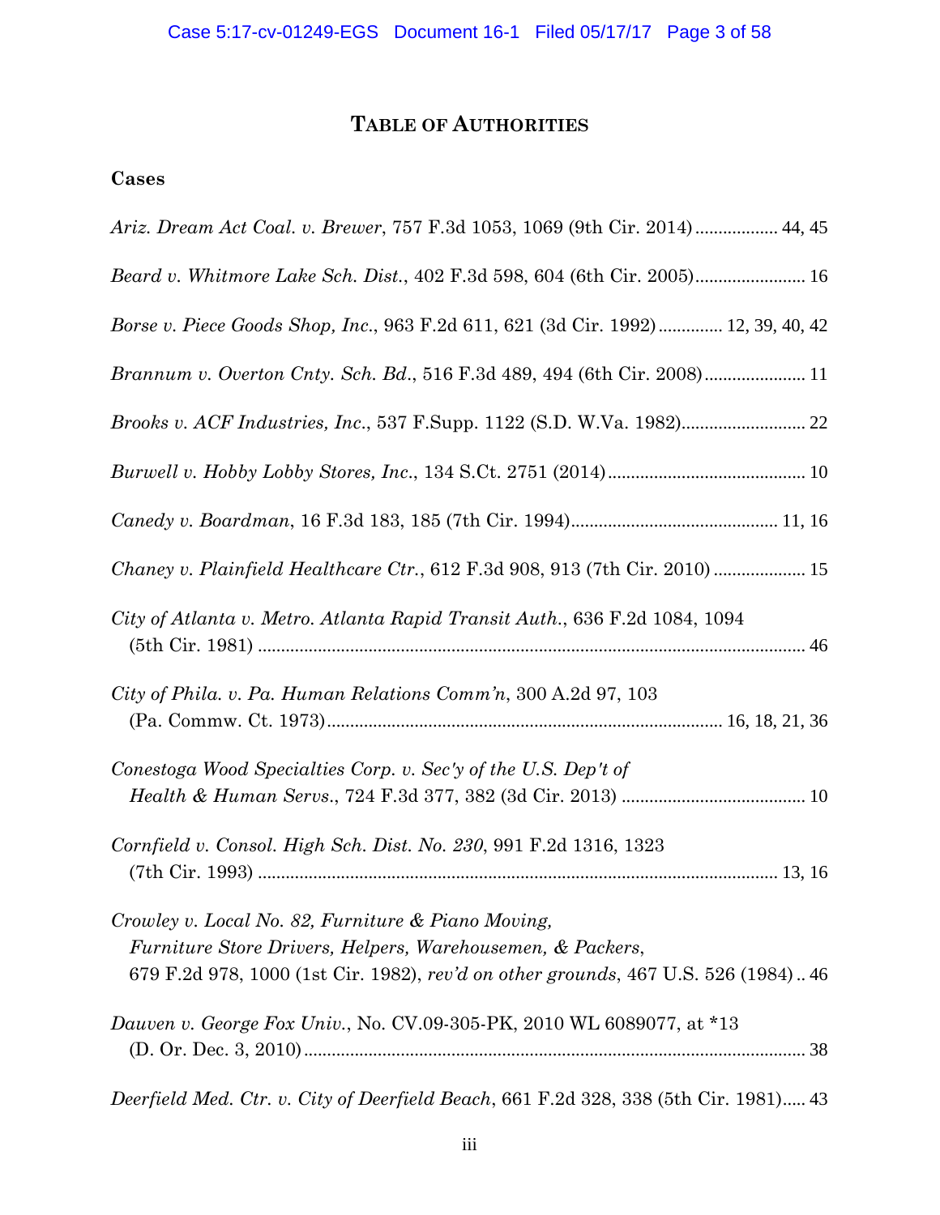# TABLE OF AUTHORITIES

### Cases

*Ariz. Dream Act Coal. v. Brewer*, 757 F.3d 1053, 1069 (9th Cir. 2014) .................. 44, 45

*Beard v. Whitmore Lake Sch. Dist.*, 402 F.3d 598, 604 (6th Cir. 2005) ........................ 16

*Borse v. Piece Goods Shop, Inc.*, 963 F.2d 611, 621 (3d Cir. 1992) ............. 12, 39, 40, 42

*Brannum v. Overton Cnty. Sch. Bd.*, 516 F.3d 489, 494 (6th Cir. 2008) ...................... 11

*Brooks v. ACF Industries, Inc.*, 537 F.Supp. 1122 (S.D. W.Va. 1982) ........................... 22

*Burwell v. Hobby Lobby Stores, Inc.*, 134 S.Ct. 2751 (2014) ........................................... 10

*Canedy v. Boardman*, 16 F.3d 183, 185 (7th Cir. 1994) ............................................. 11, 16

*Chaney v. Plainfield Healthcare Ctr.*, 612 F.3d 908, 913 (7th Cir. 2010) .................... 15

*City of Atlanta v. Metro. Atlanta Rapid Transit Auth.*, 636 F.2d 1084, 1094 (5th Cir. 1981) ..................................................................................................... 46

*City of Phila. v. Pa. Human Relations Comm'n*, 300 A.2d 97, 103 (Pa. Commw. Ct. 1973) ..................................................................................... 16, 18, 21, 36

*Conestoga Wood Specialties Corp. v. Sec'y of the U.S. Dep't of Health & Human Servs.*, 724 F.3d 377, 382 (3d Cir. 2013) ........................................ 10

*Cornfield v. Consol. High Sch. Dist. No. 230*, 991 F.2d 1316, 1323 (7th Cir. 1993) ................................................................................................. 13, 16

*Crowley v. Local No. 82, Furniture & Piano Moving, Furniture Store Drivers, Helpers, Warehousemen, & Packers*, 679 F.2d 978, 1000 (1st Cir. 1982), *rev'd on other grounds*, 467 U.S. 526 (1984) .. 46

*Dauven v. George Fox Univ.*, No. CV.09-305-PK, 2010 WL 6089077, at *13 (D. Or. Dec. 3, 2010) ............................................................................................. 38

*Deerfield Med. Ctr. v. City of Deerfield Beach*, 661 F.2d 328, 338 (5th Cir. 1981) ..... 43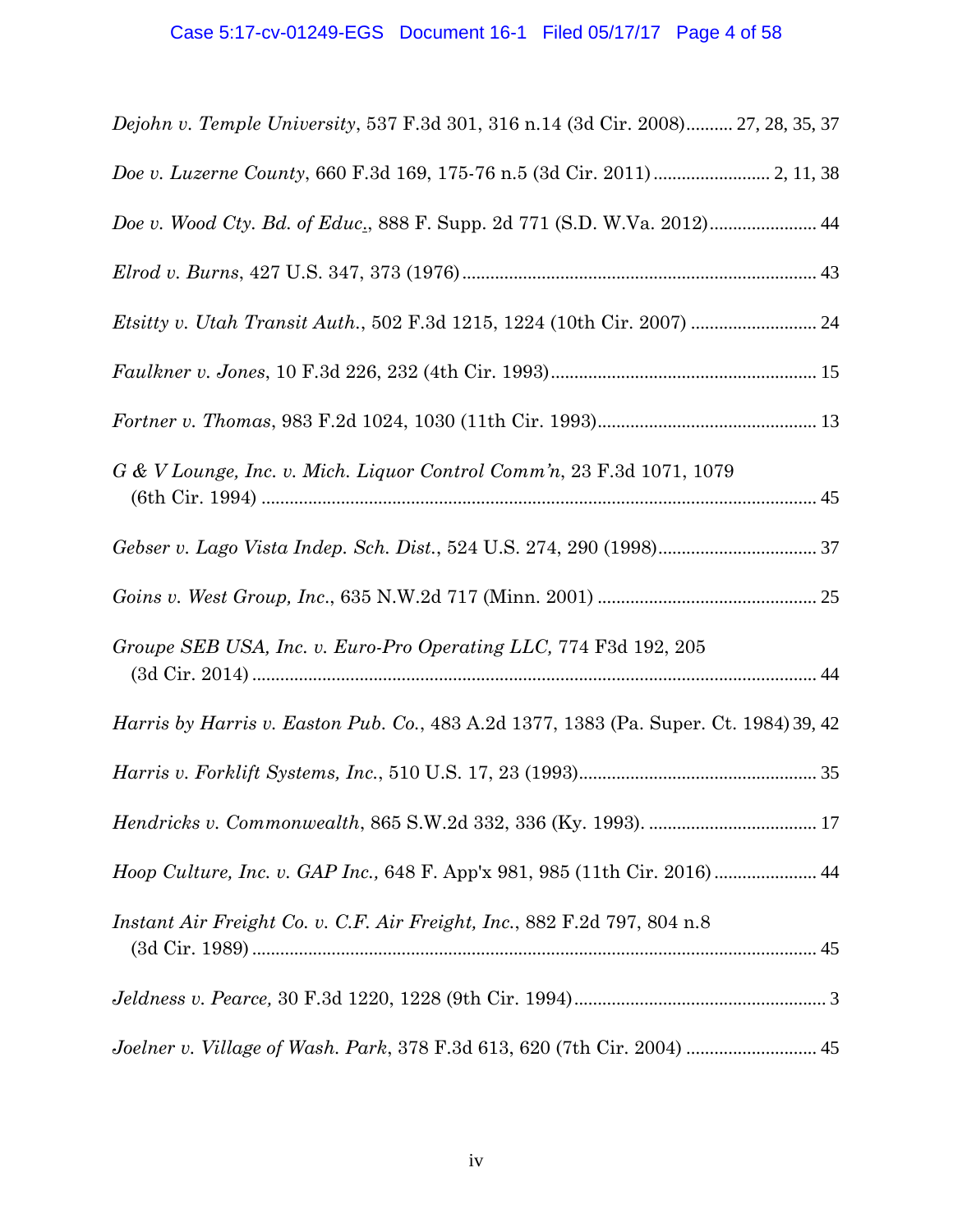*Dejohn v. Temple University*, 537 F.3d 301, 316 n.14 (3d Cir. 2008).......... 27, 28, 35, 37

*Doe v. Luzerne County*, 660 F.3d 169, 175-76 n.5 (3d Cir. 2011) ......................... 2, 11, 38

*Doe v. Wood Cty. Bd. of Educ.*, 888 F. Supp. 2d 771 (S.D. W.Va. 2012)....................... 44

*Elrod v. Burns*, 427 U.S. 347, 373 (1976)........................................................................... 43

*Etsitty v. Utah Transit Auth.*, 502 F.3d 1215, 1224 (10th Cir. 2007) ........................... 24

*Faulkner v. Jones*, 10 F.3d 226, 232 (4th Cir. 1993)......................................................... 15

*Fortner v. Thomas*, 983 F.2d 1024, 1030 (11th Cir. 1993)............................................... 13

*G & V Lounge, Inc. v. Mich. Liquor Control Comm'n*, 23 F.3d 1071, 1079 (6th Cir. 1994) ....................................................................................................................... 45

*Gebser v. Lago Vista Indep. Sch. Dist.*, 524 U.S. 274, 290 (1998).................................. 37

*Goins v. West Group, Inc.*, 635 N.W.2d 717 (Minn. 2001) ............................................... 25

*Groupe SEB USA, Inc. v. Euro-Pro Operating LLC,* 774 F3d 192, 205 (3d Cir. 2014) ......................................................................................................................... 44

*Harris by Harris v. Easton Pub. Co.*, 483 A.2d 1377, 1383 (Pa. Super. Ct. 1984) 39, 42

*Harris v. Forklift Systems, Inc.*, 510 U.S. 17, 23 (1993)................................................... 35

*Hendricks v. Commonwealth*, 865 S.W.2d 332, 336 (Ky. 1993). .................................... 17

*Hoop Culture, Inc. v. GAP Inc.,* 648 F. App'x 981, 985 (11th Cir. 2016) ...................... 44

*Instant Air Freight Co. v. C.F. Air Freight, Inc.*, 882 F.2d 797, 804 n.8 (3d Cir. 1989) ......................................................................................................................... 45

*Jeldness v. Pearce,* 30 F.3d 1220, 1228 (9th Cir. 1994)...................................................... 3

*Joelner v. Village of Wash. Park*, 378 F.3d 613, 620 (7th Cir. 2004) ............................ 45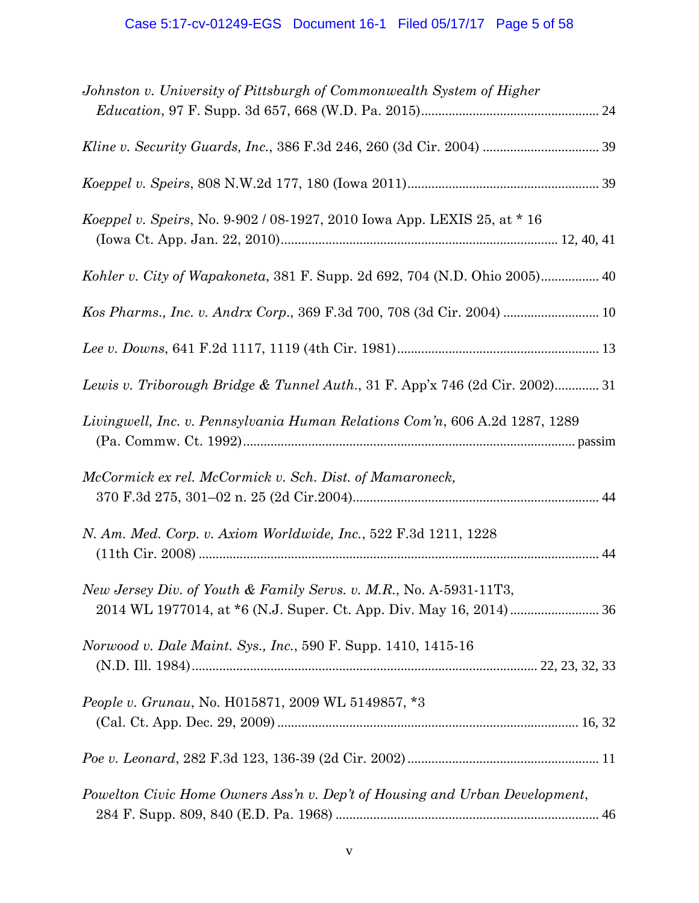*Johnston v. University of Pittsburgh of Commonwealth System of Higher Education*, 97 F. Supp. 3d 657, 668 (W.D. Pa. 2015) .................................................... 24

*Kline v. Security Guards, Inc.*, 386 F.3d 246, 260 (3d Cir. 2004) ................................. 39

*Koeppel v. Speirs*, 808 N.W.2d 177, 180 (Iowa 2011) ....................................................... 39

*Koeppel v. Speirs*, No. 9-902 / 08-1927, 2010 Iowa App. LEXIS 25, at * 16 (Iowa Ct. App. Jan. 22, 2010) ................................................................................ 12, 40, 41

*Kohler v. City of Wapakoneta*, 381 F. Supp. 2d 692, 704 (N.D. Ohio 2005) ................. 40

*Kos Pharms., Inc. v. Andrx Corp.*, 369 F.3d 700, 708 (3d Cir. 2004) ............................ 10

*Lee v. Downs*, 641 F.2d 1117, 1119 (4th Cir. 1981) .......................................................... 13

*Lewis v. Triborough Bridge & Tunnel Auth.*, 31 F. App'x 746 (2d Cir. 2002) ............. 31

*Livingwell, Inc. v. Pennsylvania Human Relations Com'n*, 606 A.2d 1287, 1289 (Pa. Commw. Ct. 1992) ................................................................................................ passim

*McCormick ex rel. McCormick v. Sch. Dist. of Mamaroneck*, 370 F.3d 275, 301–02 n. 25 (2d Cir.2004) ....................................................................... 44

*N. Am. Med. Corp. v. Axiom Worldwide, Inc.*, 522 F.3d 1211, 1228 (11th Cir. 2008) .................................................................................................................... 44

*New Jersey Div. of Youth & Family Servs. v. M.R.*, No. A-5931-11T3, 2014 WL 1977014, at *6 (N.J. Super. Ct. App. Div. May 16, 2014) .......................... 36

*Norwood v. Dale Maint. Sys., Inc.*, 590 F. Supp. 1410, 1415-16 (N.D. Ill. 1984) .................................................................................................... 22, 23, 32, 33

*People v. Grunau*, No. H015871, 2009 WL 5149857, *3 (Cal. Ct. App. Dec. 29, 2009) ....................................................................................... 16, 32

*Poe v. Leonard*, 282 F.3d 123, 136-39 (2d Cir. 2002) ........................................................ 11

*Powelton Civic Home Owners Ass'n v. Dep't of Housing and Urban Development*, 284 F. Supp. 809, 840 (E.D. Pa. 1968) ............................................................................. 46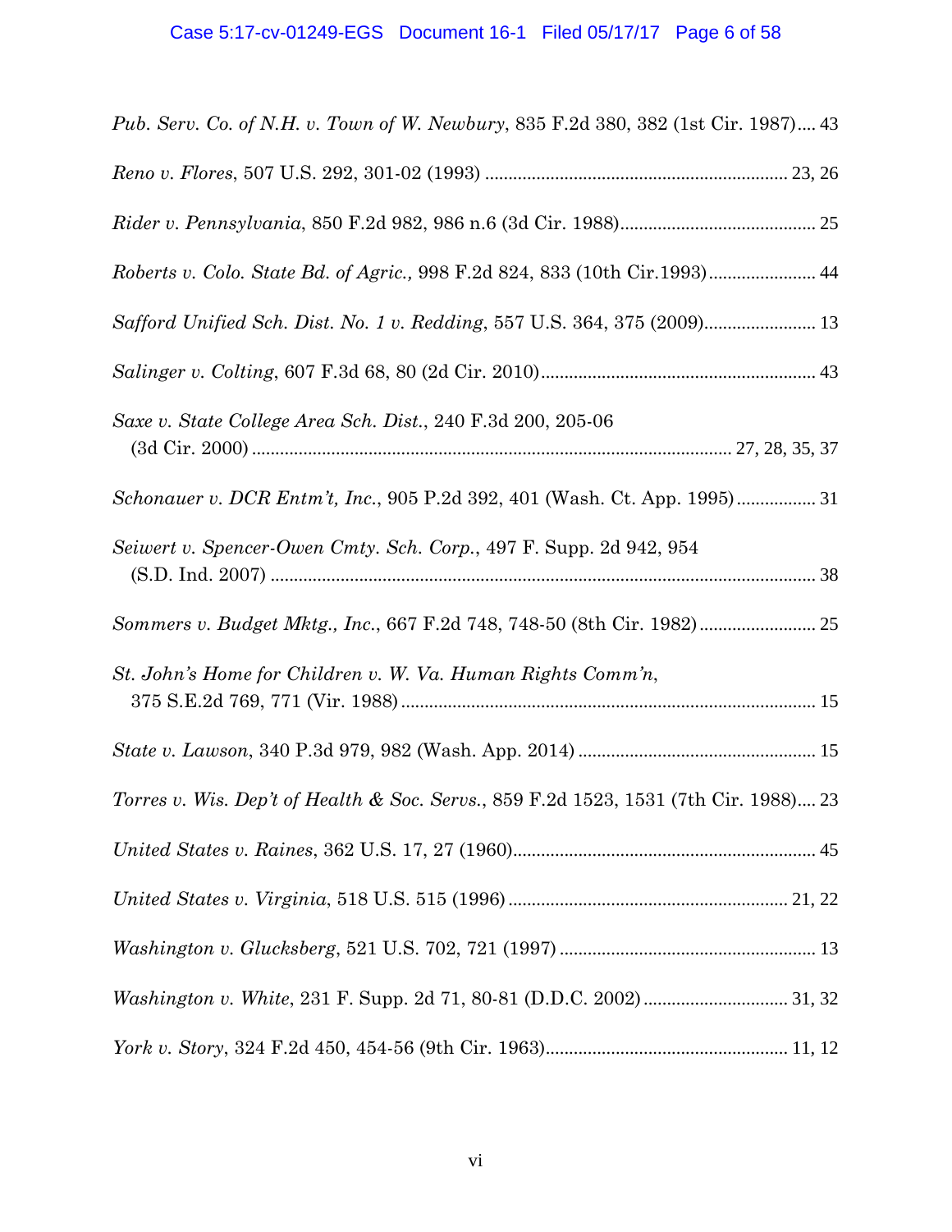*Pub. Serv. Co. of N.H. v. Town of W. Newbury*, 835 F.2d 380, 382 (1st Cir. 1987).... 43

*Reno v. Flores*, 507 U.S. 292, 301-02 (1993) ................................................................ 23, 26

*Rider v. Pennsylvania*, 850 F.2d 982, 986 n.6 (3d Cir. 1988)......................................... 25

*Roberts v. Colo. State Bd. of Agric.,* 998 F.2d 824, 833 (10th Cir.1993)...................... 44

*Safford Unified Sch. Dist. No. 1 v. Redding*, 557 U.S. 364, 375 (2009)........................ 13

*Salinger v. Colting*, 607 F.3d 68, 80 (2d Cir. 2010).......................................................... 43

*Saxe v. State College Area Sch. Dist.*, 240 F.3d 200, 205-06 (3d Cir. 2000) ...................................................................................................... 27, 28, 35, 37

*Schonauer v. DCR Entm't, Inc.*, 905 P.2d 392, 401 (Wash. Ct. App. 1995)................. 31

*Seiwert v. Spencer-Owen Cmty. Sch. Corp.*, 497 F. Supp. 2d 942, 954 (S.D. Ind. 2007) .................................................................................................................... 38

*Sommers v. Budget Mktg., Inc.*, 667 F.2d 748, 748-50 (8th Cir. 1982)......................... 25

*St. John's Home for Children v. W. Va. Human Rights Comm'n*, 375 S.E.2d 769, 771 (Vir. 1988)........................................................................................ 15

*State v. Lawson*, 340 P.3d 979, 982 (Wash. App. 2014) .................................................. 15

*Torres v. Wis. Dep't of Health & Soc. Servs.*, 859 F.2d 1523, 1531 (7th Cir. 1988).... 23

*United States v. Raines*, 362 U.S. 17, 27 (1960)................................................................ 45

*United States v. Virginia*, 518 U.S. 515 (1996) ........................................................... 21, 22

*Washington v. Glucksberg*, 521 U.S. 702, 721 (1997) ...................................................... 13

*Washington v. White*, 231 F. Supp. 2d 71, 80-81 (D.D.C. 2002)............................... 31, 32

*York v. Story*, 324 F.2d 450, 454-56 (9th Cir. 1963)................................................... 11, 12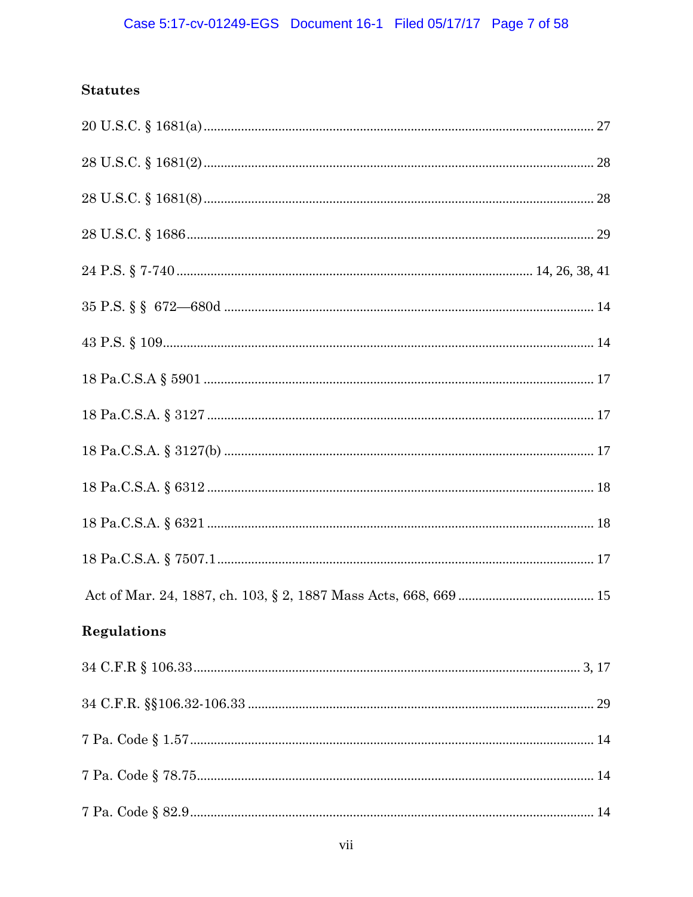### Statutes

20 U.S.C. § 1681(a) .......... 27

28 U.S.C. § 1681(2) .......... 28

28 U.S.C. § 1681(8) .......... 28

28 U.S.C. § 1686 .......... 29

24 P.S. § 7-740 .......... 14, 26, 38, 41

35 P.S. § § 672—680d .......... 14

43 P.S. § 109 .......... 14

18 Pa.C.S.A § 5901 .......... 17

18 Pa.C.S.A. § 3127 .......... 17

18 Pa.C.S.A. § 3127(b) .......... 17

18 Pa.C.S.A. § 6312 .......... 18

18 Pa.C.S.A. § 6321 .......... 18

18 Pa.C.S.A. § 7507.1 .......... 17

Act of Mar. 24, 1887, ch. 103, § 2, 1887 Mass Acts, 668, 669 .......... 15

### Regulations

34 C.F.R § 106.33 .......... 3, 17

34 C.F.R. §§106.32-106.33 .......... 29

7 Pa. Code § 1.57 .......... 14

7 Pa. Code § 78.75 .......... 14

7 Pa. Code § 82.9 .......... 14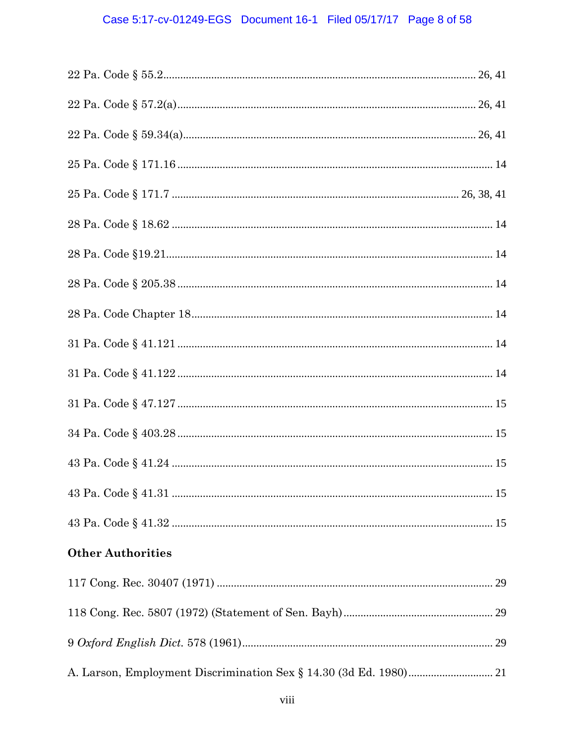22 Pa. Code § 55.2 ........................................................................................................ 26, 41

22 Pa. Code § 57.2(a) .................................................................................................... 26, 41

22 Pa. Code § 59.34(a) .................................................................................................. 26, 41

25 Pa. Code § 171.16 ........................................................................................................... 14

25 Pa. Code § 171.7 ....................................................................................................... 26, 38, 41

28 Pa. Code § 18.62 ............................................................................................................. 14

28 Pa. Code §19.21 ............................................................................................................... 14

28 Pa. Code § 205.38 ........................................................................................................... 14

28 Pa. Code Chapter 18 ....................................................................................................... 14

31 Pa. Code § 41.121 ........................................................................................................... 14

31 Pa. Code § 41.122 ........................................................................................................... 14

31 Pa. Code § 47.127 ........................................................................................................... 15

34 Pa. Code § 403.28 ........................................................................................................... 15

43 Pa. Code § 41.24 ............................................................................................................. 15

43 Pa. Code § 41.31 ............................................................................................................. 15

43 Pa. Code § 41.32 ............................................................................................................. 15

**Other Authorities**

117 Cong. Rec. 30407 (1971) .............................................................................................. 29

118 Cong. Rec. 5807 (1972) (Statement of Sen. Bayh) ...................................................... 29

9 *Oxford English Dict.* 578 (1961) ..................................................................................... 29

A. Larson, Employment Discrimination Sex § 14.30 (3d Ed. 1980) ................................... 21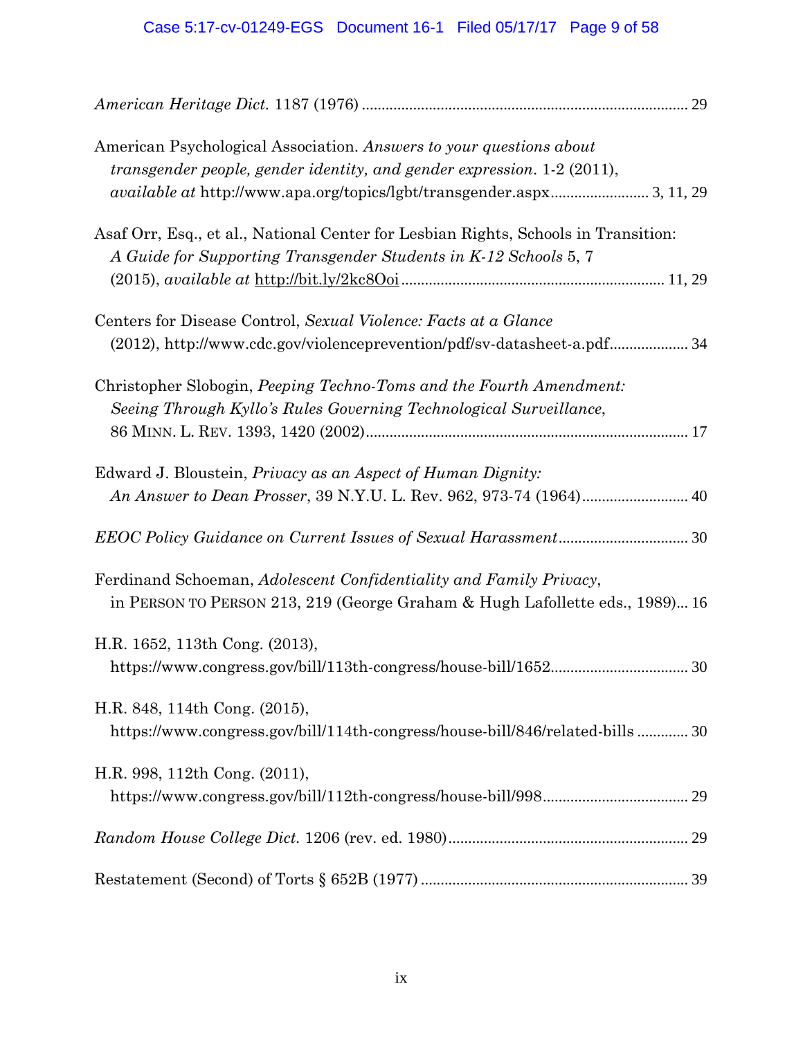*American Heritage Dict.* 1187 (1976) .................................................................................. 29

American Psychological Association. *Answers to your questions about transgender people, gender identity, and gender expression*. 1-2 (2011), *available at* http://www.apa.org/topics/lgbt/transgender.aspx......................... 3, 11, 29

Asaf Orr, Esq., et al., National Center for Lesbian Rights, Schools in Transition: *A Guide for Supporting Transgender Students in K-12 Schools* 5, 7 (2015), *available at* http://bit.ly/2kc8Ooi .................................................................. 11, 29

Centers for Disease Control, *Sexual Violence: Facts at a Glance* (2012), http://www.cdc.gov/violenceprevention/pdf/sv-datasheet-a.pdf.................... 34

Christopher Slobogin, *Peeping Techno-Toms and the Fourth Amendment: Seeing Through Kyllo's Rules Governing Technological Surveillance*, 86 MINN. L. REV. 1393, 1420 (2002).................................................................................. 17

Edward J. Bloustein, *Privacy as an Aspect of Human Dignity: An Answer to Dean Prosser*, 39 N.Y.U. L. Rev. 962, 973-74 (1964)........................... 40

*EEOC Policy Guidance on Current Issues of Sexual Harassment*................................ 30

Ferdinand Schoeman, *Adolescent Confidentiality and Family Privacy*, in PERSON TO PERSON 213, 219 (George Graham & Hugh Lafollette eds., 1989)... 16

H.R. 1652, 113th Cong. (2013), https://www.congress.gov/bill/113th-congress/house-bill/1652................................... 30

H.R. 848, 114th Cong. (2015), https://www.congress.gov/bill/114th-congress/house-bill/846/related-bills ............. 30

H.R. 998, 112th Cong. (2011), https://www.congress.gov/bill/112th-congress/house-bill/998..................................... 29

*Random House College Dict.* 1206 (rev. ed. 1980)............................................................ 29

Restatement (Second) of Torts § 652B (1977) .................................................................... 39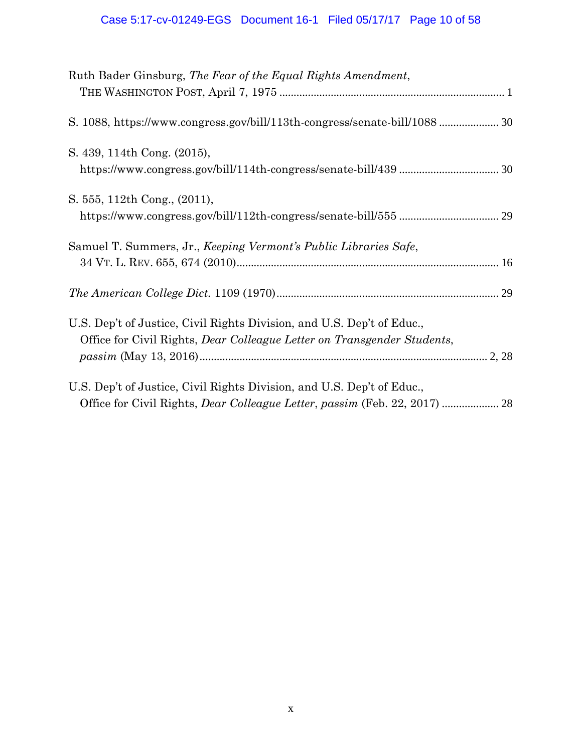Ruth Bader Ginsburg, *The Fear of the Equal Rights Amendment*, THE WASHINGTON POST, April 7, 1975 .............................................................................. 1

S. 1088, https://www.congress.gov/bill/113th-congress/senate-bill/1088 ..................... 30

S. 439, 114th Cong. (2015), https://www.congress.gov/bill/114th-congress/senate-bill/439 .................................. 30

S. 555, 112th Cong., (2011), https://www.congress.gov/bill/112th-congress/senate-bill/555 .................................. 29

Samuel T. Summers, Jr., *Keeping Vermont's Public Libraries Safe*, 34 VT. L. REV. 655, 674 (2010)........................................................................................... 16

*The American College Dict.* 1109 (1970)............................................................................ 29

U.S. Dep't of Justice, Civil Rights Division, and U.S. Dep't of Educ., Office for Civil Rights, *Dear Colleague Letter on Transgender Students*, *passim* (May 13, 2016)................................................................................................... 2, 28

U.S. Dep't of Justice, Civil Rights Division, and U.S. Dep't of Educ., Office for Civil Rights, *Dear Colleague Letter*, *passim* (Feb. 22, 2017) .................... 28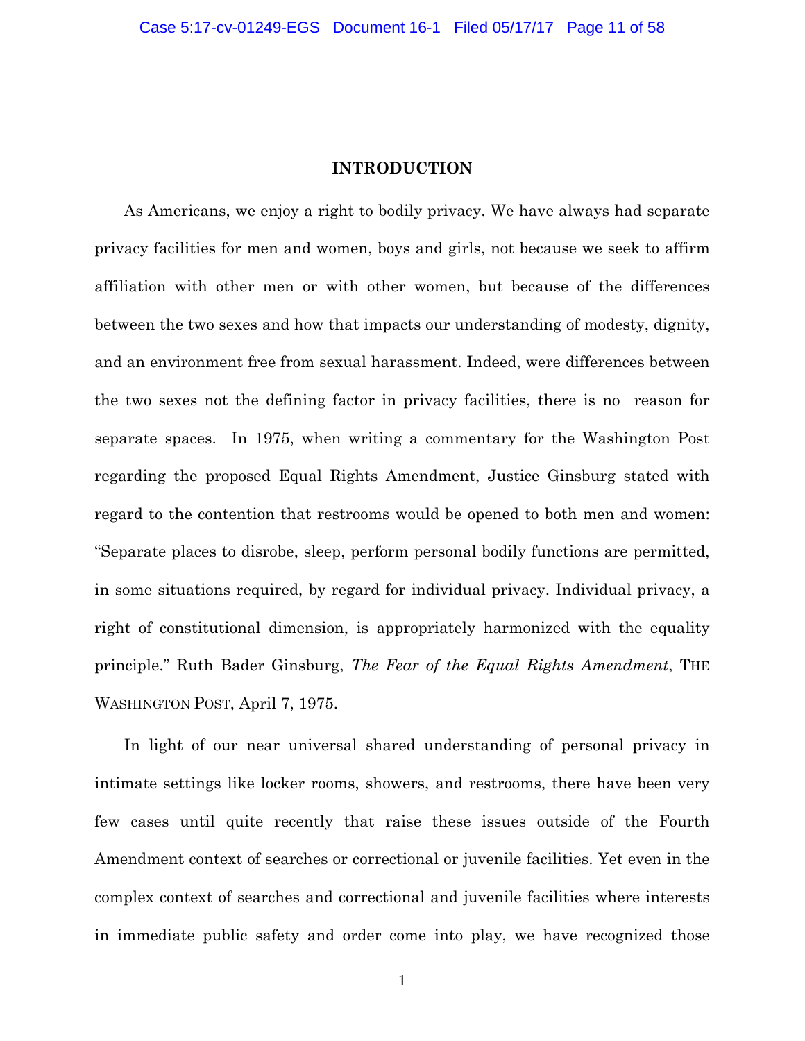## INTRODUCTION

As Americans, we enjoy a right to bodily privacy. We have always had separate privacy facilities for men and women, boys and girls, not because we seek to affirm affiliation with other men or with other women, but because of the differences between the two sexes and how that impacts our understanding of modesty, dignity, and an environment free from sexual harassment. Indeed, were differences between the two sexes not the defining factor in privacy facilities, there is no reason for separate spaces. In 1975, when writing a commentary for the Washington Post regarding the proposed Equal Rights Amendment, Justice Ginsburg stated with regard to the contention that restrooms would be opened to both men and women: "Separate places to disrobe, sleep, perform personal bodily functions are permitted, in some situations required, by regard for individual privacy. Individual privacy, a right of constitutional dimension, is appropriately harmonized with the equality principle." Ruth Bader Ginsburg, *The Fear of the Equal Rights Amendment*, THE WASHINGTON POST, April 7, 1975.

In light of our near universal shared understanding of personal privacy in intimate settings like locker rooms, showers, and restrooms, there have been very few cases until quite recently that raise these issues outside of the Fourth Amendment context of searches or correctional or juvenile facilities. Yet even in the complex context of searches and correctional and juvenile facilities where interests in immediate public safety and order come into play, we have recognized those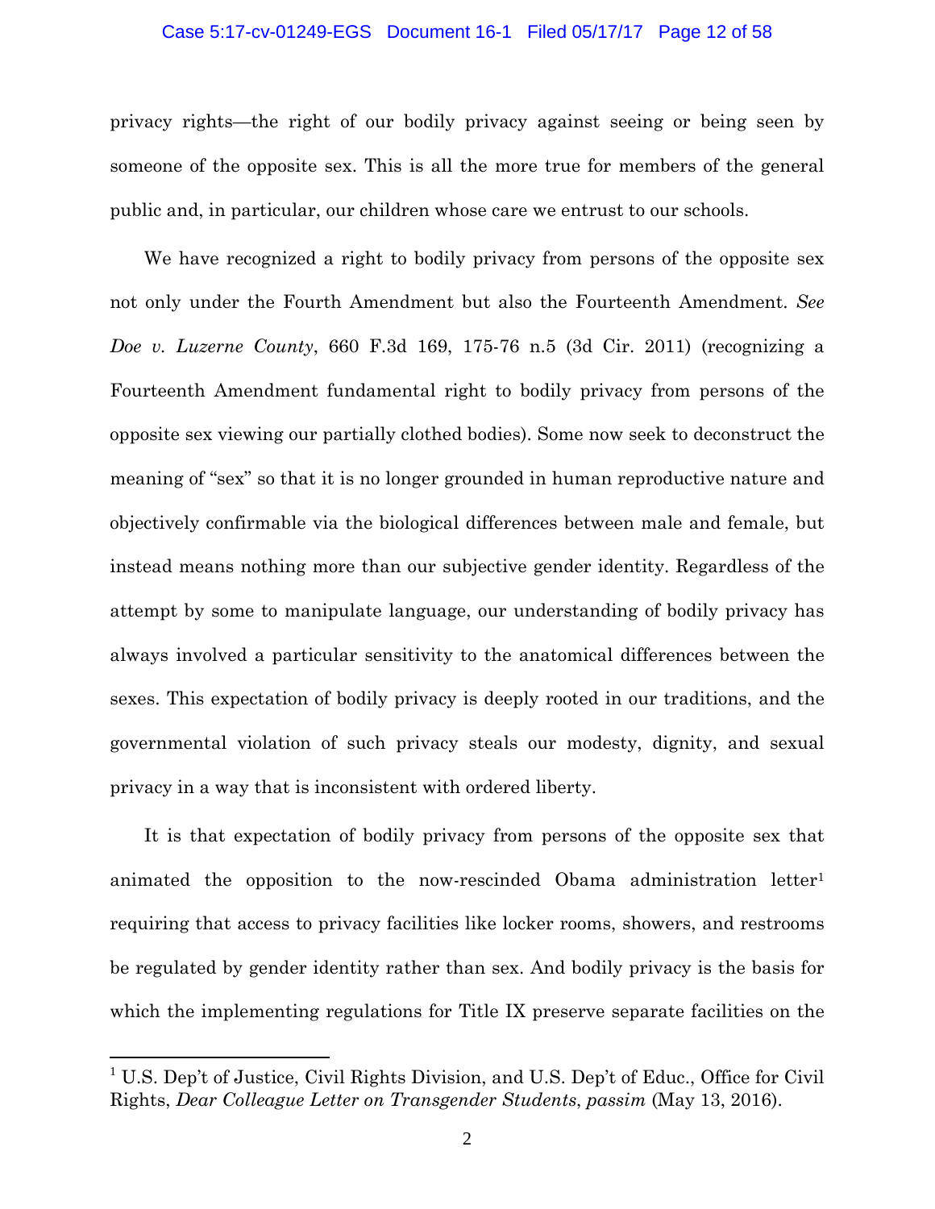privacy rights—the right of our bodily privacy against seeing or being seen by someone of the opposite sex. This is all the more true for members of the general public and, in particular, our children whose care we entrust to our schools.

We have recognized a right to bodily privacy from persons of the opposite sex not only under the Fourth Amendment but also the Fourteenth Amendment. *See Doe v. Luzerne County*, 660 F.3d 169, 175-76 n.5 (3d Cir. 2011) (recognizing a Fourteenth Amendment fundamental right to bodily privacy from persons of the opposite sex viewing our partially clothed bodies). Some now seek to deconstruct the meaning of "sex" so that it is no longer grounded in human reproductive nature and objectively confirmable via the biological differences between male and female, but instead means nothing more than our subjective gender identity. Regardless of the attempt by some to manipulate language, our understanding of bodily privacy has always involved a particular sensitivity to the anatomical differences between the sexes. This expectation of bodily privacy is deeply rooted in our traditions, and the governmental violation of such privacy steals our modesty, dignity, and sexual privacy in a way that is inconsistent with ordered liberty.

It is that expectation of bodily privacy from persons of the opposite sex that animated the opposition to the now-rescinded Obama administration letter[1] requiring that access to privacy facilities like locker rooms, showers, and restrooms be regulated by gender identity rather than sex. And bodily privacy is the basis for which the implementing regulations for Title IX preserve separate facilities on the

[1] U.S. Dep't of Justice, Civil Rights Division, and U.S. Dep't of Educ., Office for Civil Rights, *Dear Colleague Letter on Transgender Students*, *passim* (May 13, 2016).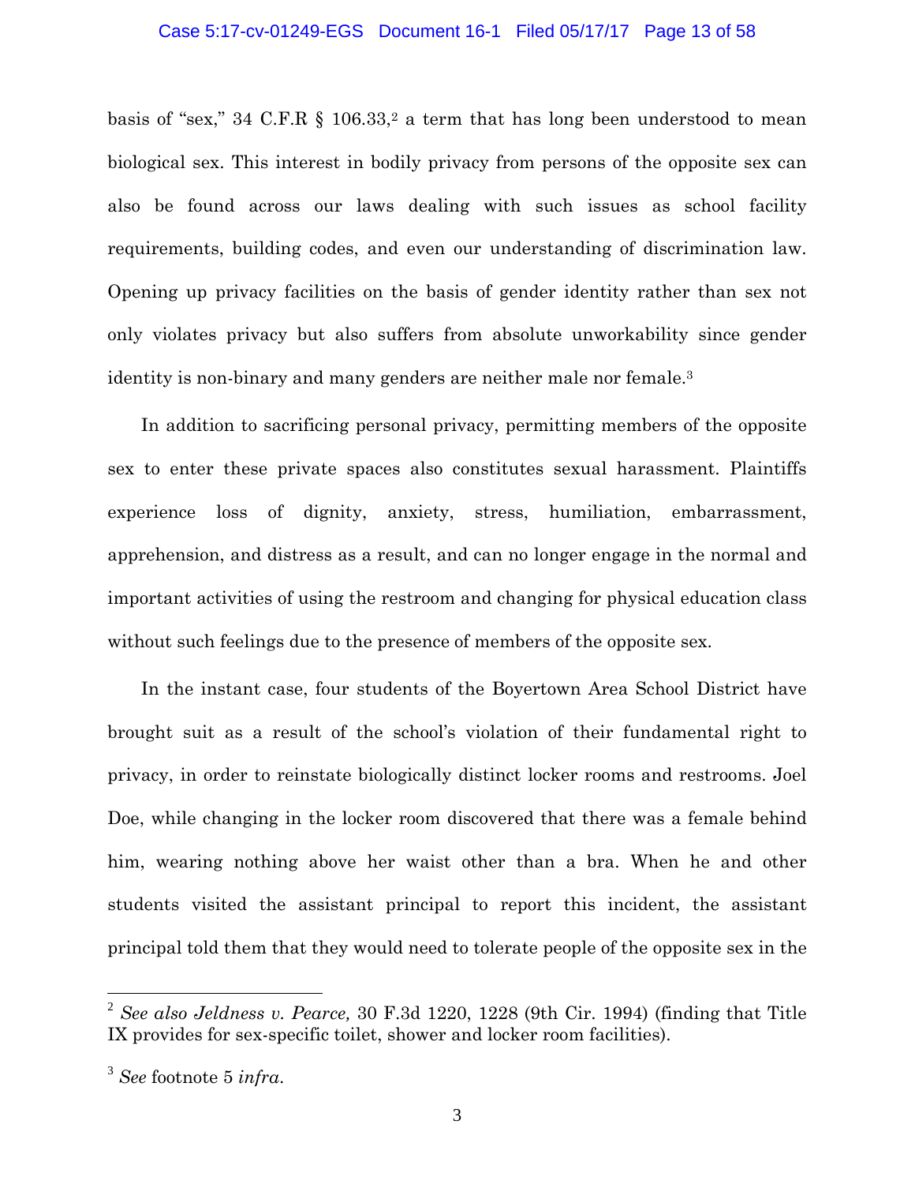basis of "sex," 34 C.F.R § 106.33,[2] a term that has long been understood to mean biological sex. This interest in bodily privacy from persons of the opposite sex can also be found across our laws dealing with such issues as school facility requirements, building codes, and even our understanding of discrimination law. Opening up privacy facilities on the basis of gender identity rather than sex not only violates privacy but also suffers from absolute unworkability since gender identity is non-binary and many genders are neither male nor female.[3]

In addition to sacrificing personal privacy, permitting members of the opposite sex to enter these private spaces also constitutes sexual harassment. Plaintiffs experience loss of dignity, anxiety, stress, humiliation, embarrassment, apprehension, and distress as a result, and can no longer engage in the normal and important activities of using the restroom and changing for physical education class without such feelings due to the presence of members of the opposite sex.

In the instant case, four students of the Boyertown Area School District have brought suit as a result of the school's violation of their fundamental right to privacy, in order to reinstate biologically distinct locker rooms and restrooms. Joel Doe, while changing in the locker room discovered that there was a female behind him, wearing nothing above her waist other than a bra. When he and other students visited the assistant principal to report this incident, the assistant principal told them that they would need to tolerate people of the opposite sex in the

---

[2] *See also Jeldness v. Pearce,* 30 F.3d 1220, 1228 (9th Cir. 1994) (finding that Title IX provides for sex-specific toilet, shower and locker room facilities).

[3] *See* footnote 5 *infra.*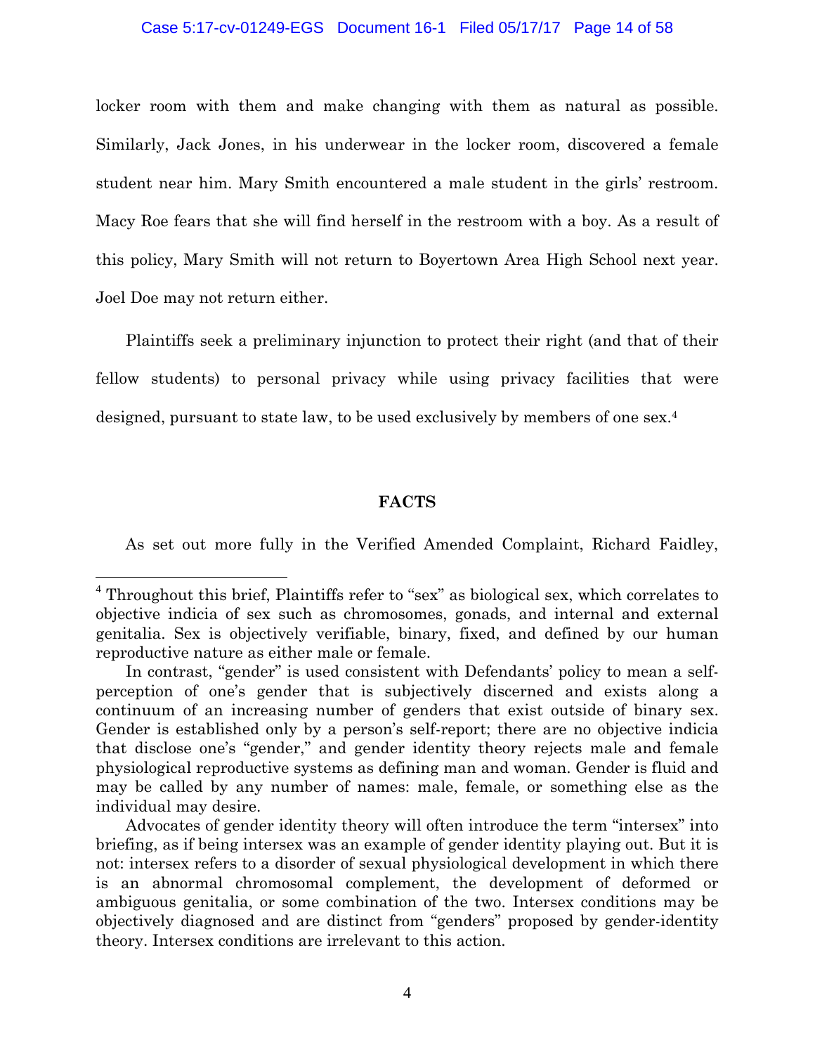locker room with them and make changing with them as natural as possible. Similarly, Jack Jones, in his underwear in the locker room, discovered a female student near him. Mary Smith encountered a male student in the girls' restroom. Macy Roe fears that she will find herself in the restroom with a boy. As a result of this policy, Mary Smith will not return to Boyertown Area High School next year. Joel Doe may not return either.

Plaintiffs seek a preliminary injunction to protect their right (and that of their fellow students) to personal privacy while using privacy facilities that were designed, pursuant to state law, to be used exclusively by members of one sex.[4]

**FACTS**

As set out more fully in the Verified Amended Complaint, Richard Faidley,

---

[4] Throughout this brief, Plaintiffs refer to "sex" as biological sex, which correlates to objective indicia of sex such as chromosomes, gonads, and internal and external genitalia. Sex is objectively verifiable, binary, fixed, and defined by our human reproductive nature as either male or female.

In contrast, "gender" is used consistent with Defendants' policy to mean a self-perception of one's gender that is subjectively discerned and exists along a continuum of an increasing number of genders that exist outside of binary sex. Gender is established only by a person's self-report; there are no objective indicia that disclose one's "gender," and gender identity theory rejects male and female physiological reproductive systems as defining man and woman. Gender is fluid and may be called by any number of names: male, female, or something else as the individual may desire.

Advocates of gender identity theory will often introduce the term "intersex" into briefing, as if being intersex was an example of gender identity playing out. But it is not: intersex refers to a disorder of sexual physiological development in which there is an abnormal chromosomal complement, the development of deformed or ambiguous genitalia, or some combination of the two. Intersex conditions may be objectively diagnosed and are distinct from "genders" proposed by gender-identity theory. Intersex conditions are irrelevant to this action.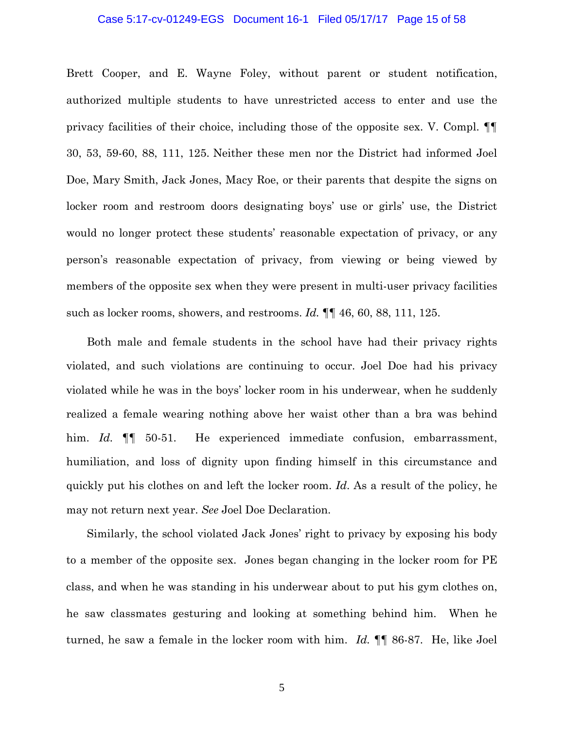Brett Cooper, and E. Wayne Foley, without parent or student notification, authorized multiple students to have unrestricted access to enter and use the privacy facilities of their choice, including those of the opposite sex. V. Compl. ¶¶ 30, 53, 59-60, 88, 111, 125. Neither these men nor the District had informed Joel Doe, Mary Smith, Jack Jones, Macy Roe, or their parents that despite the signs on locker room and restroom doors designating boys' use or girls' use, the District would no longer protect these students' reasonable expectation of privacy, or any person's reasonable expectation of privacy, from viewing or being viewed by members of the opposite sex when they were present in multi-user privacy facilities such as locker rooms, showers, and restrooms. *Id.* ¶¶ 46, 60, 88, 111, 125.

Both male and female students in the school have had their privacy rights violated, and such violations are continuing to occur. Joel Doe had his privacy violated while he was in the boys' locker room in his underwear, when he suddenly realized a female wearing nothing above her waist other than a bra was behind him. *Id.* ¶¶ 50-51. He experienced immediate confusion, embarrassment, humiliation, and loss of dignity upon finding himself in this circumstance and quickly put his clothes on and left the locker room. *Id*. As a result of the policy, he may not return next year. *See* Joel Doe Declaration.

Similarly, the school violated Jack Jones' right to privacy by exposing his body to a member of the opposite sex. Jones began changing in the locker room for PE class, and when he was standing in his underwear about to put his gym clothes on, he saw classmates gesturing and looking at something behind him. When he turned, he saw a female in the locker room with him. *Id.* ¶¶ 86-87. He, like Joel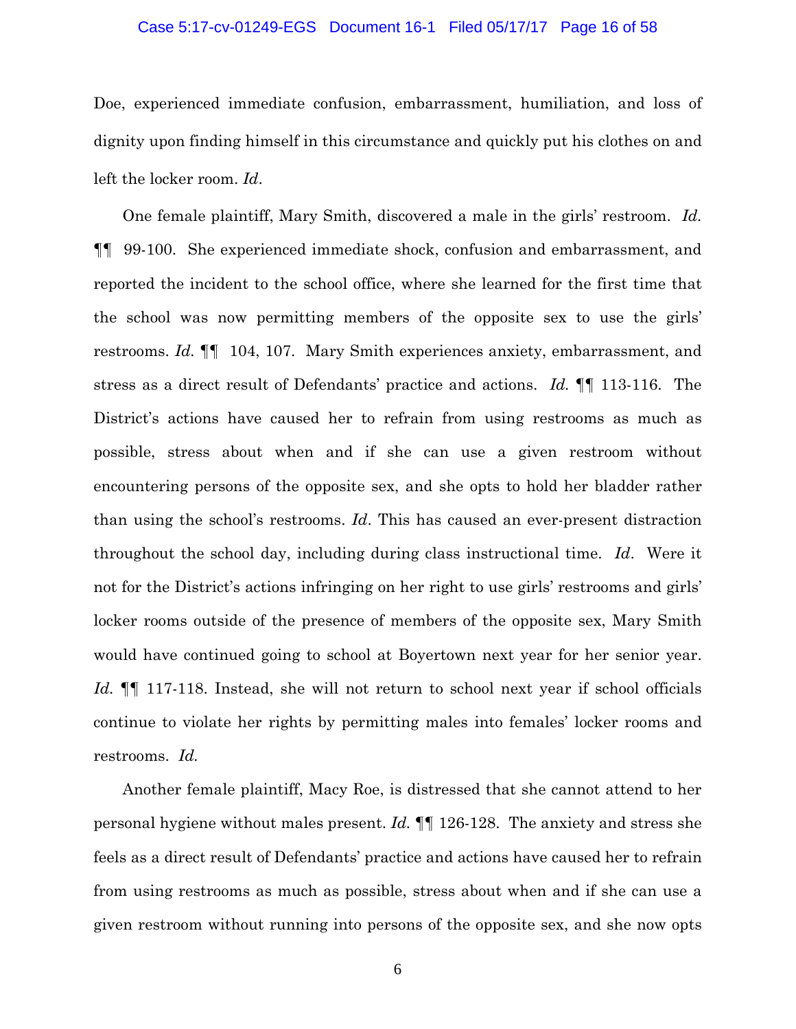Doe, experienced immediate confusion, embarrassment, humiliation, and loss of dignity upon finding himself in this circumstance and quickly put his clothes on and left the locker room. *Id*.

One female plaintiff, Mary Smith, discovered a male in the girls' restroom. *Id.* ¶¶ 99-100. She experienced immediate shock, confusion and embarrassment, and reported the incident to the school office, where she learned for the first time that the school was now permitting members of the opposite sex to use the girls' restrooms. *Id.* ¶¶ 104, 107. Mary Smith experiences anxiety, embarrassment, and stress as a direct result of Defendants' practice and actions. *Id.* ¶¶ 113-116. The District's actions have caused her to refrain from using restrooms as much as possible, stress about when and if she can use a given restroom without encountering persons of the opposite sex, and she opts to hold her bladder rather than using the school's restrooms. *Id*. This has caused an ever-present distraction throughout the school day, including during class instructional time. *Id*. Were it not for the District's actions infringing on her right to use girls' restrooms and girls' locker rooms outside of the presence of members of the opposite sex, Mary Smith would have continued going to school at Boyertown next year for her senior year. *Id.* ¶¶ 117-118. Instead, she will not return to school next year if school officials continue to violate her rights by permitting males into females' locker rooms and restrooms. *Id.*

Another female plaintiff, Macy Roe, is distressed that she cannot attend to her personal hygiene without males present. *Id.* ¶¶ 126-128. The anxiety and stress she feels as a direct result of Defendants' practice and actions have caused her to refrain from using restrooms as much as possible, stress about when and if she can use a given restroom without running into persons of the opposite sex, and she now opts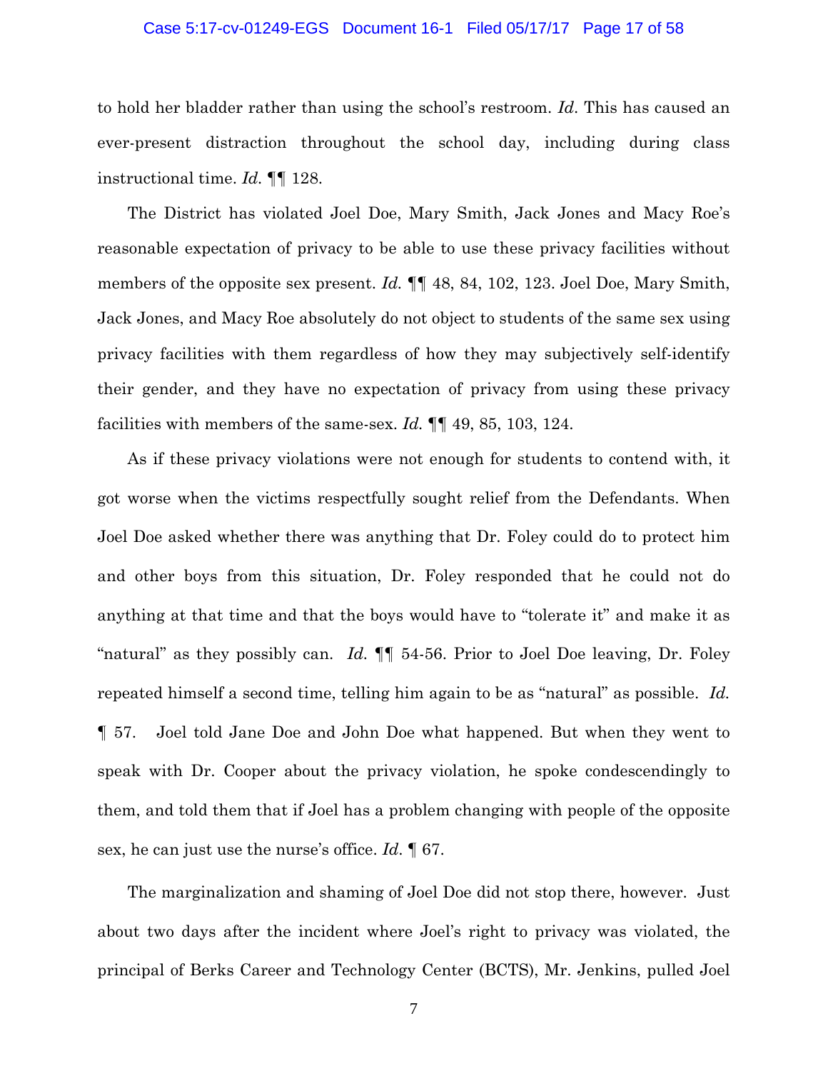to hold her bladder rather than using the school's restroom. *Id*. This has caused an ever-present distraction throughout the school day, including during class instructional time. *Id.* ¶¶ 128.

The District has violated Joel Doe, Mary Smith, Jack Jones and Macy Roe's reasonable expectation of privacy to be able to use these privacy facilities without members of the opposite sex present. *Id.* ¶¶ 48, 84, 102, 123. Joel Doe, Mary Smith, Jack Jones, and Macy Roe absolutely do not object to students of the same sex using privacy facilities with them regardless of how they may subjectively self-identify their gender, and they have no expectation of privacy from using these privacy facilities with members of the same-sex. *Id.* ¶¶ 49, 85, 103, 124.

As if these privacy violations were not enough for students to contend with, it got worse when the victims respectfully sought relief from the Defendants. When Joel Doe asked whether there was anything that Dr. Foley could do to protect him and other boys from this situation, Dr. Foley responded that he could not do anything at that time and that the boys would have to "tolerate it" and make it as "natural" as they possibly can. *Id.* ¶¶ 54-56. Prior to Joel Doe leaving, Dr. Foley repeated himself a second time, telling him again to be as "natural" as possible. *Id.* ¶ 57. Joel told Jane Doe and John Doe what happened. But when they went to speak with Dr. Cooper about the privacy violation, he spoke condescendingly to them, and told them that if Joel has a problem changing with people of the opposite sex, he can just use the nurse's office. *Id*. ¶ 67.

The marginalization and shaming of Joel Doe did not stop there, however. Just about two days after the incident where Joel's right to privacy was violated, the principal of Berks Career and Technology Center (BCTS), Mr. Jenkins, pulled Joel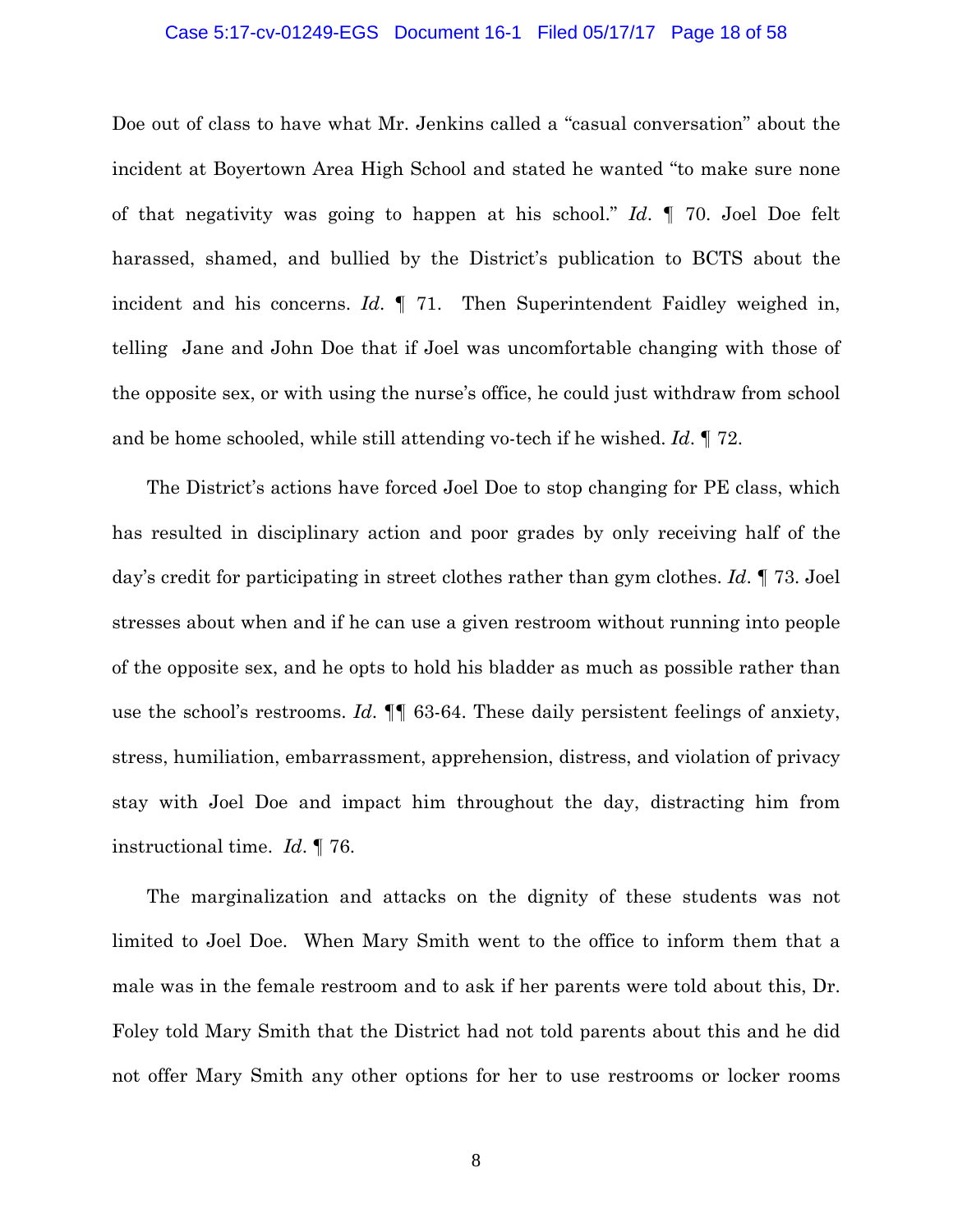Doe out of class to have what Mr. Jenkins called a "casual conversation" about the incident at Boyertown Area High School and stated he wanted "to make sure none of that negativity was going to happen at his school." *Id*. ¶ 70. Joel Doe felt harassed, shamed, and bullied by the District's publication to BCTS about the incident and his concerns. *Id*. ¶ 71. Then Superintendent Faidley weighed in, telling Jane and John Doe that if Joel was uncomfortable changing with those of the opposite sex, or with using the nurse's office, he could just withdraw from school and be home schooled, while still attending vo-tech if he wished. *Id*. ¶ 72.

The District's actions have forced Joel Doe to stop changing for PE class, which has resulted in disciplinary action and poor grades by only receiving half of the day's credit for participating in street clothes rather than gym clothes. *Id*. ¶ 73. Joel stresses about when and if he can use a given restroom without running into people of the opposite sex, and he opts to hold his bladder as much as possible rather than use the school's restrooms. *Id*. ¶¶ 63-64. These daily persistent feelings of anxiety, stress, humiliation, embarrassment, apprehension, distress, and violation of privacy stay with Joel Doe and impact him throughout the day, distracting him from instructional time. *Id*. ¶ 76.

The marginalization and attacks on the dignity of these students was not limited to Joel Doe. When Mary Smith went to the office to inform them that a male was in the female restroom and to ask if her parents were told about this, Dr. Foley told Mary Smith that the District had not told parents about this and he did not offer Mary Smith any other options for her to use restrooms or locker rooms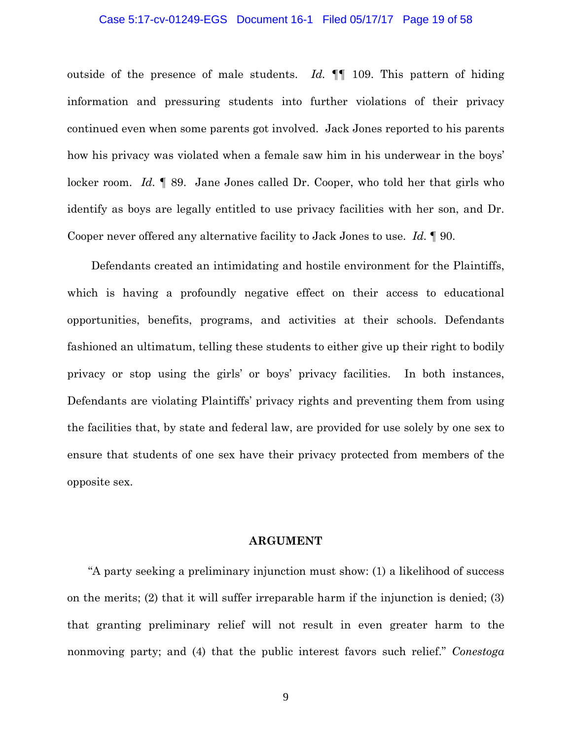outside of the presence of male students. *Id.* ¶¶ 109. This pattern of hiding information and pressuring students into further violations of their privacy continued even when some parents got involved. Jack Jones reported to his parents how his privacy was violated when a female saw him in his underwear in the boys' locker room. *Id.* ¶ 89. Jane Jones called Dr. Cooper, who told her that girls who identify as boys are legally entitled to use privacy facilities with her son, and Dr. Cooper never offered any alternative facility to Jack Jones to use. *Id.* ¶ 90.

Defendants created an intimidating and hostile environment for the Plaintiffs, which is having a profoundly negative effect on their access to educational opportunities, benefits, programs, and activities at their schools. Defendants fashioned an ultimatum, telling these students to either give up their right to bodily privacy or stop using the girls' or boys' privacy facilities. In both instances, Defendants are violating Plaintiffs' privacy rights and preventing them from using the facilities that, by state and federal law, are provided for use solely by one sex to ensure that students of one sex have their privacy protected from members of the opposite sex.

## ARGUMENT

"A party seeking a preliminary injunction must show: (1) a likelihood of success on the merits; (2) that it will suffer irreparable harm if the injunction is denied; (3) that granting preliminary relief will not result in even greater harm to the nonmoving party; and (4) that the public interest favors such relief." *Conestoga*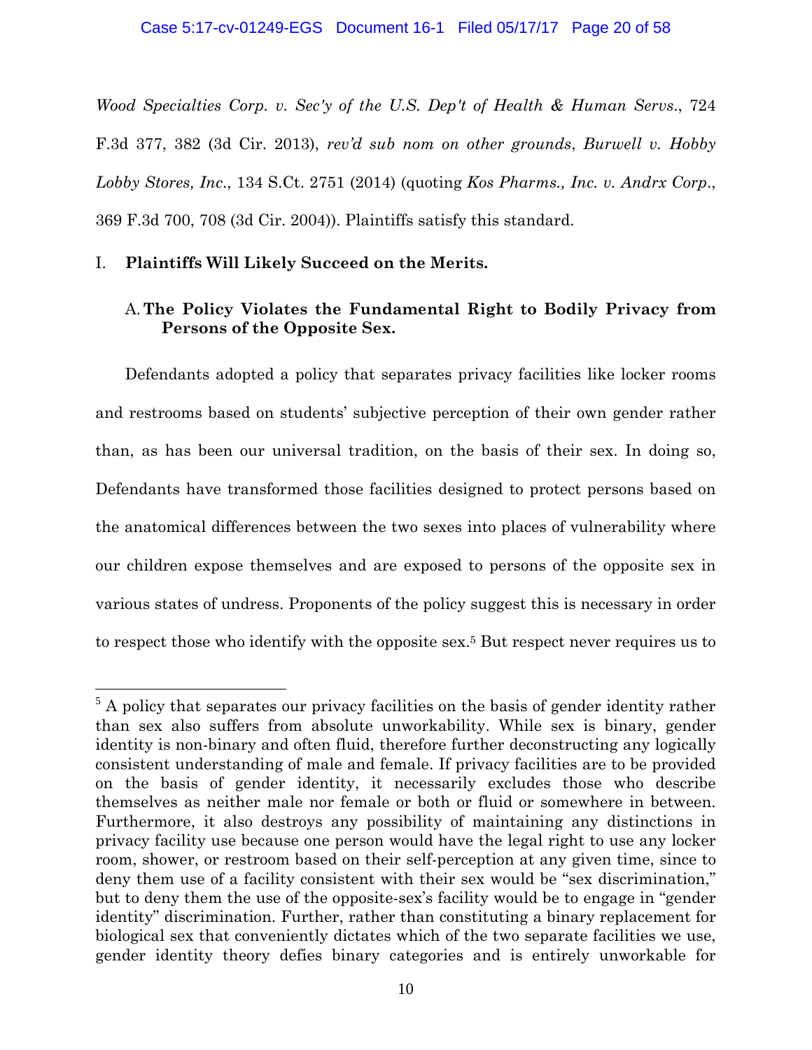*Wood Specialties Corp. v. Sec'y of the U.S. Dep't of Health & Human Servs.*, 724 F.3d 377, 382 (3d Cir. 2013), *rev'd sub nom on other grounds*, *Burwell v. Hobby Lobby Stores, Inc.*, 134 S.Ct. 2751 (2014) (quoting *Kos Pharms., Inc. v. Andrx Corp.*, 369 F.3d 700, 708 (3d Cir. 2004)). Plaintiffs satisfy this standard.

## I. Plaintiffs Will Likely Succeed on the Merits.

### A. The Policy Violates the Fundamental Right to Bodily Privacy from Persons of the Opposite Sex.

Defendants adopted a policy that separates privacy facilities like locker rooms and restrooms based on students' subjective perception of their own gender rather than, as has been our universal tradition, on the basis of their sex. In doing so, Defendants have transformed those facilities designed to protect persons based on the anatomical differences between the two sexes into places of vulnerability where our children expose themselves and are exposed to persons of the opposite sex in various states of undress. Proponents of the policy suggest this is necessary in order to respect those who identify with the opposite sex.[5] But respect never requires us to

[5] A policy that separates our privacy facilities on the basis of gender identity rather than sex also suffers from absolute unworkability. While sex is binary, gender identity is non-binary and often fluid, therefore further deconstructing any logically consistent understanding of male and female. If privacy facilities are to be provided on the basis of gender identity, it necessarily excludes those who describe themselves as neither male nor female or both or fluid or somewhere in between. Furthermore, it also destroys any possibility of maintaining any distinctions in privacy facility use because one person would have the legal right to use any locker room, shower, or restroom based on their self-perception at any given time, since to deny them use of a facility consistent with their sex would be "sex discrimination," but to deny them the use of the opposite-sex's facility would be to engage in "gender identity" discrimination. Further, rather than constituting a binary replacement for biological sex that conveniently dictates which of the two separate facilities we use, gender identity theory defies binary categories and is entirely unworkable for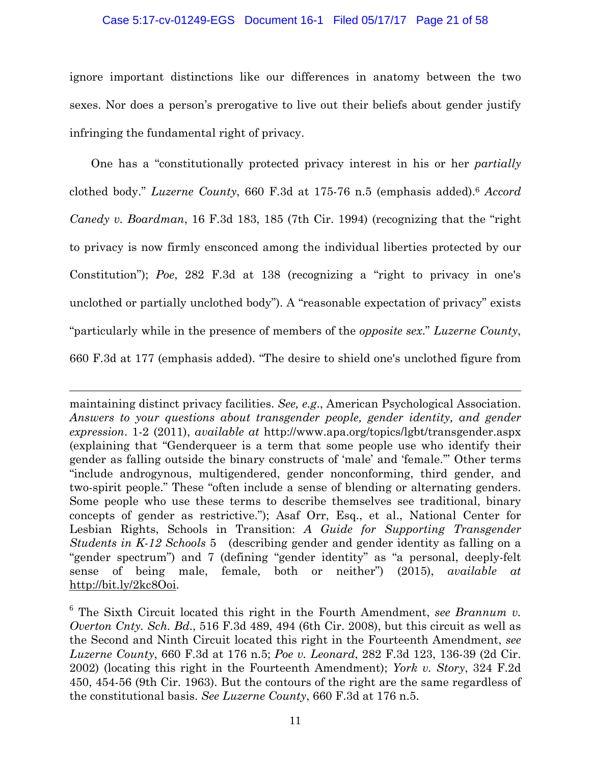ignore important distinctions like our differences in anatomy between the two sexes. Nor does a person's prerogative to live out their beliefs about gender justify infringing the fundamental right of privacy.

One has a "constitutionally protected privacy interest in his or her *partially* clothed body." *Luzerne County*, 660 F.3d at 175-76 n.5 (emphasis added).[6] *Accord Canedy v. Boardman*, 16 F.3d 183, 185 (7th Cir. 1994) (recognizing that the "right to privacy is now firmly ensconced among the individual liberties protected by our Constitution"); *Poe*, 282 F.3d at 138 (recognizing a "right to privacy in one's unclothed or partially unclothed body"). A "reasonable expectation of privacy" exists "particularly while in the presence of members of the *opposite sex*." *Luzerne County*, 660 F.3d at 177 (emphasis added). "The desire to shield one's unclothed figure from

---

maintaining distinct privacy facilities. *See, e.g.*, American Psychological Association. *Answers to your questions about transgender people, gender identity, and gender expression*. 1-2 (2011), *available at* http://www.apa.org/topics/lgbt/transgender.aspx (explaining that "Genderqueer is a term that some people use who identify their gender as falling outside the binary constructs of 'male' and 'female.'" Other terms "include androgynous, multigendered, gender nonconforming, third gender, and two-spirit people." These "often include a sense of blending or alternating genders. Some people who use these terms to describe themselves see traditional, binary concepts of gender as restrictive."); Asaf Orr, Esq., et al., National Center for Lesbian Rights, Schools in Transition: *A Guide for Supporting Transgender Students in K-12 Schools* 5 (describing gender and gender identity as falling on a "gender spectrum") and 7 (defining "gender identity" as "a personal, deeply-felt sense of being male, female, both or neither") (2015), *available at* http://bit.ly/2kc8Ooi.

[6] The Sixth Circuit located this right in the Fourth Amendment, *see Brannum v. Overton Cnty. Sch. Bd.*, 516 F.3d 489, 494 (6th Cir. 2008), but this circuit as well as the Second and Ninth Circuit located this right in the Fourteenth Amendment, *see Luzerne County*, 660 F.3d at 176 n.5; *Poe v. Leonard*, 282 F.3d 123, 136-39 (2d Cir. 2002) (locating this right in the Fourteenth Amendment); *York v. Story*, 324 F.2d 450, 454-56 (9th Cir. 1963). But the contours of the right are the same regardless of the constitutional basis. *See Luzerne County*, 660 F.3d at 176 n.5.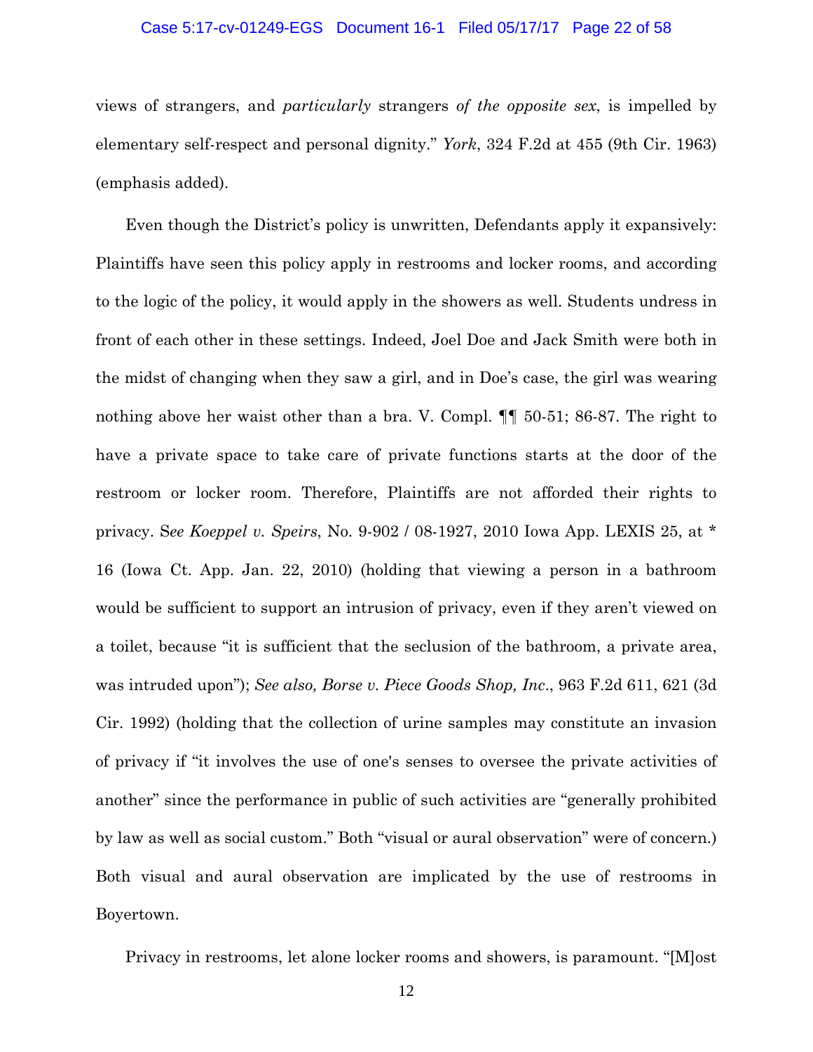views of strangers, and *particularly* strangers *of the opposite sex*, is impelled by elementary self-respect and personal dignity." *York*, 324 F.2d at 455 (9th Cir. 1963) (emphasis added).

Even though the District's policy is unwritten, Defendants apply it expansively: Plaintiffs have seen this policy apply in restrooms and locker rooms, and according to the logic of the policy, it would apply in the showers as well. Students undress in front of each other in these settings. Indeed, Joel Doe and Jack Smith were both in the midst of changing when they saw a girl, and in Doe's case, the girl was wearing nothing above her waist other than a bra. V. Compl. ¶¶ 50-51; 86-87. The right to have a private space to take care of private functions starts at the door of the restroom or locker room. Therefore, Plaintiffs are not afforded their rights to privacy. S*ee Koeppel v. Speirs*, No. 9-902 / 08-1927, 2010 Iowa App. LEXIS 25, at * 16 (Iowa Ct. App. Jan. 22, 2010) (holding that viewing a person in a bathroom would be sufficient to support an intrusion of privacy, even if they aren't viewed on a toilet, because "it is sufficient that the seclusion of the bathroom, a private area, was intruded upon"); *See also, Borse v. Piece Goods Shop, Inc*., 963 F.2d 611, 621 (3d Cir. 1992) (holding that the collection of urine samples may constitute an invasion of privacy if "it involves the use of one's senses to oversee the private activities of another" since the performance in public of such activities are "generally prohibited by law as well as social custom." Both "visual or aural observation" were of concern.) Both visual and aural observation are implicated by the use of restrooms in Boyertown.

Privacy in restrooms, let alone locker rooms and showers, is paramount. "[M]ost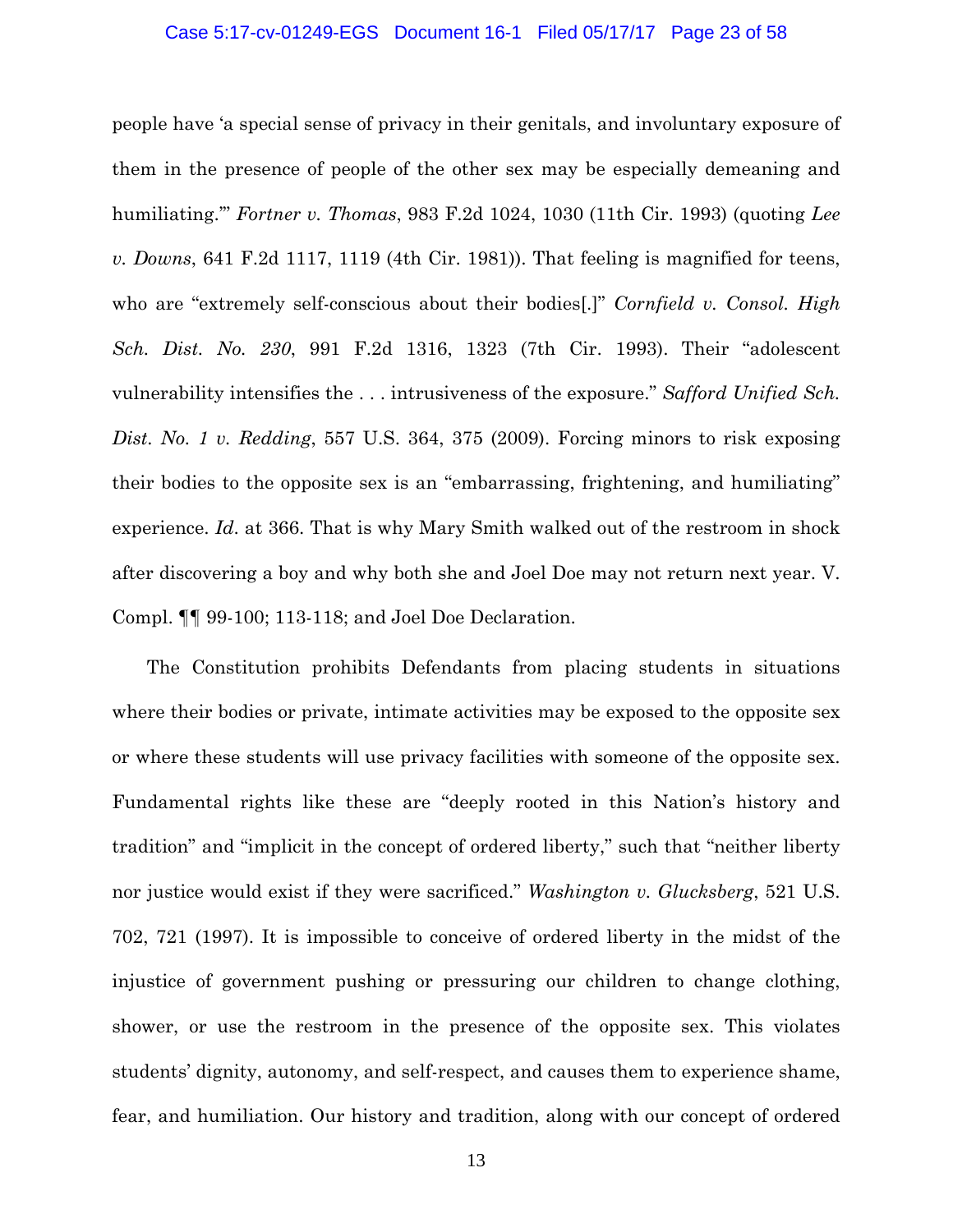people have 'a special sense of privacy in their genitals, and involuntary exposure of them in the presence of people of the other sex may be especially demeaning and humiliating.'" *Fortner v. Thomas*, 983 F.2d 1024, 1030 (11th Cir. 1993) (quoting *Lee v. Downs*, 641 F.2d 1117, 1119 (4th Cir. 1981)). That feeling is magnified for teens, who are "extremely self-conscious about their bodies[.]" *Cornfield v. Consol. High Sch. Dist. No. 230*, 991 F.2d 1316, 1323 (7th Cir. 1993). Their "adolescent vulnerability intensifies the . . . intrusiveness of the exposure." *Safford Unified Sch. Dist. No. 1 v. Redding*, 557 U.S. 364, 375 (2009). Forcing minors to risk exposing their bodies to the opposite sex is an "embarrassing, frightening, and humiliating" experience. *Id.* at 366. That is why Mary Smith walked out of the restroom in shock after discovering a boy and why both she and Joel Doe may not return next year. V. Compl. ¶¶ 99-100; 113-118; and Joel Doe Declaration.

The Constitution prohibits Defendants from placing students in situations where their bodies or private, intimate activities may be exposed to the opposite sex or where these students will use privacy facilities with someone of the opposite sex. Fundamental rights like these are "deeply rooted in this Nation's history and tradition" and "implicit in the concept of ordered liberty," such that "neither liberty nor justice would exist if they were sacrificed." *Washington v. Glucksberg*, 521 U.S. 702, 721 (1997). It is impossible to conceive of ordered liberty in the midst of the injustice of government pushing or pressuring our children to change clothing, shower, or use the restroom in the presence of the opposite sex. This violates students' dignity, autonomy, and self-respect, and causes them to experience shame, fear, and humiliation. Our history and tradition, along with our concept of ordered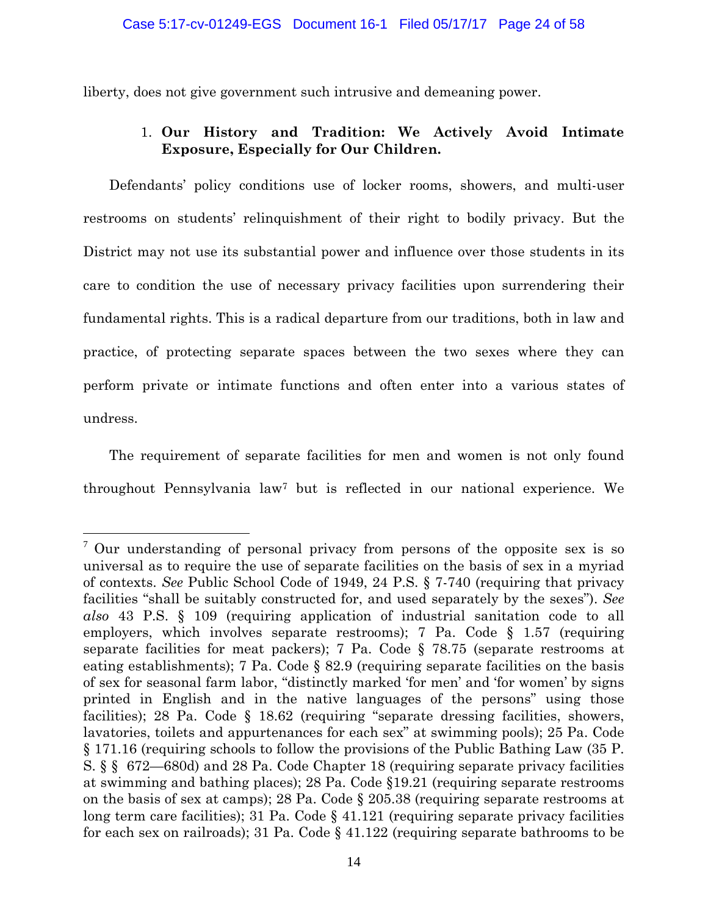liberty, does not give government such intrusive and demeaning power.

1. **Our History and Tradition: We Actively Avoid Intimate Exposure, Especially for Our Children.**

Defendants' policy conditions use of locker rooms, showers, and multi-user restrooms on students' relinquishment of their right to bodily privacy. But the District may not use its substantial power and influence over those students in its care to condition the use of necessary privacy facilities upon surrendering their fundamental rights. This is a radical departure from our traditions, both in law and practice, of protecting separate spaces between the two sexes where they can perform private or intimate functions and often enter into a various states of undress.

The requirement of separate facilities for men and women is not only found throughout Pennsylvania law[7] but is reflected in our national experience. We

---

[7] Our understanding of personal privacy from persons of the opposite sex is so universal as to require the use of separate facilities on the basis of sex in a myriad of contexts. *See* Public School Code of 1949, 24 P.S. § 7-740 (requiring that privacy facilities "shall be suitably constructed for, and used separately by the sexes"). *See also* 43 P.S. § 109 (requiring application of industrial sanitation code to all employers, which involves separate restrooms); 7 Pa. Code § 1.57 (requiring separate facilities for meat packers); 7 Pa. Code § 78.75 (separate restrooms at eating establishments); 7 Pa. Code § 82.9 (requiring separate facilities on the basis of sex for seasonal farm labor, "distinctly marked 'for men' and 'for women' by signs printed in English and in the native languages of the persons" using those facilities); 28 Pa. Code § 18.62 (requiring "separate dressing facilities, showers, lavatories, toilets and appurtenances for each sex" at swimming pools); 25 Pa. Code § 171.16 (requiring schools to follow the provisions of the Public Bathing Law (35 P. S. § § 672—680d) and 28 Pa. Code Chapter 18 (requiring separate privacy facilities at swimming and bathing places); 28 Pa. Code §19.21 (requiring separate restrooms on the basis of sex at camps); 28 Pa. Code § 205.38 (requiring separate restrooms at long term care facilities); 31 Pa. Code § 41.121 (requiring separate privacy facilities for each sex on railroads); 31 Pa. Code § 41.122 (requiring separate bathrooms to be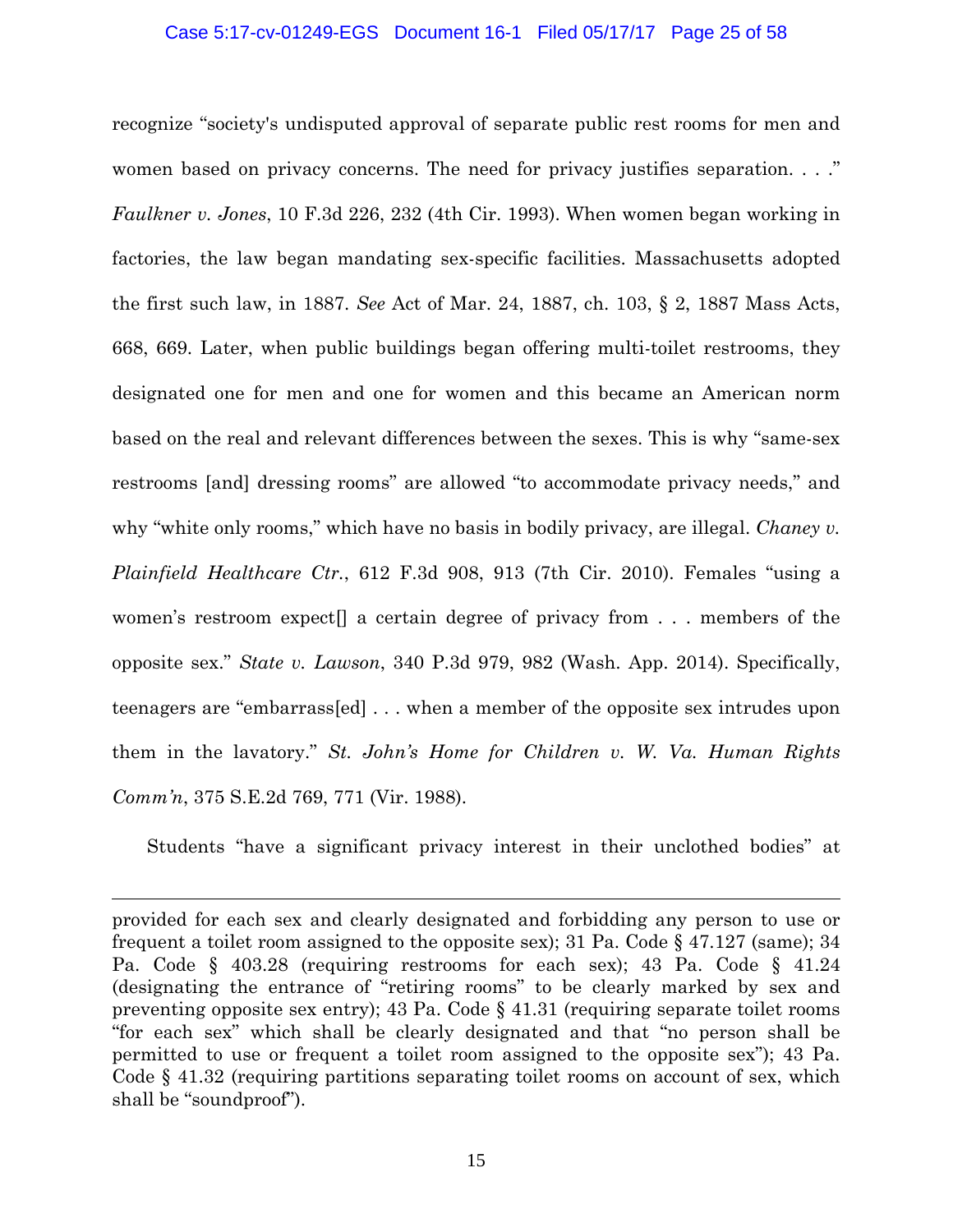recognize "society's undisputed approval of separate public rest rooms for men and women based on privacy concerns. The need for privacy justifies separation. . . ." *Faulkner v. Jones*, 10 F.3d 226, 232 (4th Cir. 1993). When women began working in factories, the law began mandating sex-specific facilities. Massachusetts adopted the first such law, in 1887. *See* Act of Mar. 24, 1887, ch. 103, § 2, 1887 Mass Acts, 668, 669. Later, when public buildings began offering multi-toilet restrooms, they designated one for men and one for women and this became an American norm based on the real and relevant differences between the sexes. This is why "same-sex restrooms [and] dressing rooms" are allowed "to accommodate privacy needs," and why "white only rooms," which have no basis in bodily privacy, are illegal. *Chaney v. Plainfield Healthcare Ctr.*, 612 F.3d 908, 913 (7th Cir. 2010). Females "using a women's restroom expect[] a certain degree of privacy from . . . members of the opposite sex." *State v. Lawson*, 340 P.3d 979, 982 (Wash. App. 2014). Specifically, teenagers are "embarrass[ed] . . . when a member of the opposite sex intrudes upon them in the lavatory." *St. John's Home for Children v. W. Va. Human Rights Comm'n*, 375 S.E.2d 769, 771 (Vir. 1988).

Students "have a significant privacy interest in their unclothed bodies" at

---

provided for each sex and clearly designated and forbidding any person to use or frequent a toilet room assigned to the opposite sex); 31 Pa. Code § 47.127 (same); 34 Pa. Code § 403.28 (requiring restrooms for each sex); 43 Pa. Code § 41.24 (designating the entrance of "retiring rooms" to be clearly marked by sex and preventing opposite sex entry); 43 Pa. Code § 41.31 (requiring separate toilet rooms "for each sex" which shall be clearly designated and that "no person shall be permitted to use or frequent a toilet room assigned to the opposite sex"); 43 Pa. Code § 41.32 (requiring partitions separating toilet rooms on account of sex, which shall be "soundproof").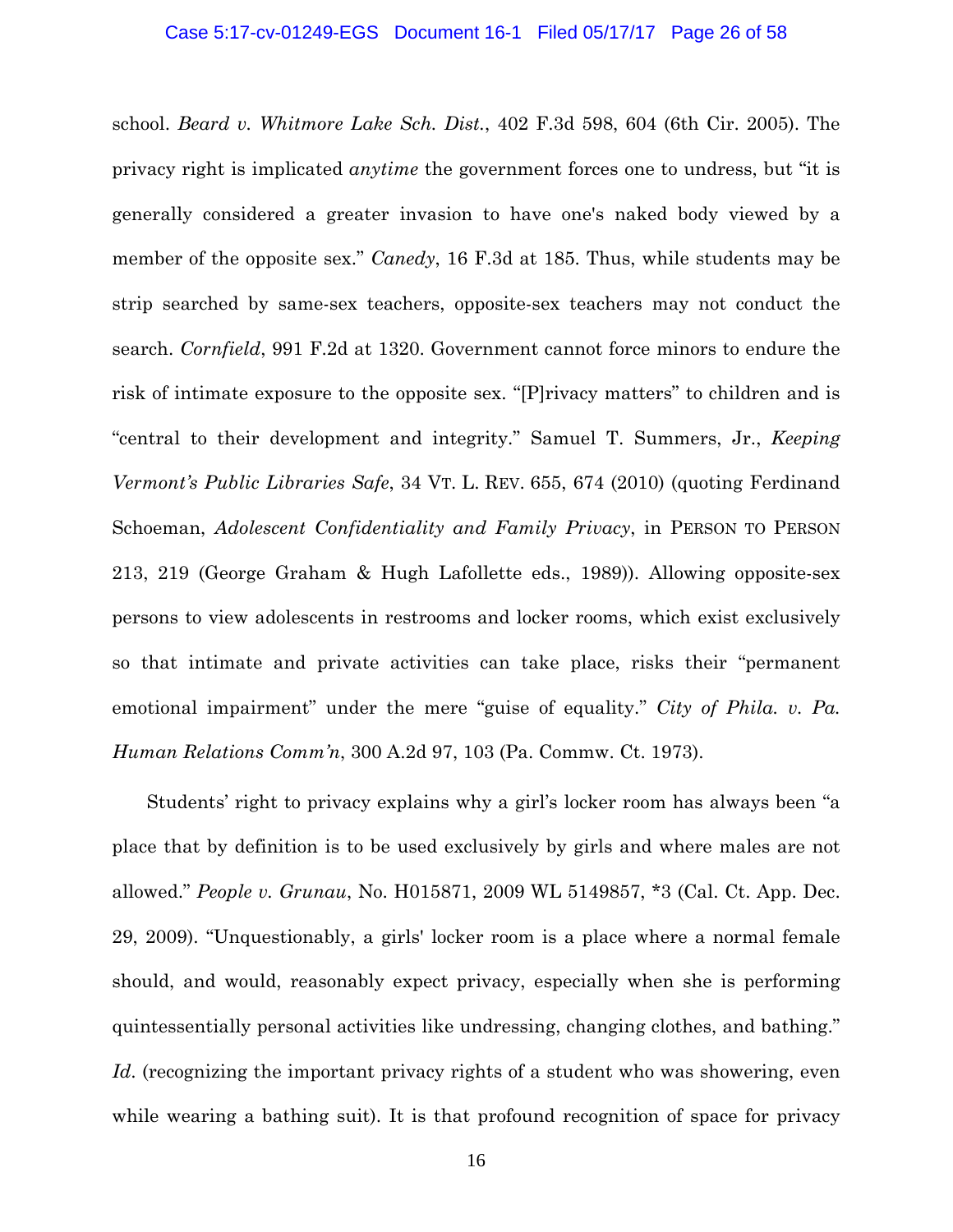school. *Beard v. Whitmore Lake Sch. Dist.*, 402 F.3d 598, 604 (6th Cir. 2005). The privacy right is implicated *anytime* the government forces one to undress, but "it is generally considered a greater invasion to have one's naked body viewed by a member of the opposite sex." *Canedy*, 16 F.3d at 185. Thus, while students may be strip searched by same-sex teachers, opposite-sex teachers may not conduct the search. *Cornfield*, 991 F.2d at 1320. Government cannot force minors to endure the risk of intimate exposure to the opposite sex. "[P]rivacy matters" to children and is "central to their development and integrity." Samuel T. Summers, Jr., *Keeping Vermont's Public Libraries Safe*, 34 VT. L. REV. 655, 674 (2010) (quoting Ferdinand Schoeman, *Adolescent Confidentiality and Family Privacy*, in PERSON TO PERSON 213, 219 (George Graham & Hugh Lafollette eds., 1989)). Allowing opposite-sex persons to view adolescents in restrooms and locker rooms, which exist exclusively so that intimate and private activities can take place, risks their "permanent emotional impairment" under the mere "guise of equality." *City of Phila. v. Pa. Human Relations Comm'n*, 300 A.2d 97, 103 (Pa. Commw. Ct. 1973).

Students' right to privacy explains why a girl's locker room has always been "a place that by definition is to be used exclusively by girls and where males are not allowed." *People v. Grunau*, No. H015871, 2009 WL 5149857, *3 (Cal. Ct. App. Dec. 29, 2009). "Unquestionably, a girls' locker room is a place where a normal female should, and would, reasonably expect privacy, especially when she is performing quintessentially personal activities like undressing, changing clothes, and bathing." *Id*. (recognizing the important privacy rights of a student who was showering, even while wearing a bathing suit). It is that profound recognition of space for privacy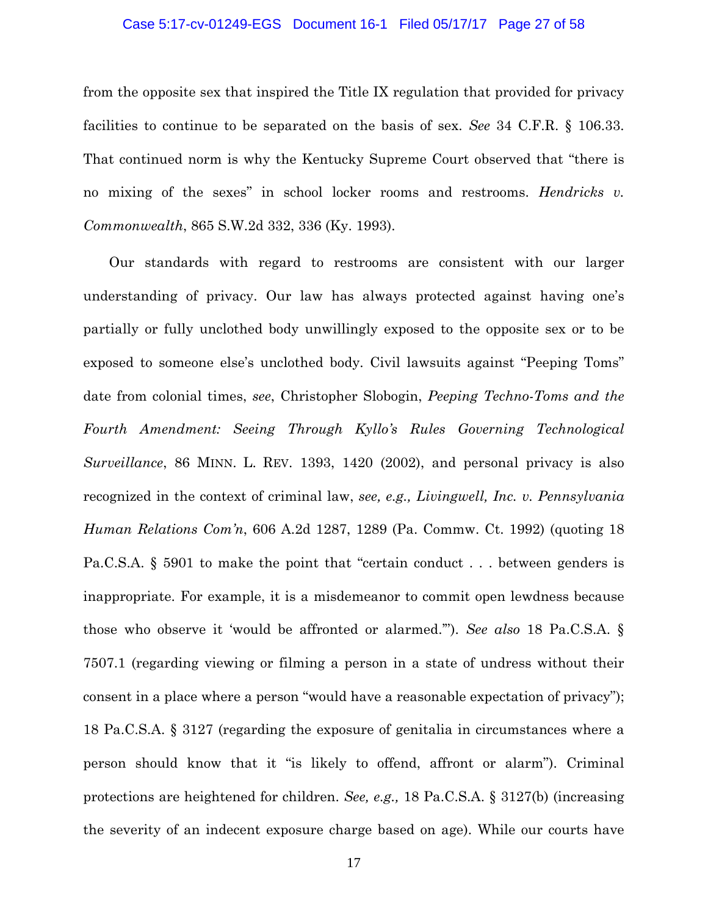from the opposite sex that inspired the Title IX regulation that provided for privacy facilities to continue to be separated on the basis of sex. *See* 34 C.F.R. § 106.33. That continued norm is why the Kentucky Supreme Court observed that "there is no mixing of the sexes" in school locker rooms and restrooms. *Hendricks v. Commonwealth*, 865 S.W.2d 332, 336 (Ky. 1993).

Our standards with regard to restrooms are consistent with our larger understanding of privacy. Our law has always protected against having one's partially or fully unclothed body unwillingly exposed to the opposite sex or to be exposed to someone else's unclothed body. Civil lawsuits against "Peeping Toms" date from colonial times, *see*, Christopher Slobogin, *Peeping Techno-Toms and the Fourth Amendment: Seeing Through Kyllo's Rules Governing Technological Surveillance*, 86 MINN. L. REV. 1393, 1420 (2002), and personal privacy is also recognized in the context of criminal law, *see, e.g., Livingwell, Inc. v. Pennsylvania Human Relations Com'n*, 606 A.2d 1287, 1289 (Pa. Commw. Ct. 1992) (quoting 18 Pa.C.S.A. § 5901 to make the point that "certain conduct . . . between genders is inappropriate. For example, it is a misdemeanor to commit open lewdness because those who observe it 'would be affronted or alarmed.'"). *See also* 18 Pa.C.S.A. § 7507.1 (regarding viewing or filming a person in a state of undress without their consent in a place where a person "would have a reasonable expectation of privacy"); 18 Pa.C.S.A. § 3127 (regarding the exposure of genitalia in circumstances where a person should know that it "is likely to offend, affront or alarm"). Criminal protections are heightened for children. *See, e.g.,* 18 Pa.C.S.A. § 3127(b) (increasing the severity of an indecent exposure charge based on age). While our courts have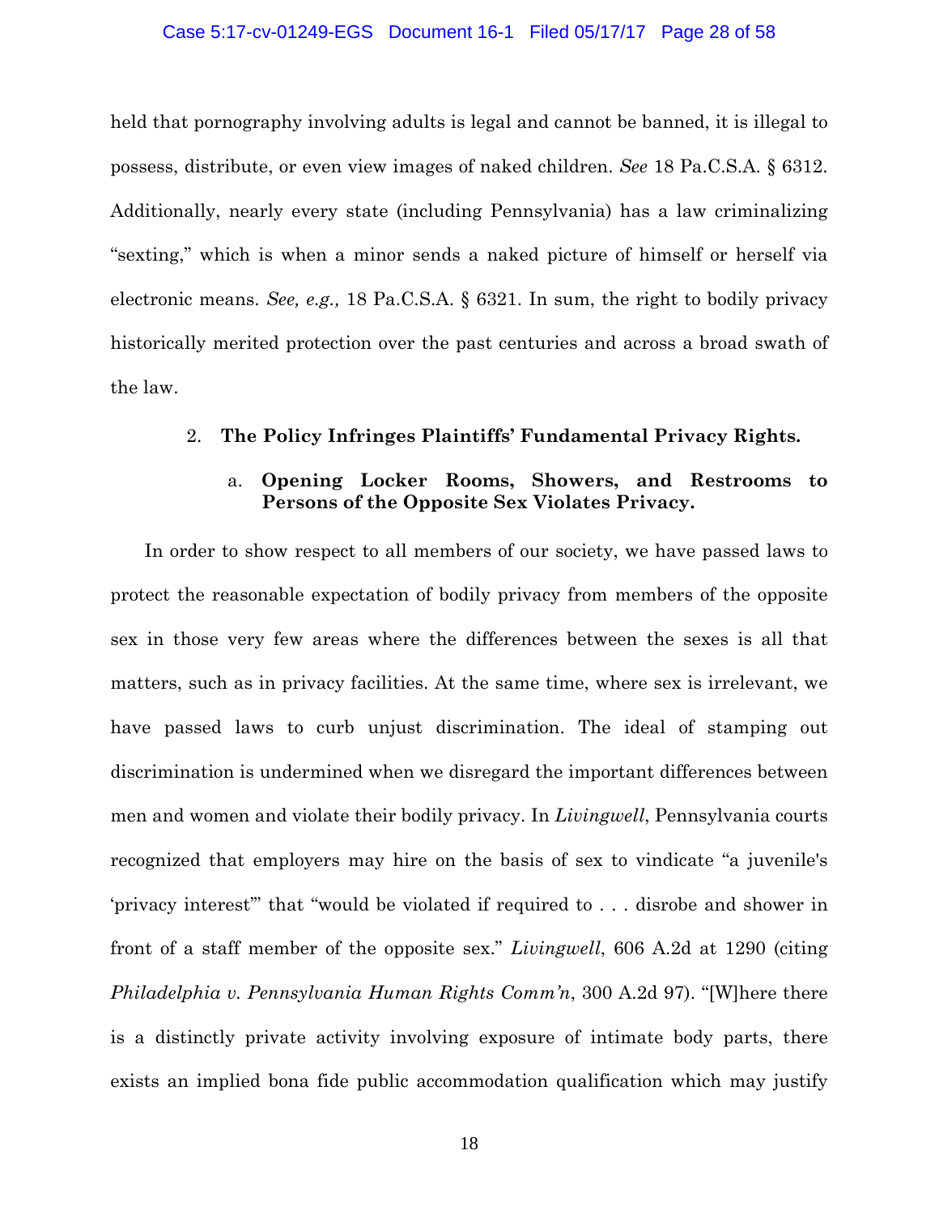held that pornography involving adults is legal and cannot be banned, it is illegal to possess, distribute, or even view images of naked children. *See* 18 Pa.C.S.A. § 6312. Additionally, nearly every state (including Pennsylvania) has a law criminalizing "sexting," which is when a minor sends a naked picture of himself or herself via electronic means. *See, e.g.,* 18 Pa.C.S.A. § 6321. In sum, the right to bodily privacy historically merited protection over the past centuries and across a broad swath of the law.

2. **The Policy Infringes Plaintiffs' Fundamental Privacy Rights.**

a. **Opening Locker Rooms, Showers, and Restrooms to Persons of the Opposite Sex Violates Privacy.**

In order to show respect to all members of our society, we have passed laws to protect the reasonable expectation of bodily privacy from members of the opposite sex in those very few areas where the differences between the sexes is all that matters, such as in privacy facilities. At the same time, where sex is irrelevant, we have passed laws to curb unjust discrimination. The ideal of stamping out discrimination is undermined when we disregard the important differences between men and women and violate their bodily privacy. In *Livingwell*, Pennsylvania courts recognized that employers may hire on the basis of sex to vindicate "a juvenile's 'privacy interest'" that "would be violated if required to . . . disrobe and shower in front of a staff member of the opposite sex." *Livingwell*, 606 A.2d at 1290 (citing *Philadelphia v. Pennsylvania Human Rights Comm'n*, 300 A.2d 97). "[W]here there is a distinctly private activity involving exposure of intimate body parts, there exists an implied bona fide public accommodation qualification which may justify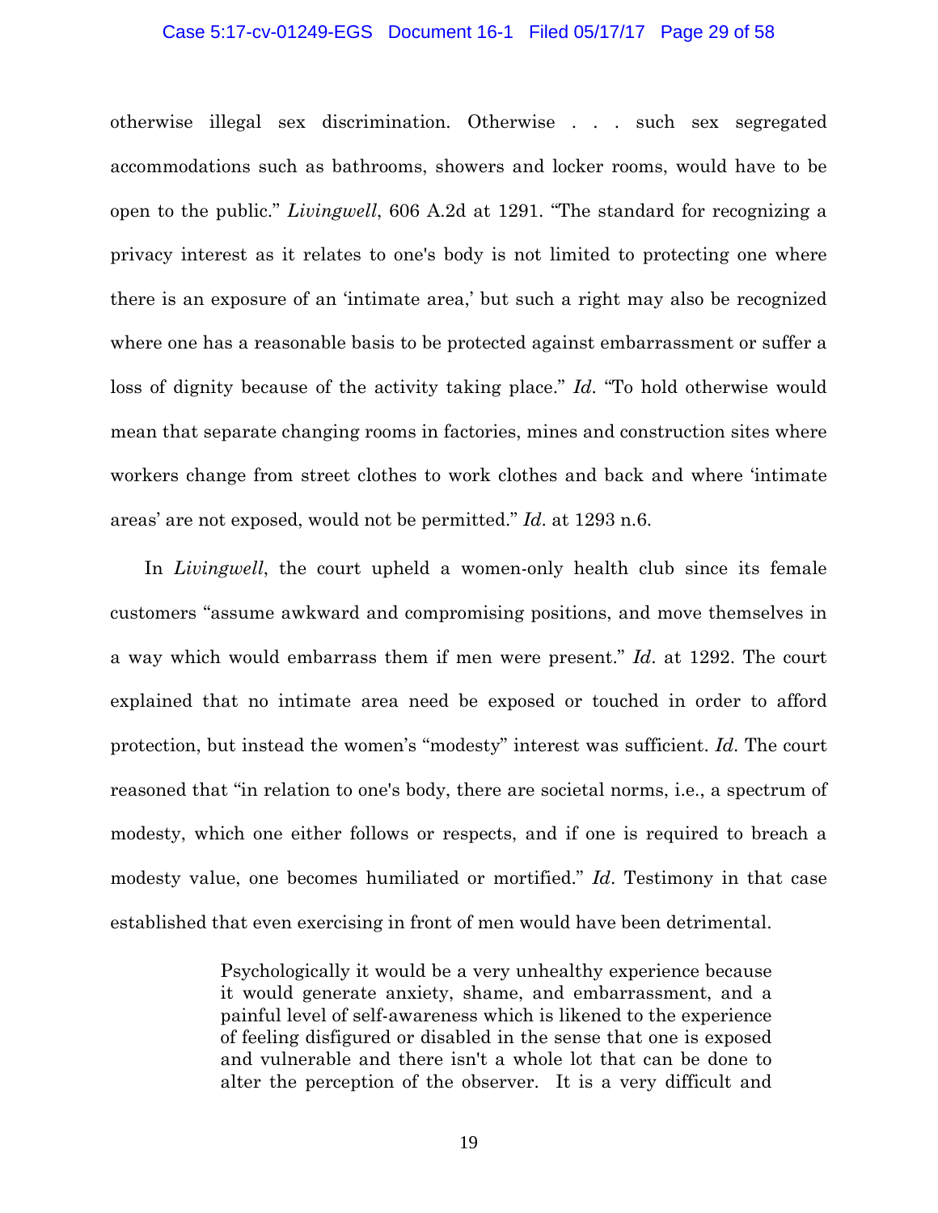otherwise illegal sex discrimination. Otherwise . . . such sex segregated accommodations such as bathrooms, showers and locker rooms, would have to be open to the public." *Livingwell*, 606 A.2d at 1291. "The standard for recognizing a privacy interest as it relates to one's body is not limited to protecting one where there is an exposure of an 'intimate area,' but such a right may also be recognized where one has a reasonable basis to be protected against embarrassment or suffer a loss of dignity because of the activity taking place." *Id*. "To hold otherwise would mean that separate changing rooms in factories, mines and construction sites where workers change from street clothes to work clothes and back and where 'intimate areas' are not exposed, would not be permitted." *Id*. at 1293 n.6.

In *Livingwell*, the court upheld a women-only health club since its female customers "assume awkward and compromising positions, and move themselves in a way which would embarrass them if men were present." *Id*. at 1292. The court explained that no intimate area need be exposed or touched in order to afford protection, but instead the women's "modesty" interest was sufficient. *Id*. The court reasoned that "in relation to one's body, there are societal norms, i.e., a spectrum of modesty, which one either follows or respects, and if one is required to breach a modesty value, one becomes humiliated or mortified." *Id*. Testimony in that case established that even exercising in front of men would have been detrimental.

> Psychologically it would be a very unhealthy experience because it would generate anxiety, shame, and embarrassment, and a painful level of self-awareness which is likened to the experience of feeling disfigured or disabled in the sense that one is exposed and vulnerable and there isn't a whole lot that can be done to alter the perception of the observer. It is a very difficult and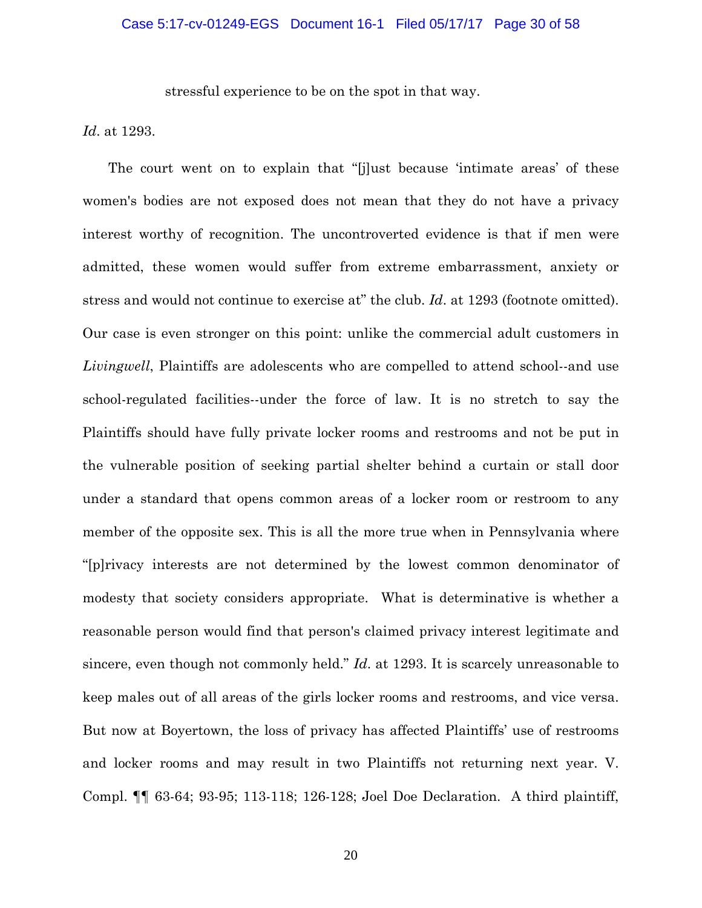stressful experience to be on the spot in that way.

*Id*. at 1293.

The court went on to explain that "[j]ust because 'intimate areas' of these women's bodies are not exposed does not mean that they do not have a privacy interest worthy of recognition. The uncontroverted evidence is that if men were admitted, these women would suffer from extreme embarrassment, anxiety or stress and would not continue to exercise at" the club. *Id*. at 1293 (footnote omitted). Our case is even stronger on this point: unlike the commercial adult customers in *Livingwell*, Plaintiffs are adolescents who are compelled to attend school--and use school-regulated facilities--under the force of law. It is no stretch to say the Plaintiffs should have fully private locker rooms and restrooms and not be put in the vulnerable position of seeking partial shelter behind a curtain or stall door under a standard that opens common areas of a locker room or restroom to any member of the opposite sex. This is all the more true when in Pennsylvania where "[p]rivacy interests are not determined by the lowest common denominator of modesty that society considers appropriate. What is determinative is whether a reasonable person would find that person's claimed privacy interest legitimate and sincere, even though not commonly held." *Id*. at 1293. It is scarcely unreasonable to keep males out of all areas of the girls locker rooms and restrooms, and vice versa. But now at Boyertown, the loss of privacy has affected Plaintiffs' use of restrooms and locker rooms and may result in two Plaintiffs not returning next year. V. Compl. ¶¶ 63-64; 93-95; 113-118; 126-128; Joel Doe Declaration. A third plaintiff,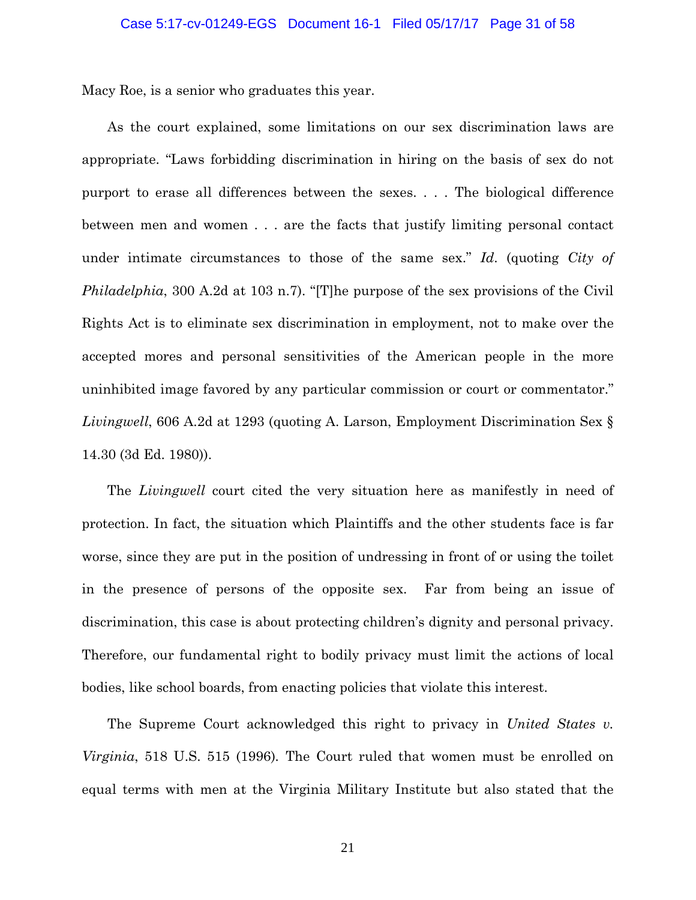Macy Roe, is a senior who graduates this year.

As the court explained, some limitations on our sex discrimination laws are appropriate. "Laws forbidding discrimination in hiring on the basis of sex do not purport to erase all differences between the sexes. . . . The biological difference between men and women . . . are the facts that justify limiting personal contact under intimate circumstances to those of the same sex." *Id*. (quoting *City of Philadelphia*, 300 A.2d at 103 n.7). "[T]he purpose of the sex provisions of the Civil Rights Act is to eliminate sex discrimination in employment, not to make over the accepted mores and personal sensitivities of the American people in the more uninhibited image favored by any particular commission or court or commentator." *Livingwell*, 606 A.2d at 1293 (quoting A. Larson, Employment Discrimination Sex § 14.30 (3d Ed. 1980)).

The *Livingwell* court cited the very situation here as manifestly in need of protection. In fact, the situation which Plaintiffs and the other students face is far worse, since they are put in the position of undressing in front of or using the toilet in the presence of persons of the opposite sex. Far from being an issue of discrimination, this case is about protecting children's dignity and personal privacy. Therefore, our fundamental right to bodily privacy must limit the actions of local bodies, like school boards, from enacting policies that violate this interest.

The Supreme Court acknowledged this right to privacy in *United States v. Virginia*, 518 U.S. 515 (1996). The Court ruled that women must be enrolled on equal terms with men at the Virginia Military Institute but also stated that the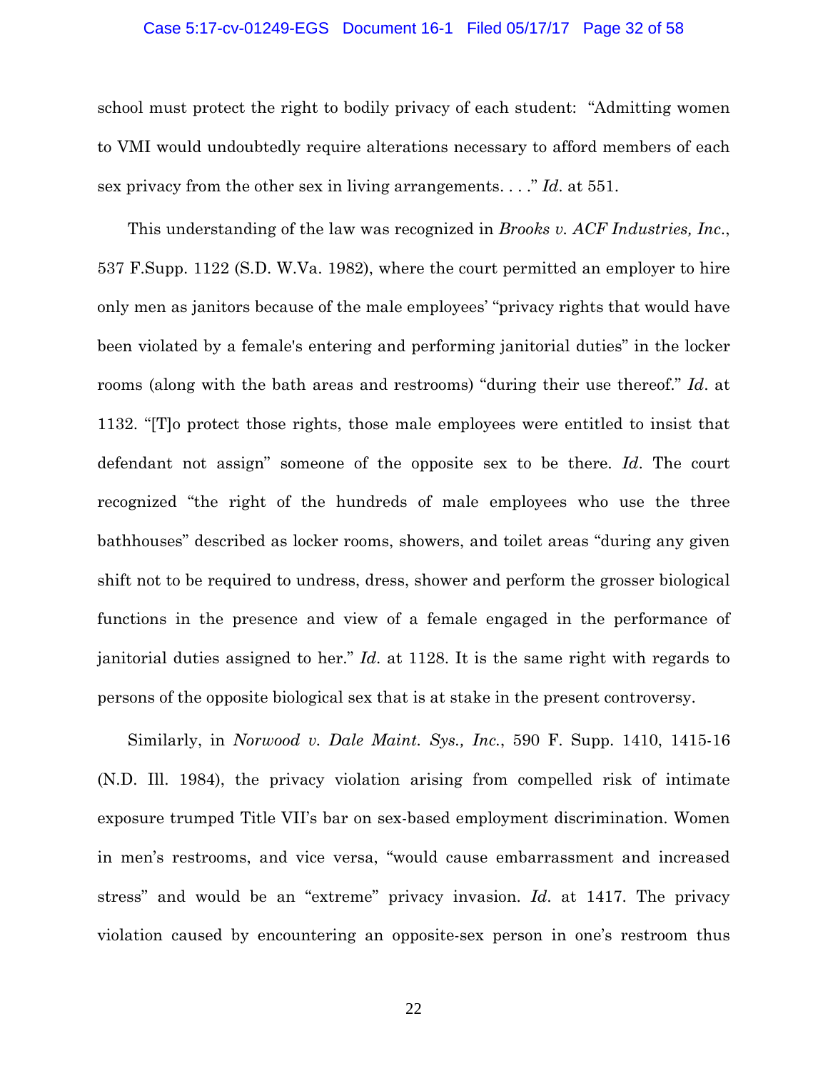school must protect the right to bodily privacy of each student: "Admitting women to VMI would undoubtedly require alterations necessary to afford members of each sex privacy from the other sex in living arrangements. . . ." *Id*. at 551.

This understanding of the law was recognized in *Brooks v. ACF Industries, Inc*., 537 F.Supp. 1122 (S.D. W.Va. 1982), where the court permitted an employer to hire only men as janitors because of the male employees' "privacy rights that would have been violated by a female's entering and performing janitorial duties" in the locker rooms (along with the bath areas and restrooms) "during their use thereof." *Id*. at 1132. "[T]o protect those rights, those male employees were entitled to insist that defendant not assign" someone of the opposite sex to be there. *Id*. The court recognized "the right of the hundreds of male employees who use the three bathhouses" described as locker rooms, showers, and toilet areas "during any given shift not to be required to undress, dress, shower and perform the grosser biological functions in the presence and view of a female engaged in the performance of janitorial duties assigned to her." *Id*. at 1128. It is the same right with regards to persons of the opposite biological sex that is at stake in the present controversy.

Similarly, in *Norwood v. Dale Maint. Sys., Inc*., 590 F. Supp. 1410, 1415-16 (N.D. Ill. 1984), the privacy violation arising from compelled risk of intimate exposure trumped Title VII's bar on sex-based employment discrimination. Women in men's restrooms, and vice versa, "would cause embarrassment and increased stress" and would be an "extreme" privacy invasion. *Id*. at 1417. The privacy violation caused by encountering an opposite-sex person in one's restroom thus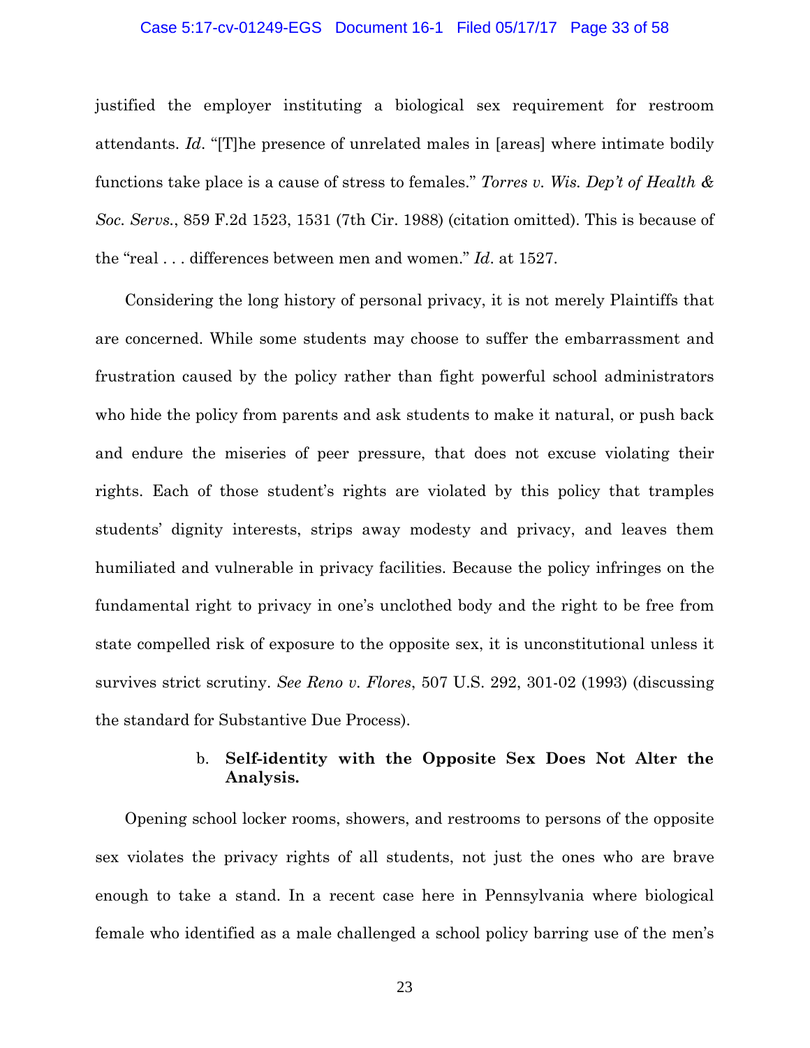justified the employer instituting a biological sex requirement for restroom attendants. *Id*. "[T]he presence of unrelated males in [areas] where intimate bodily functions take place is a cause of stress to females." *Torres v. Wis. Dep't of Health & Soc. Servs.*, 859 F.2d 1523, 1531 (7th Cir. 1988) (citation omitted). This is because of the "real . . . differences between men and women." *Id*. at 1527.

Considering the long history of personal privacy, it is not merely Plaintiffs that are concerned. While some students may choose to suffer the embarrassment and frustration caused by the policy rather than fight powerful school administrators who hide the policy from parents and ask students to make it natural, or push back and endure the miseries of peer pressure, that does not excuse violating their rights. Each of those student's rights are violated by this policy that tramples students' dignity interests, strips away modesty and privacy, and leaves them humiliated and vulnerable in privacy facilities. Because the policy infringes on the fundamental right to privacy in one's unclothed body and the right to be free from state compelled risk of exposure to the opposite sex, it is unconstitutional unless it survives strict scrutiny. *See Reno v. Flores*, 507 U.S. 292, 301-02 (1993) (discussing the standard for Substantive Due Process).

b. **Self-identity with the Opposite Sex Does Not Alter the Analysis.**

Opening school locker rooms, showers, and restrooms to persons of the opposite sex violates the privacy rights of all students, not just the ones who are brave enough to take a stand. In a recent case here in Pennsylvania where biological female who identified as a male challenged a school policy barring use of the men's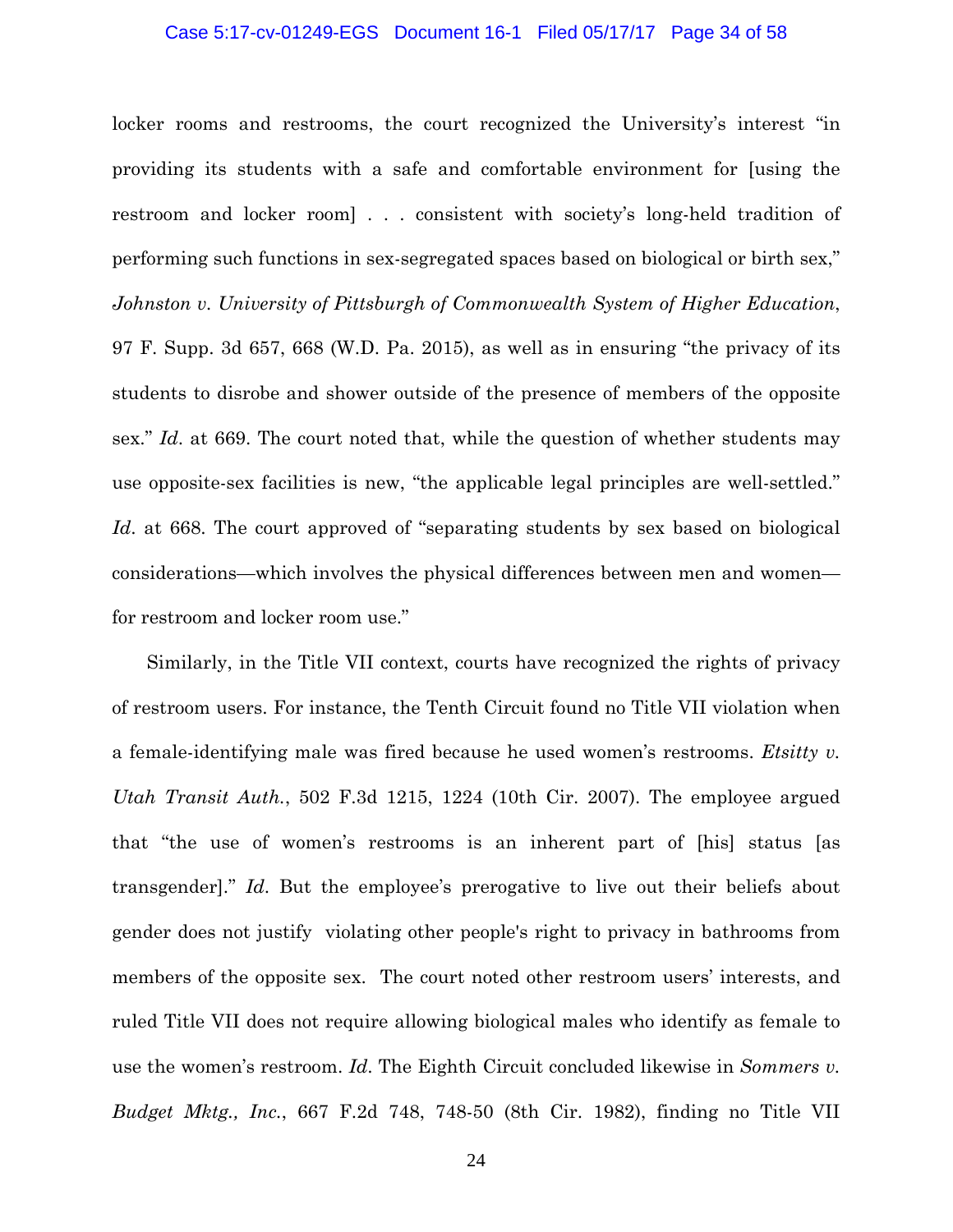locker rooms and restrooms, the court recognized the University's interest "in providing its students with a safe and comfortable environment for [using the restroom and locker room] . . . consistent with society's long-held tradition of performing such functions in sex-segregated spaces based on biological or birth sex," *Johnston v. University of Pittsburgh of Commonwealth System of Higher Education*, 97 F. Supp. 3d 657, 668 (W.D. Pa. 2015), as well as in ensuring "the privacy of its students to disrobe and shower outside of the presence of members of the opposite sex." *Id*. at 669. The court noted that, while the question of whether students may use opposite-sex facilities is new, "the applicable legal principles are well-settled." *Id*. at 668. The court approved of "separating students by sex based on biological considerations—which involves the physical differences between men and women—for restroom and locker room use."

Similarly, in the Title VII context, courts have recognized the rights of privacy of restroom users. For instance, the Tenth Circuit found no Title VII violation when a female-identifying male was fired because he used women's restrooms. *Etsitty v. Utah Transit Auth.*, 502 F.3d 1215, 1224 (10th Cir. 2007). The employee argued that "the use of women's restrooms is an inherent part of [his] status [as transgender]." *Id*. But the employee's prerogative to live out their beliefs about gender does not justify violating other people's right to privacy in bathrooms from members of the opposite sex. The court noted other restroom users' interests, and ruled Title VII does not require allowing biological males who identify as female to use the women's restroom. *Id*. The Eighth Circuit concluded likewise in *Sommers v. Budget Mktg., Inc.*, 667 F.2d 748, 748-50 (8th Cir. 1982), finding no Title VII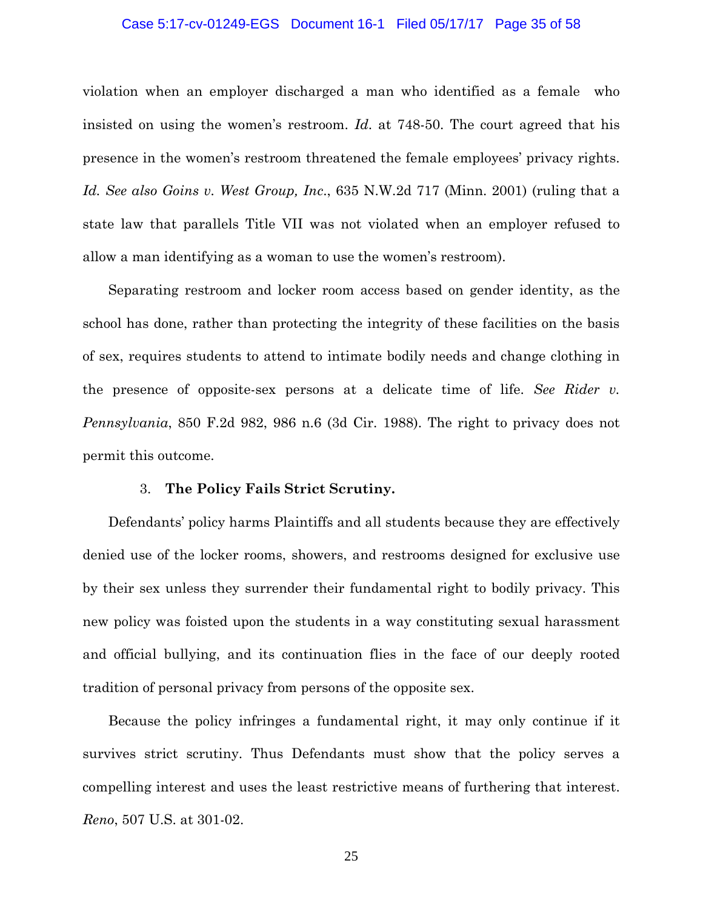violation when an employer discharged a man who identified as a female who insisted on using the women's restroom. *Id*. at 748-50. The court agreed that his presence in the women's restroom threatened the female employees' privacy rights. *Id. See also Goins v. West Group, Inc.*, 635 N.W.2d 717 (Minn. 2001) (ruling that a state law that parallels Title VII was not violated when an employer refused to allow a man identifying as a woman to use the women's restroom).

Separating restroom and locker room access based on gender identity, as the school has done, rather than protecting the integrity of these facilities on the basis of sex, requires students to attend to intimate bodily needs and change clothing in the presence of opposite-sex persons at a delicate time of life. *See Rider v. Pennsylvania*, 850 F.2d 982, 986 n.6 (3d Cir. 1988). The right to privacy does not permit this outcome.

### 3. **The Policy Fails Strict Scrutiny.**

Defendants' policy harms Plaintiffs and all students because they are effectively denied use of the locker rooms, showers, and restrooms designed for exclusive use by their sex unless they surrender their fundamental right to bodily privacy. This new policy was foisted upon the students in a way constituting sexual harassment and official bullying, and its continuation flies in the face of our deeply rooted tradition of personal privacy from persons of the opposite sex.

Because the policy infringes a fundamental right, it may only continue if it survives strict scrutiny. Thus Defendants must show that the policy serves a compelling interest and uses the least restrictive means of furthering that interest. *Reno*, 507 U.S. at 301-02.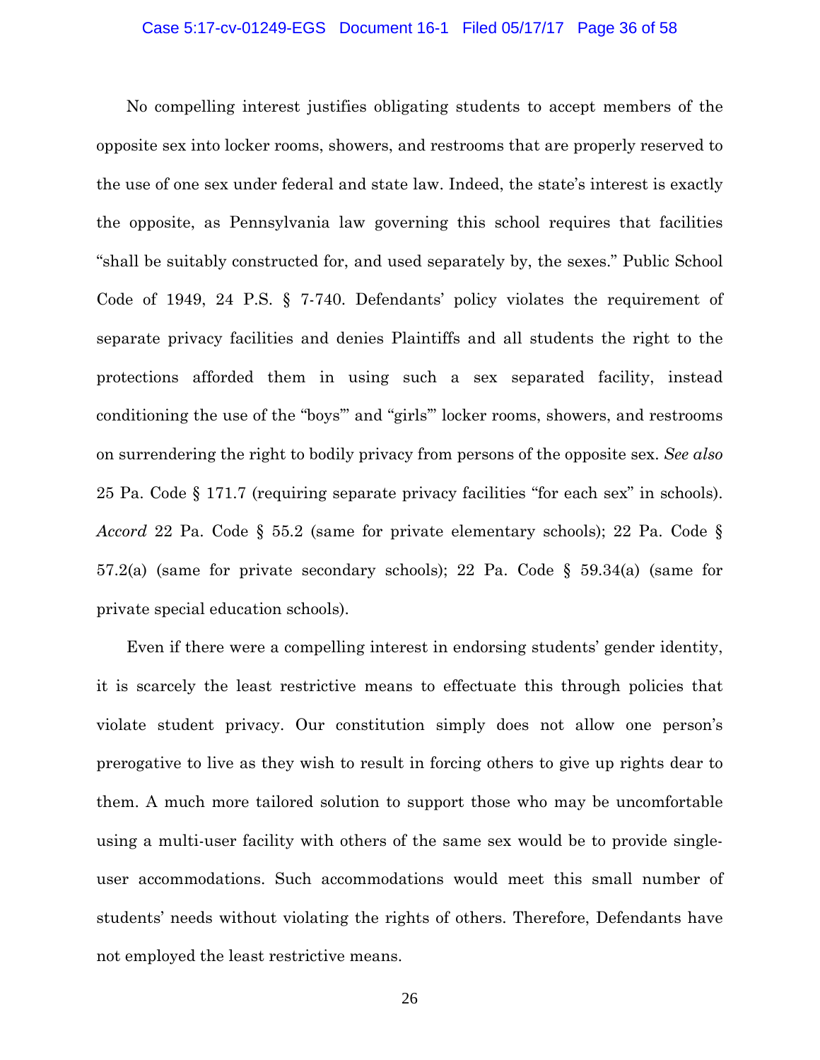No compelling interest justifies obligating students to accept members of the opposite sex into locker rooms, showers, and restrooms that are properly reserved to the use of one sex under federal and state law. Indeed, the state's interest is exactly the opposite, as Pennsylvania law governing this school requires that facilities "shall be suitably constructed for, and used separately by, the sexes." Public School Code of 1949, 24 P.S. § 7-740. Defendants' policy violates the requirement of separate privacy facilities and denies Plaintiffs and all students the right to the protections afforded them in using such a sex separated facility, instead conditioning the use of the "boys'" and "girls'" locker rooms, showers, and restrooms on surrendering the right to bodily privacy from persons of the opposite sex. *See also* 25 Pa. Code § 171.7 (requiring separate privacy facilities "for each sex" in schools). *Accord* 22 Pa. Code § 55.2 (same for private elementary schools); 22 Pa. Code § 57.2(a) (same for private secondary schools); 22 Pa. Code § 59.34(a) (same for private special education schools).

Even if there were a compelling interest in endorsing students' gender identity, it is scarcely the least restrictive means to effectuate this through policies that violate student privacy. Our constitution simply does not allow one person's prerogative to live as they wish to result in forcing others to give up rights dear to them. A much more tailored solution to support those who may be uncomfortable using a multi-user facility with others of the same sex would be to provide single-user accommodations. Such accommodations would meet this small number of students' needs without violating the rights of others. Therefore, Defendants have not employed the least restrictive means.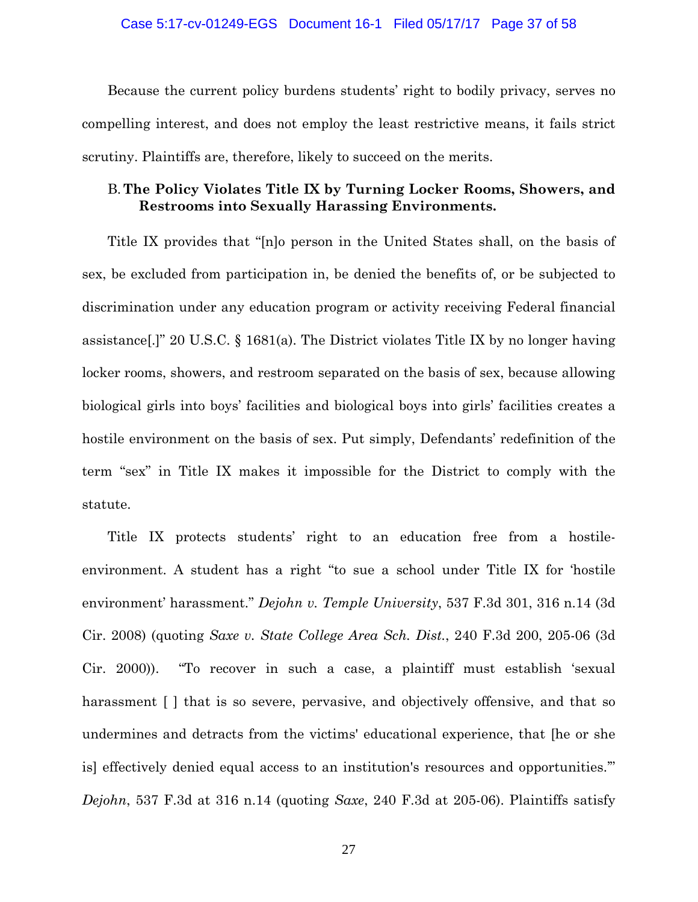Because the current policy burdens students' right to bodily privacy, serves no compelling interest, and does not employ the least restrictive means, it fails strict scrutiny. Plaintiffs are, therefore, likely to succeed on the merits.

### B. The Policy Violates Title IX by Turning Locker Rooms, Showers, and Restrooms into Sexually Harassing Environments.

Title IX provides that "[n]o person in the United States shall, on the basis of sex, be excluded from participation in, be denied the benefits of, or be subjected to discrimination under any education program or activity receiving Federal financial assistance[.]" 20 U.S.C. § 1681(a). The District violates Title IX by no longer having locker rooms, showers, and restroom separated on the basis of sex, because allowing biological girls into boys' facilities and biological boys into girls' facilities creates a hostile environment on the basis of sex. Put simply, Defendants' redefinition of the term "sex" in Title IX makes it impossible for the District to comply with the statute.

Title IX protects students' right to an education free from a hostile-environment. A student has a right "to sue a school under Title IX for 'hostile environment' harassment." *Dejohn v. Temple University*, 537 F.3d 301, 316 n.14 (3d Cir. 2008) (quoting *Saxe v. State College Area Sch. Dist.*, 240 F.3d 200, 205-06 (3d Cir. 2000)). "To recover in such a case, a plaintiff must establish 'sexual harassment [ ] that is so severe, pervasive, and objectively offensive, and that so undermines and detracts from the victims' educational experience, that [he or she is] effectively denied equal access to an institution's resources and opportunities.'" *Dejohn*, 537 F.3d at 316 n.14 (quoting *Saxe*, 240 F.3d at 205-06). Plaintiffs satisfy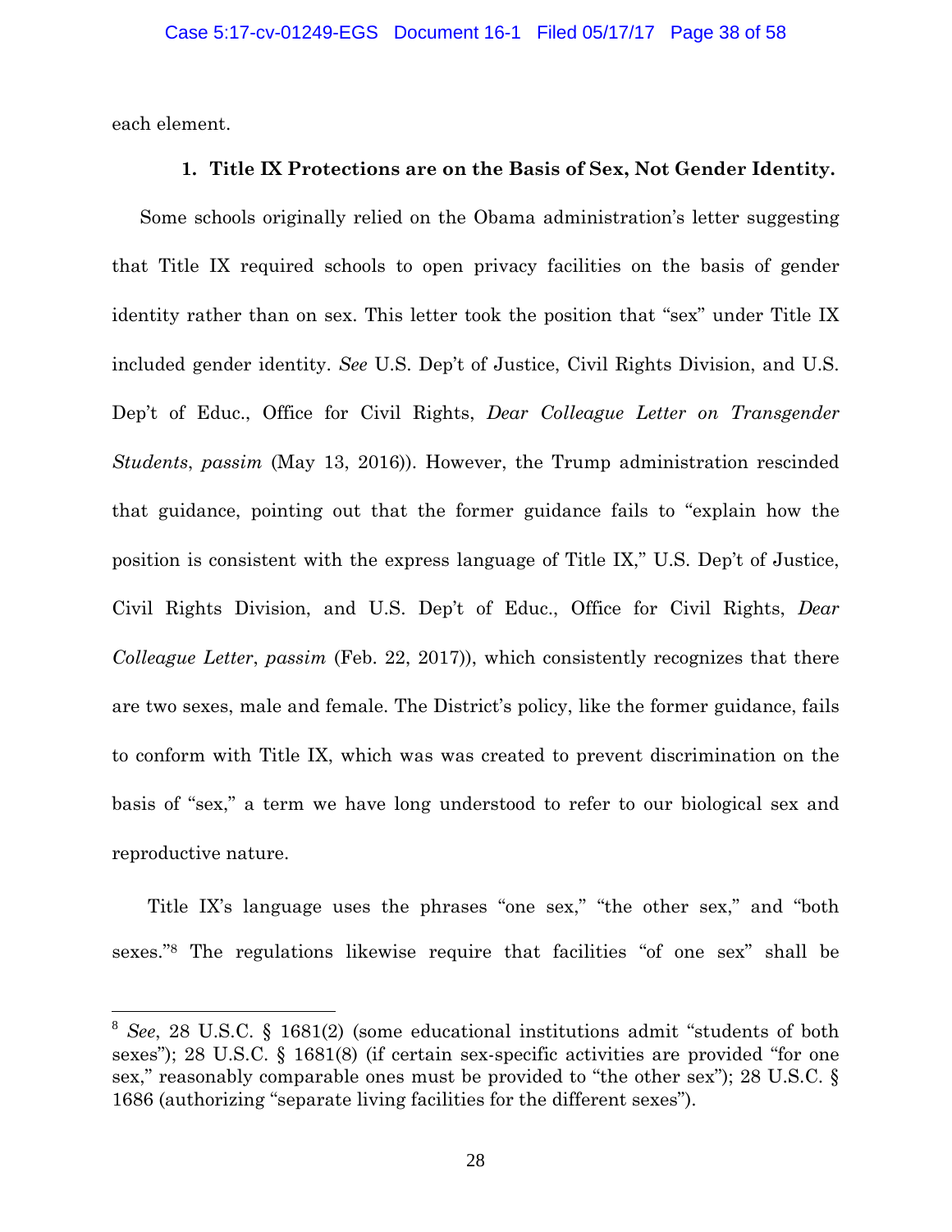each element.

**1. Title IX Protections are on the Basis of Sex, Not Gender Identity.**

Some schools originally relied on the Obama administration's letter suggesting that Title IX required schools to open privacy facilities on the basis of gender identity rather than on sex. This letter took the position that "sex" under Title IX included gender identity. *See* U.S. Dep't of Justice, Civil Rights Division, and U.S. Dep't of Educ., Office for Civil Rights, *Dear Colleague Letter on Transgender Students*, *passim* (May 13, 2016)). However, the Trump administration rescinded that guidance, pointing out that the former guidance fails to "explain how the position is consistent with the express language of Title IX," U.S. Dep't of Justice, Civil Rights Division, and U.S. Dep't of Educ., Office for Civil Rights, *Dear Colleague Letter*, *passim* (Feb. 22, 2017)), which consistently recognizes that there are two sexes, male and female. The District's policy, like the former guidance, fails to conform with Title IX, which was was created to prevent discrimination on the basis of "sex," a term we have long understood to refer to our biological sex and reproductive nature.

Title IX's language uses the phrases "one sex," "the other sex," and "both sexes."[8] The regulations likewise require that facilities "of one sex" shall be

---

[8] *See*, 28 U.S.C. § 1681(2) (some educational institutions admit "students of both sexes"); 28 U.S.C. § 1681(8) (if certain sex-specific activities are provided "for one sex," reasonably comparable ones must be provided to "the other sex"); 28 U.S.C. § 1686 (authorizing "separate living facilities for the different sexes").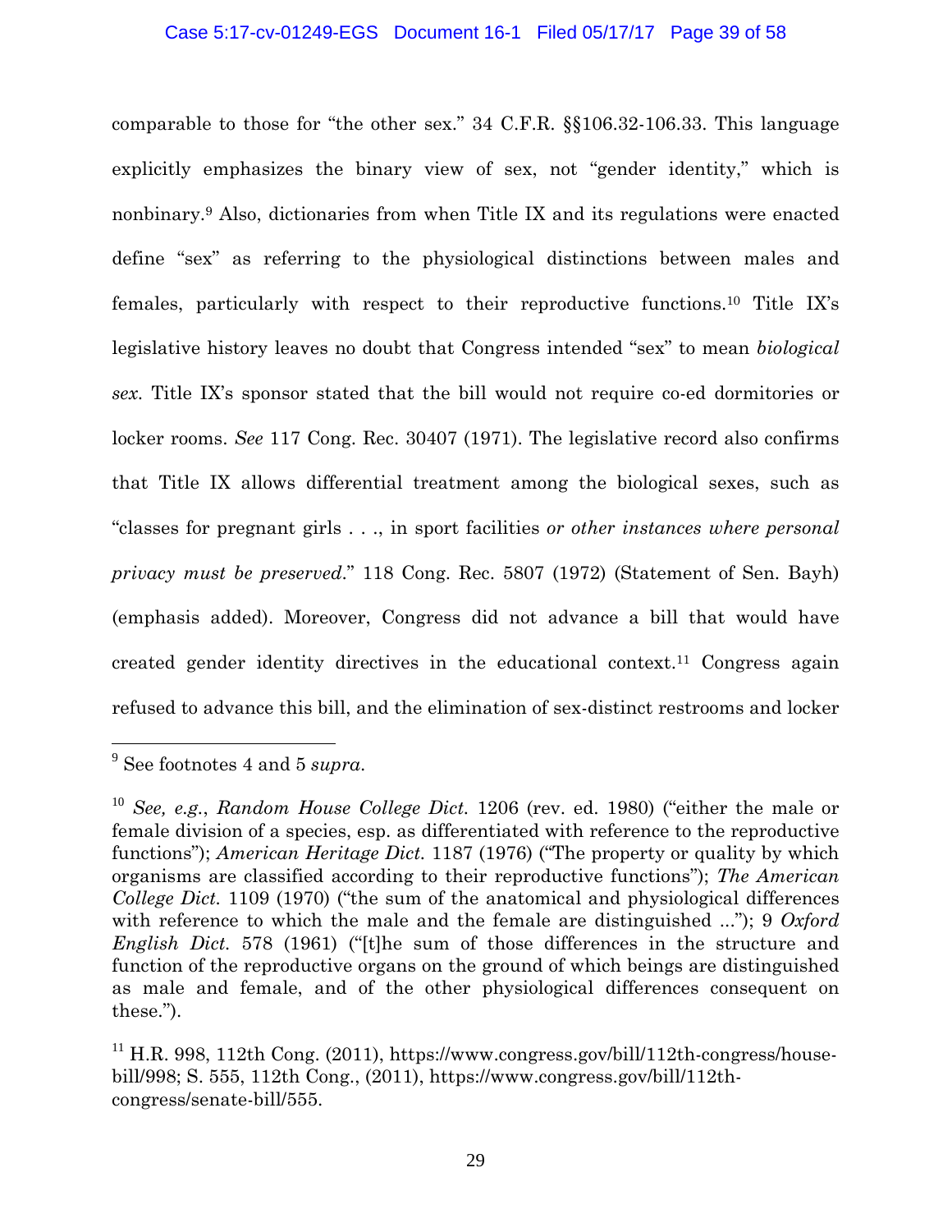comparable to those for "the other sex." 34 C.F.R. §§106.32-106.33. This language explicitly emphasizes the binary view of sex, not "gender identity," which is nonbinary.[9] Also, dictionaries from when Title IX and its regulations were enacted define "sex" as referring to the physiological distinctions between males and females, particularly with respect to their reproductive functions.[10] Title IX's legislative history leaves no doubt that Congress intended "sex" to mean *biological sex.* Title IX's sponsor stated that the bill would not require co-ed dormitories or locker rooms. *See* 117 Cong. Rec. 30407 (1971). The legislative record also confirms that Title IX allows differential treatment among the biological sexes, such as "classes for pregnant girls . . ., in sport facilities *or other instances where personal privacy must be preserved.*" 118 Cong. Rec. 5807 (1972) (Statement of Sen. Bayh) (emphasis added). Moreover, Congress did not advance a bill that would have created gender identity directives in the educational context.[11] Congress again refused to advance this bill, and the elimination of sex-distinct restrooms and locker

---

[9] See footnotes 4 and 5 *supra.*

[10] *See, e.g., Random House College Dict.* 1206 (rev. ed. 1980) ("either the male or female division of a species, esp. as differentiated with reference to the reproductive functions"); *American Heritage Dict.* 1187 (1976) ("The property or quality by which organisms are classified according to their reproductive functions"); *The American College Dict.* 1109 (1970) ("the sum of the anatomical and physiological differences with reference to which the male and the female are distinguished ..."); 9 *Oxford English Dict.* 578 (1961) ("[t]he sum of those differences in the structure and function of the reproductive organs on the ground of which beings are distinguished as male and female, and of the other physiological differences consequent on these.").

[11] H.R. 998, 112th Cong. (2011), https://www.congress.gov/bill/112th-congress/house-bill/998; S. 555, 112th Cong., (2011), https://www.congress.gov/bill/112th-congress/senate-bill/555.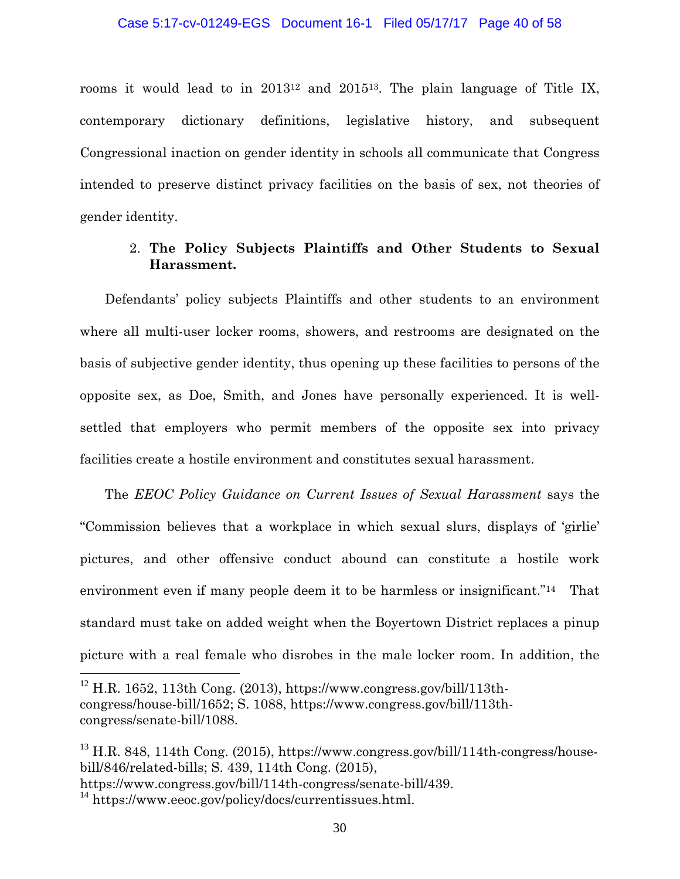rooms it would lead to in 2013[12] and 2015[13]. The plain language of Title IX, contemporary dictionary definitions, legislative history, and subsequent Congressional inaction on gender identity in schools all communicate that Congress intended to preserve distinct privacy facilities on the basis of sex, not theories of gender identity.

2. **The Policy Subjects Plaintiffs and Other Students to Sexual Harassment.**

Defendants' policy subjects Plaintiffs and other students to an environment where all multi-user locker rooms, showers, and restrooms are designated on the basis of subjective gender identity, thus opening up these facilities to persons of the opposite sex, as Doe, Smith, and Jones have personally experienced. It is well-settled that employers who permit members of the opposite sex into privacy facilities create a hostile environment and constitutes sexual harassment.

The *EEOC Policy Guidance on Current Issues of Sexual Harassment* says the "Commission believes that a workplace in which sexual slurs, displays of 'girlie' pictures, and other offensive conduct abound can constitute a hostile work environment even if many people deem it to be harmless or insignificant."[14] That standard must take on added weight when the Boyertown District replaces a pinup picture with a real female who disrobes in the male locker room. In addition, the

---

[12] H.R. 1652, 113th Cong. (2013), https://www.congress.gov/bill/113th-congress/house-bill/1652; S. 1088, https://www.congress.gov/bill/113th-congress/senate-bill/1088.

[13] H.R. 848, 114th Cong. (2015), https://www.congress.gov/bill/114th-congress/house-bill/846/related-bills; S. 439, 114th Cong. (2015), https://www.congress.gov/bill/114th-congress/senate-bill/439.

[14] https://www.eeoc.gov/policy/docs/currentissues.html.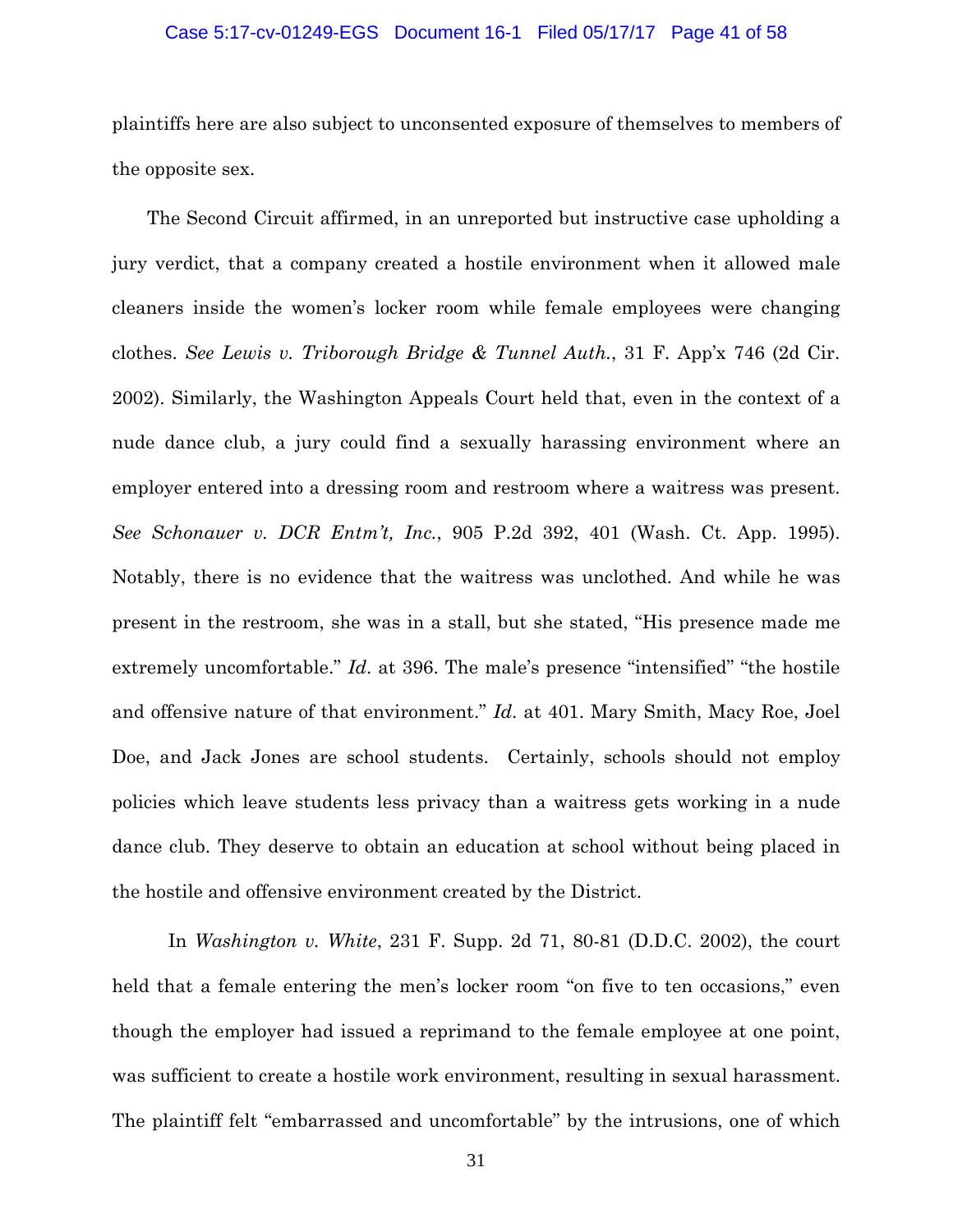plaintiffs here are also subject to unconsented exposure of themselves to members of the opposite sex.

The Second Circuit affirmed, in an unreported but instructive case upholding a jury verdict, that a company created a hostile environment when it allowed male cleaners inside the women's locker room while female employees were changing clothes. *See Lewis v. Triborough Bridge & Tunnel Auth.*, 31 F. App'x 746 (2d Cir. 2002). Similarly, the Washington Appeals Court held that, even in the context of a nude dance club, a jury could find a sexually harassing environment where an employer entered into a dressing room and restroom where a waitress was present. *See Schonauer v. DCR Entm't, Inc.*, 905 P.2d 392, 401 (Wash. Ct. App. 1995). Notably, there is no evidence that the waitress was unclothed. And while he was present in the restroom, she was in a stall, but she stated, "His presence made me extremely uncomfortable." *Id.* at 396. The male's presence "intensified" "the hostile and offensive nature of that environment." *Id.* at 401. Mary Smith, Macy Roe, Joel Doe, and Jack Jones are school students. Certainly, schools should not employ policies which leave students less privacy than a waitress gets working in a nude dance club. They deserve to obtain an education at school without being placed in the hostile and offensive environment created by the District.

In *Washington v. White*, 231 F. Supp. 2d 71, 80-81 (D.D.C. 2002), the court held that a female entering the men's locker room "on five to ten occasions," even though the employer had issued a reprimand to the female employee at one point, was sufficient to create a hostile work environment, resulting in sexual harassment. The plaintiff felt "embarrassed and uncomfortable" by the intrusions, one of which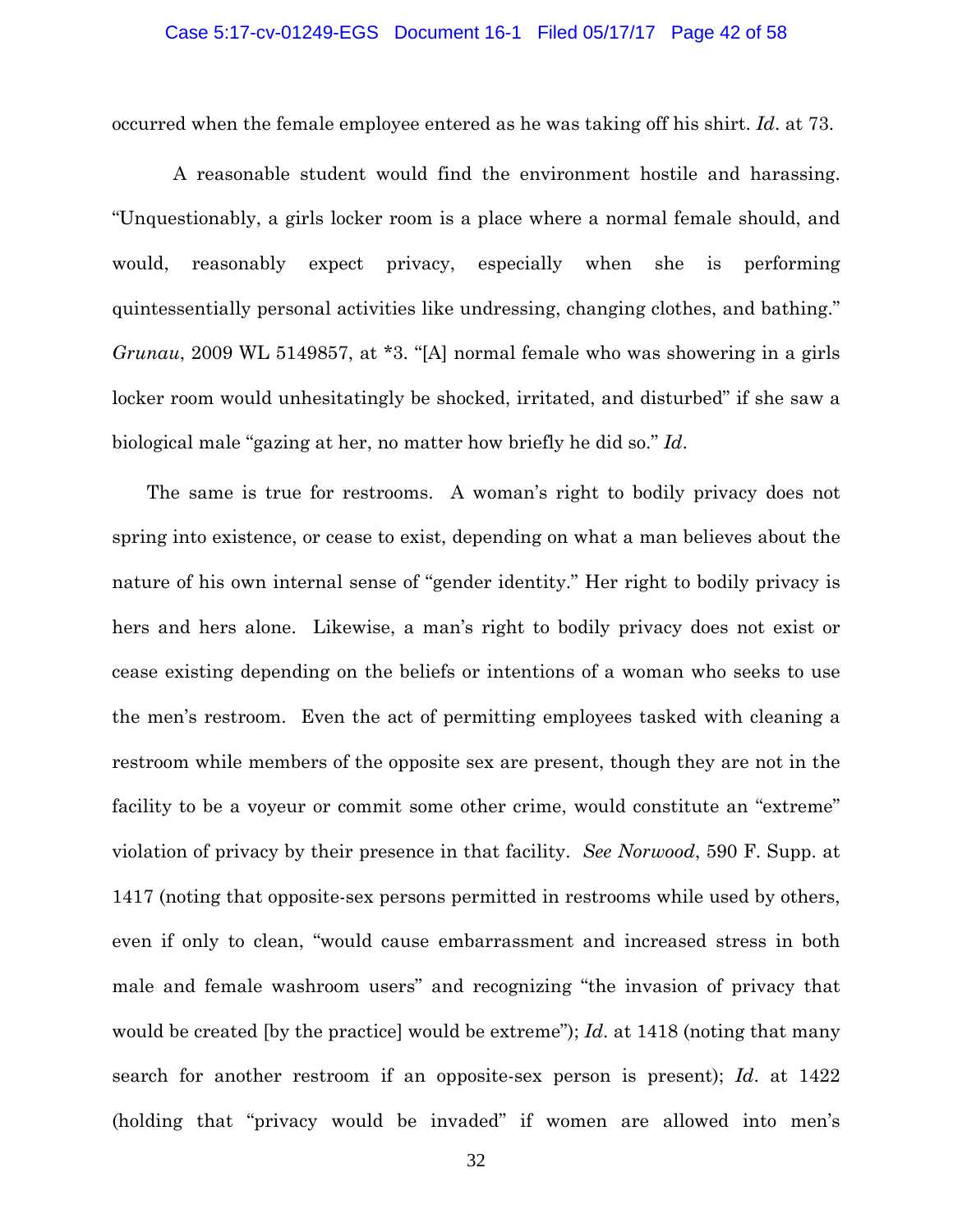occurred when the female employee entered as he was taking off his shirt. *Id*. at 73.

A reasonable student would find the environment hostile and harassing. "Unquestionably, a girls locker room is a place where a normal female should, and would, reasonably expect privacy, especially when she is performing quintessentially personal activities like undressing, changing clothes, and bathing." *Grunau*, 2009 WL 5149857, at *3. "[A] normal female who was showering in a girls locker room would unhesitatingly be shocked, irritated, and disturbed" if she saw a biological male "gazing at her, no matter how briefly he did so." *Id*.

The same is true for restrooms. A woman's right to bodily privacy does not spring into existence, or cease to exist, depending on what a man believes about the nature of his own internal sense of "gender identity." Her right to bodily privacy is hers and hers alone. Likewise, a man's right to bodily privacy does not exist or cease existing depending on the beliefs or intentions of a woman who seeks to use the men's restroom. Even the act of permitting employees tasked with cleaning a restroom while members of the opposite sex are present, though they are not in the facility to be a voyeur or commit some other crime, would constitute an "extreme" violation of privacy by their presence in that facility. *See Norwood*, 590 F. Supp. at 1417 (noting that opposite-sex persons permitted in restrooms while used by others, even if only to clean, "would cause embarrassment and increased stress in both male and female washroom users" and recognizing "the invasion of privacy that would be created [by the practice] would be extreme"); *Id*. at 1418 (noting that many search for another restroom if an opposite-sex person is present); *Id*. at 1422 (holding that "privacy would be invaded" if women are allowed into men's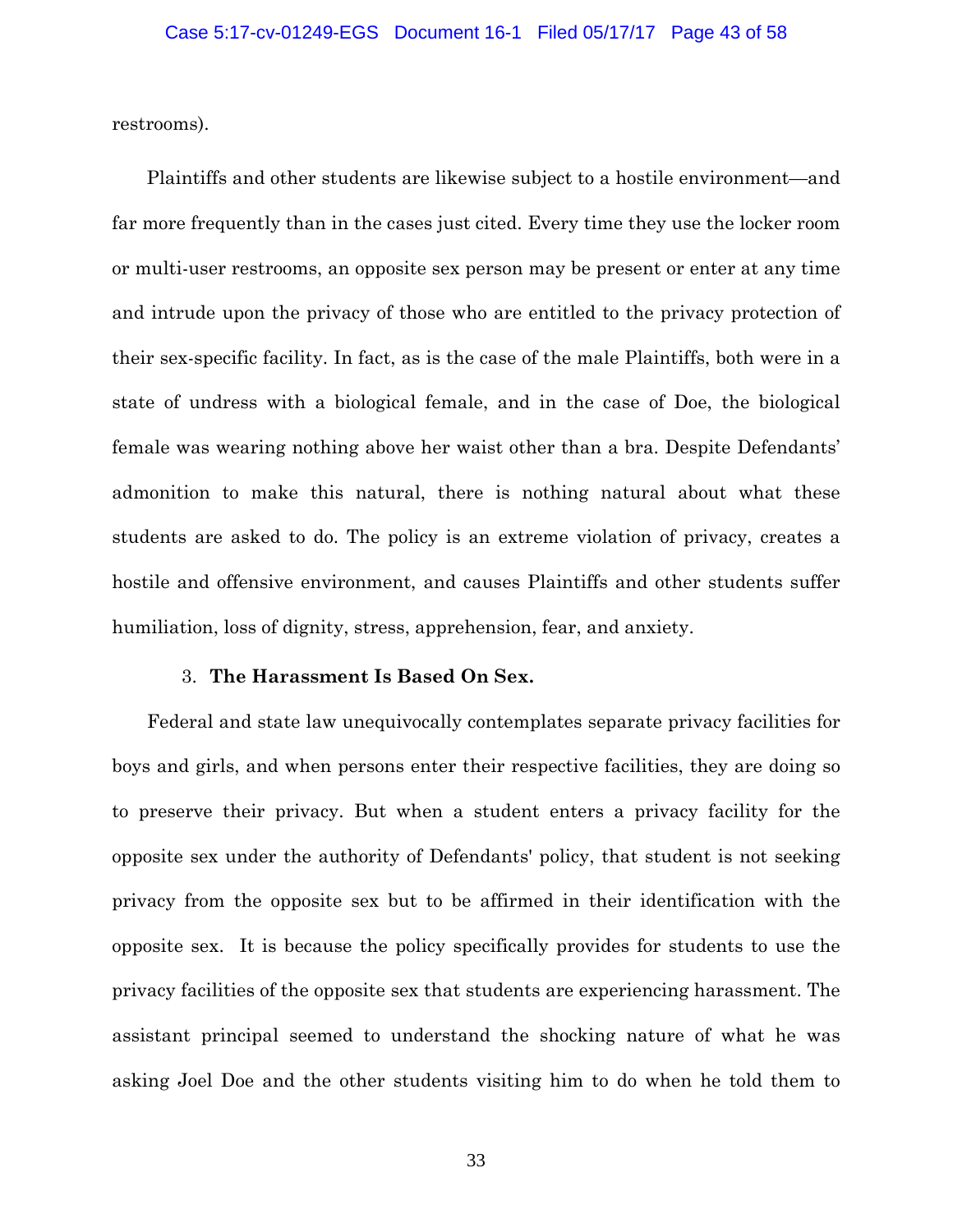restrooms).

Plaintiffs and other students are likewise subject to a hostile environment—and far more frequently than in the cases just cited. Every time they use the locker room or multi-user restrooms, an opposite sex person may be present or enter at any time and intrude upon the privacy of those who are entitled to the privacy protection of their sex-specific facility. In fact, as is the case of the male Plaintiffs, both were in a state of undress with a biological female, and in the case of Doe, the biological female was wearing nothing above her waist other than a bra. Despite Defendants' admonition to make this natural, there is nothing natural about what these students are asked to do. The policy is an extreme violation of privacy, creates a hostile and offensive environment, and causes Plaintiffs and other students suffer humiliation, loss of dignity, stress, apprehension, fear, and anxiety.

### 3. **The Harassment Is Based On Sex.**

Federal and state law unequivocally contemplates separate privacy facilities for boys and girls, and when persons enter their respective facilities, they are doing so to preserve their privacy. But when a student enters a privacy facility for the opposite sex under the authority of Defendants' policy, that student is not seeking privacy from the opposite sex but to be affirmed in their identification with the opposite sex. It is because the policy specifically provides for students to use the privacy facilities of the opposite sex that students are experiencing harassment. The assistant principal seemed to understand the shocking nature of what he was asking Joel Doe and the other students visiting him to do when he told them to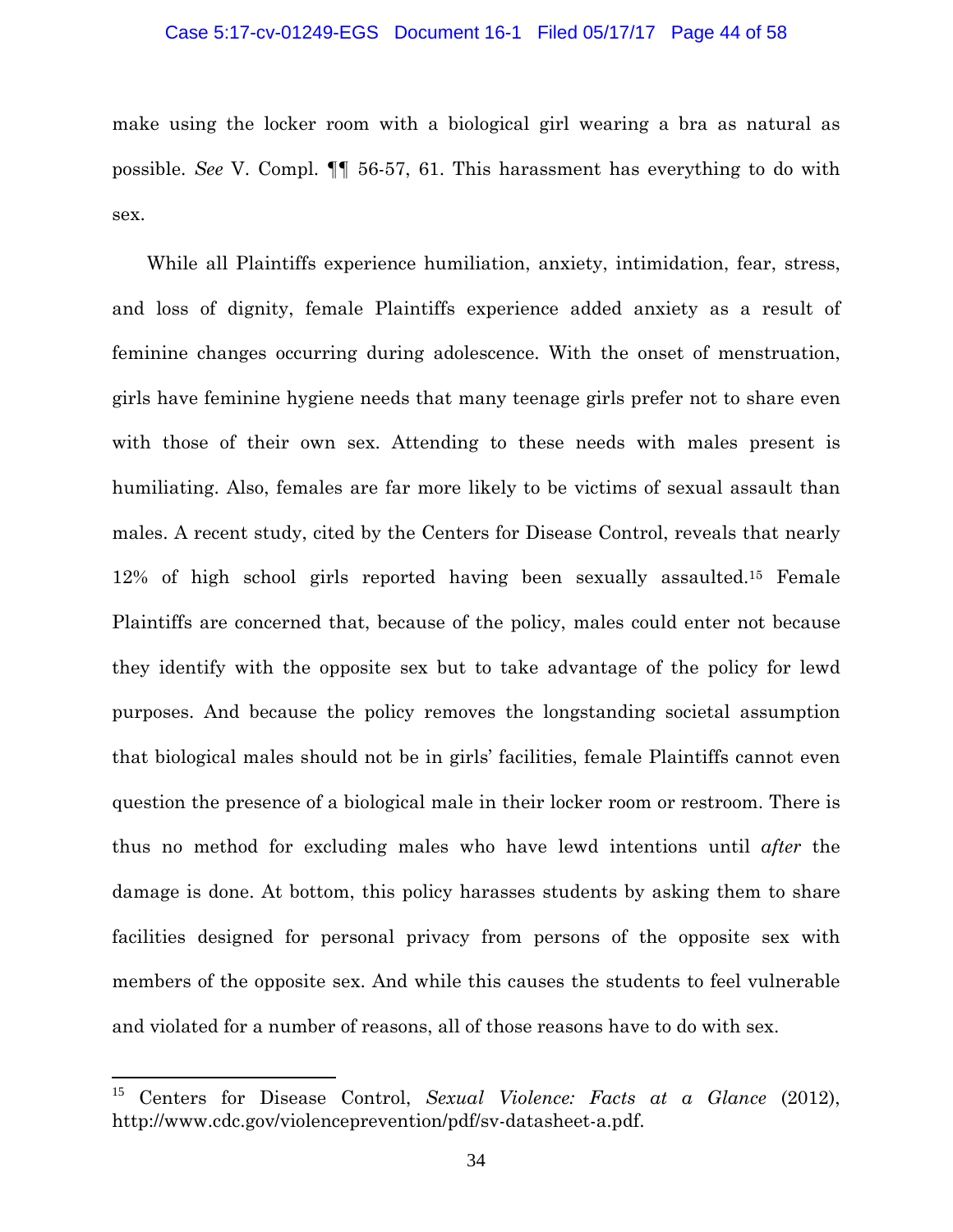make using the locker room with a biological girl wearing a bra as natural as possible. *See* V. Compl. ¶¶ 56-57, 61. This harassment has everything to do with sex.

While all Plaintiffs experience humiliation, anxiety, intimidation, fear, stress, and loss of dignity, female Plaintiffs experience added anxiety as a result of feminine changes occurring during adolescence. With the onset of menstruation, girls have feminine hygiene needs that many teenage girls prefer not to share even with those of their own sex. Attending to these needs with males present is humiliating. Also, females are far more likely to be victims of sexual assault than males. A recent study, cited by the Centers for Disease Control, reveals that nearly 12% of high school girls reported having been sexually assaulted.[15] Female Plaintiffs are concerned that, because of the policy, males could enter not because they identify with the opposite sex but to take advantage of the policy for lewd purposes. And because the policy removes the longstanding societal assumption that biological males should not be in girls' facilities, female Plaintiffs cannot even question the presence of a biological male in their locker room or restroom. There is thus no method for excluding males who have lewd intentions until *after* the damage is done. At bottom, this policy harasses students by asking them to share facilities designed for personal privacy from persons of the opposite sex with members of the opposite sex. And while this causes the students to feel vulnerable and violated for a number of reasons, all of those reasons have to do with sex.

---

[15] Centers for Disease Control, *Sexual Violence: Facts at a Glance* (2012), http://www.cdc.gov/violenceprevention/pdf/sv-datasheet-a.pdf.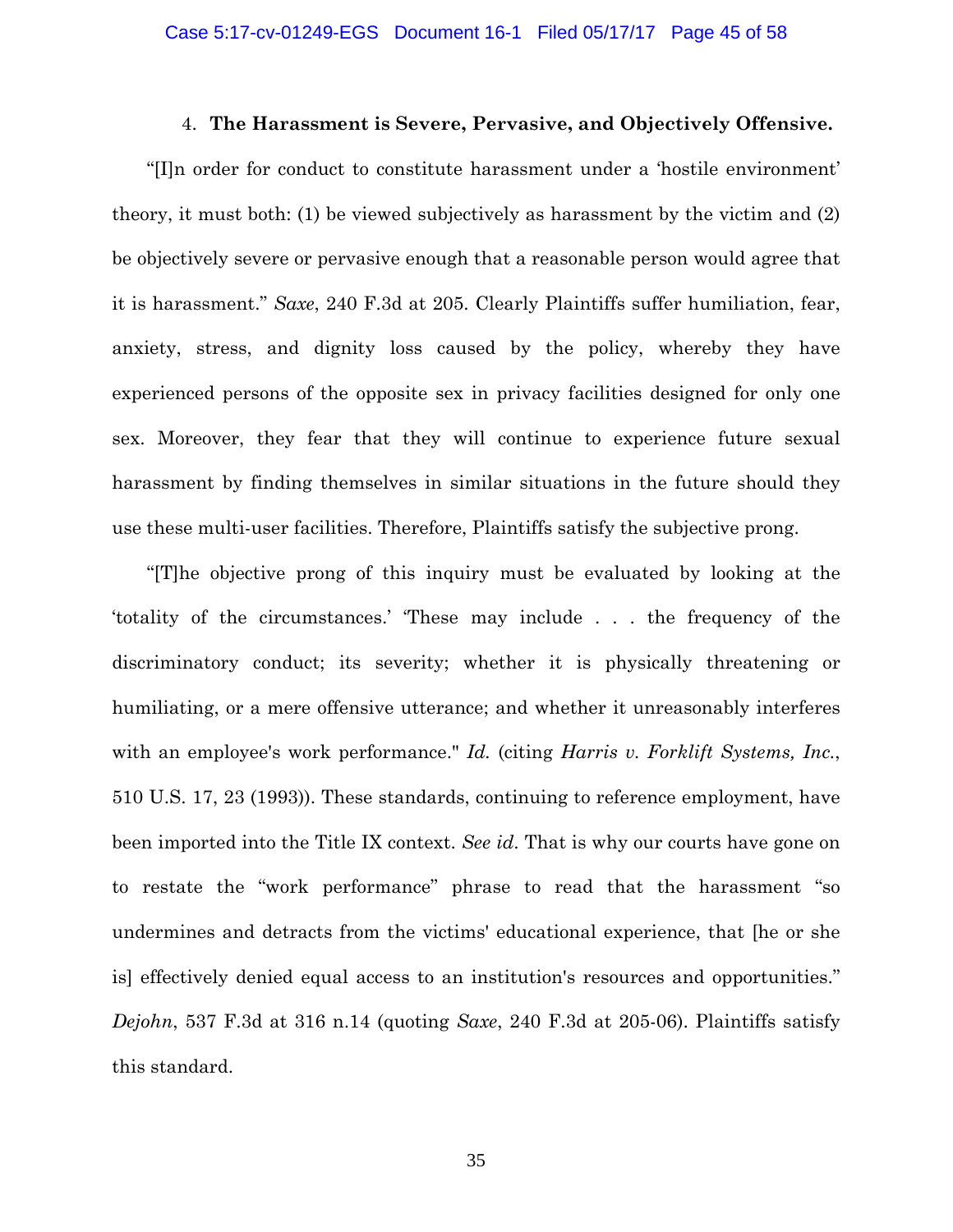#### 4. **The Harassment is Severe, Pervasive, and Objectively Offensive.**

"[I]n order for conduct to constitute harassment under a 'hostile environment' theory, it must both: (1) be viewed subjectively as harassment by the victim and (2) be objectively severe or pervasive enough that a reasonable person would agree that it is harassment." *Saxe*, 240 F.3d at 205. Clearly Plaintiffs suffer humiliation, fear, anxiety, stress, and dignity loss caused by the policy, whereby they have experienced persons of the opposite sex in privacy facilities designed for only one sex. Moreover, they fear that they will continue to experience future sexual harassment by finding themselves in similar situations in the future should they use these multi-user facilities. Therefore, Plaintiffs satisfy the subjective prong.

"[T]he objective prong of this inquiry must be evaluated by looking at the 'totality of the circumstances.' 'These may include . . . the frequency of the discriminatory conduct; its severity; whether it is physically threatening or humiliating, or a mere offensive utterance; and whether it unreasonably interferes with an employee's work performance." *Id.* (citing *Harris v. Forklift Systems, Inc.*, 510 U.S. 17, 23 (1993)). These standards, continuing to reference employment, have been imported into the Title IX context. *See id*. That is why our courts have gone on to restate the "work performance" phrase to read that the harassment "so undermines and detracts from the victims' educational experience, that [he or she is] effectively denied equal access to an institution's resources and opportunities." *Dejohn*, 537 F.3d at 316 n.14 (quoting *Saxe*, 240 F.3d at 205-06). Plaintiffs satisfy this standard.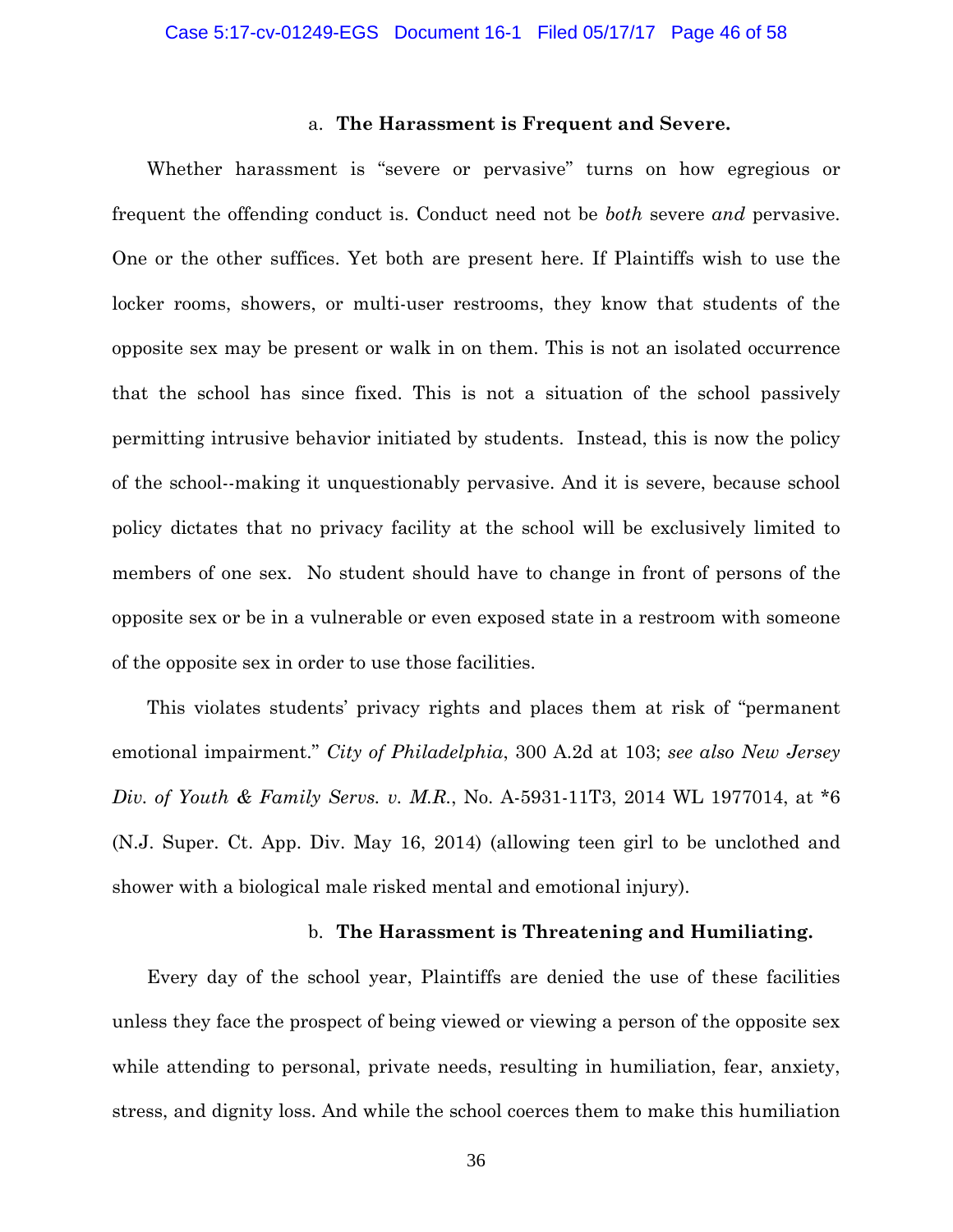a. **The Harassment is Frequent and Severe.**

Whether harassment is "severe or pervasive" turns on how egregious or frequent the offending conduct is. Conduct need not be *both* severe *and* pervasive. One or the other suffices. Yet both are present here. If Plaintiffs wish to use the locker rooms, showers, or multi-user restrooms, they know that students of the opposite sex may be present or walk in on them. This is not an isolated occurrence that the school has since fixed. This is not a situation of the school passively permitting intrusive behavior initiated by students. Instead, this is now the policy of the school--making it unquestionably pervasive. And it is severe, because school policy dictates that no privacy facility at the school will be exclusively limited to members of one sex. No student should have to change in front of persons of the opposite sex or be in a vulnerable or even exposed state in a restroom with someone of the opposite sex in order to use those facilities.

This violates students' privacy rights and places them at risk of "permanent emotional impairment." *City of Philadelphia*, 300 A.2d at 103; *see also New Jersey Div. of Youth & Family Servs. v. M.R.*, No. A-5931-11T3, 2014 WL 1977014, at *6 (N.J. Super. Ct. App. Div. May 16, 2014) (allowing teen girl to be unclothed and shower with a biological male risked mental and emotional injury).

b. **The Harassment is Threatening and Humiliating.**

Every day of the school year, Plaintiffs are denied the use of these facilities unless they face the prospect of being viewed or viewing a person of the opposite sex while attending to personal, private needs, resulting in humiliation, fear, anxiety, stress, and dignity loss. And while the school coerces them to make this humiliation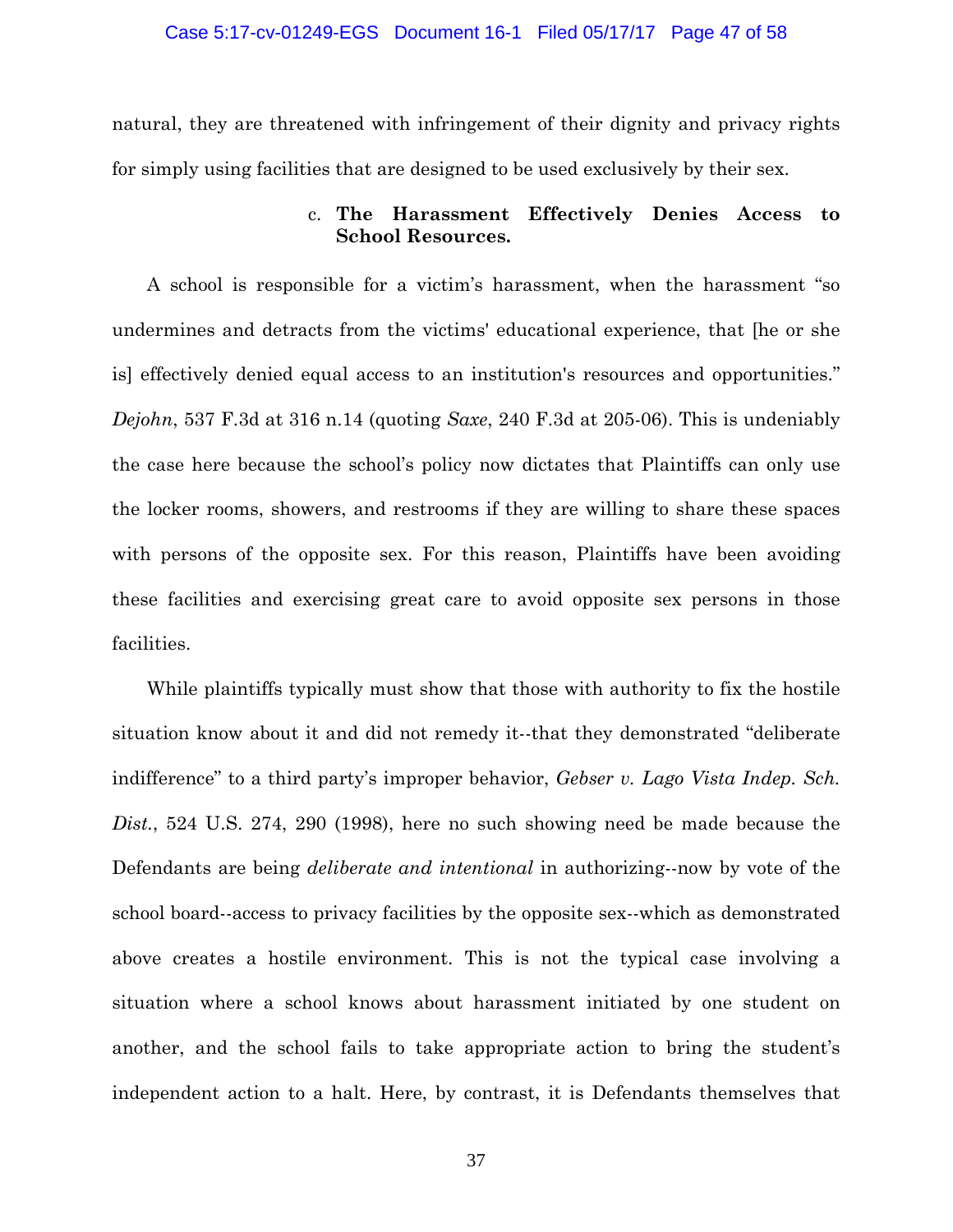natural, they are threatened with infringement of their dignity and privacy rights for simply using facilities that are designed to be used exclusively by their sex.

c. **The Harassment Effectively Denies Access to School Resources.**

A school is responsible for a victim's harassment, when the harassment "so undermines and detracts from the victims' educational experience, that [he or she is] effectively denied equal access to an institution's resources and opportunities." *Dejohn*, 537 F.3d at 316 n.14 (quoting *Saxe*, 240 F.3d at 205-06). This is undeniably the case here because the school's policy now dictates that Plaintiffs can only use the locker rooms, showers, and restrooms if they are willing to share these spaces with persons of the opposite sex. For this reason, Plaintiffs have been avoiding these facilities and exercising great care to avoid opposite sex persons in those facilities.

While plaintiffs typically must show that those with authority to fix the hostile situation know about it and did not remedy it--that they demonstrated "deliberate indifference" to a third party's improper behavior, *Gebser v. Lago Vista Indep. Sch. Dist.*, 524 U.S. 274, 290 (1998), here no such showing need be made because the Defendants are being *deliberate and intentional* in authorizing--now by vote of the school board--access to privacy facilities by the opposite sex--which as demonstrated above creates a hostile environment. This is not the typical case involving a situation where a school knows about harassment initiated by one student on another, and the school fails to take appropriate action to bring the student's independent action to a halt. Here, by contrast, it is Defendants themselves that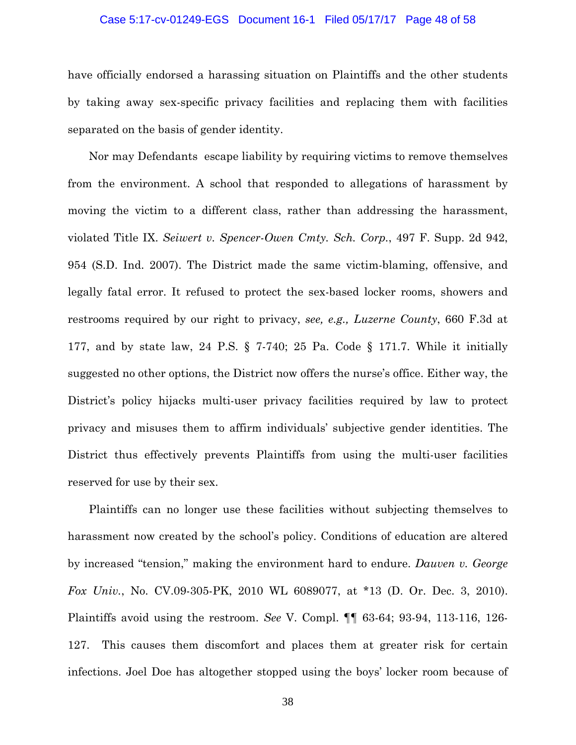have officially endorsed a harassing situation on Plaintiffs and the other students by taking away sex-specific privacy facilities and replacing them with facilities separated on the basis of gender identity.

Nor may Defendants escape liability by requiring victims to remove themselves from the environment. A school that responded to allegations of harassment by moving the victim to a different class, rather than addressing the harassment, violated Title IX. *Seiwert v. Spencer-Owen Cmty. Sch. Corp.*, 497 F. Supp. 2d 942, 954 (S.D. Ind. 2007). The District made the same victim-blaming, offensive, and legally fatal error. It refused to protect the sex-based locker rooms, showers and restrooms required by our right to privacy, *see, e.g., Luzerne County*, 660 F.3d at 177, and by state law, 24 P.S. § 7-740; 25 Pa. Code § 171.7. While it initially suggested no other options, the District now offers the nurse's office. Either way, the District's policy hijacks multi-user privacy facilities required by law to protect privacy and misuses them to affirm individuals' subjective gender identities. The District thus effectively prevents Plaintiffs from using the multi-user facilities reserved for use by their sex.

Plaintiffs can no longer use these facilities without subjecting themselves to harassment now created by the school's policy. Conditions of education are altered by increased "tension," making the environment hard to endure. *Dauven v. George Fox Univ.*, No. CV.09-305-PK, 2010 WL 6089077, at *13 (D. Or. Dec. 3, 2010). Plaintiffs avoid using the restroom. *See* V. Compl. ¶¶ 63-64; 93-94, 113-116, 126-127. This causes them discomfort and places them at greater risk for certain infections. Joel Doe has altogether stopped using the boys' locker room because of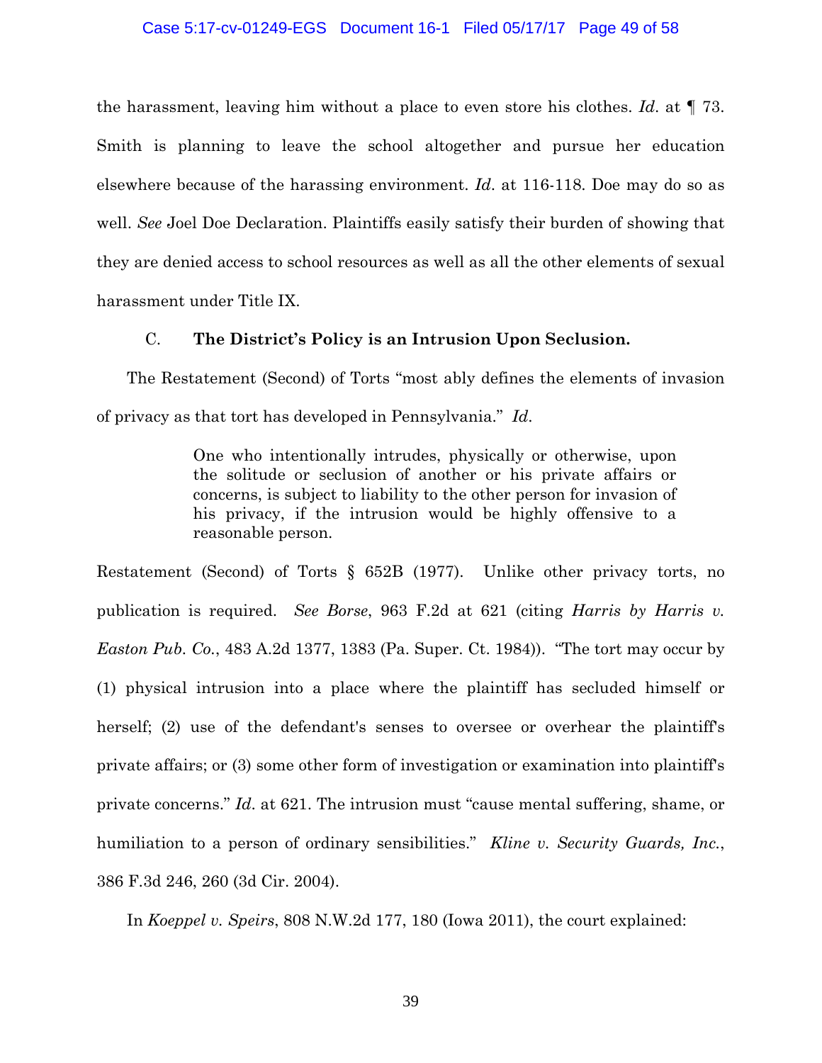the harassment, leaving him without a place to even store his clothes. *Id*. at ¶ 73. Smith is planning to leave the school altogether and pursue her education elsewhere because of the harassing environment. *Id*. at 116-118. Doe may do so as well. *See* Joel Doe Declaration. Plaintiffs easily satisfy their burden of showing that they are denied access to school resources as well as all the other elements of sexual harassment under Title IX.

### C. **The District's Policy is an Intrusion Upon Seclusion.**

The Restatement (Second) of Torts "most ably defines the elements of invasion of privacy as that tort has developed in Pennsylvania." *Id*.

> One who intentionally intrudes, physically or otherwise, upon the solitude or seclusion of another or his private affairs or concerns, is subject to liability to the other person for invasion of his privacy, if the intrusion would be highly offensive to a reasonable person.

Restatement (Second) of Torts § 652B (1977). Unlike other privacy torts, no publication is required. *See Borse*, 963 F.2d at 621 (citing *Harris by Harris v. Easton Pub. Co.*, 483 A.2d 1377, 1383 (Pa. Super. Ct. 1984)). "The tort may occur by (1) physical intrusion into a place where the plaintiff has secluded himself or herself; (2) use of the defendant's senses to oversee or overhear the plaintiff's private affairs; or (3) some other form of investigation or examination into plaintiff's private concerns." *Id*. at 621. The intrusion must "cause mental suffering, shame, or humiliation to a person of ordinary sensibilities." *Kline v. Security Guards, Inc.*, 386 F.3d 246, 260 (3d Cir. 2004).

In *Koeppel v. Speirs*, 808 N.W.2d 177, 180 (Iowa 2011), the court explained: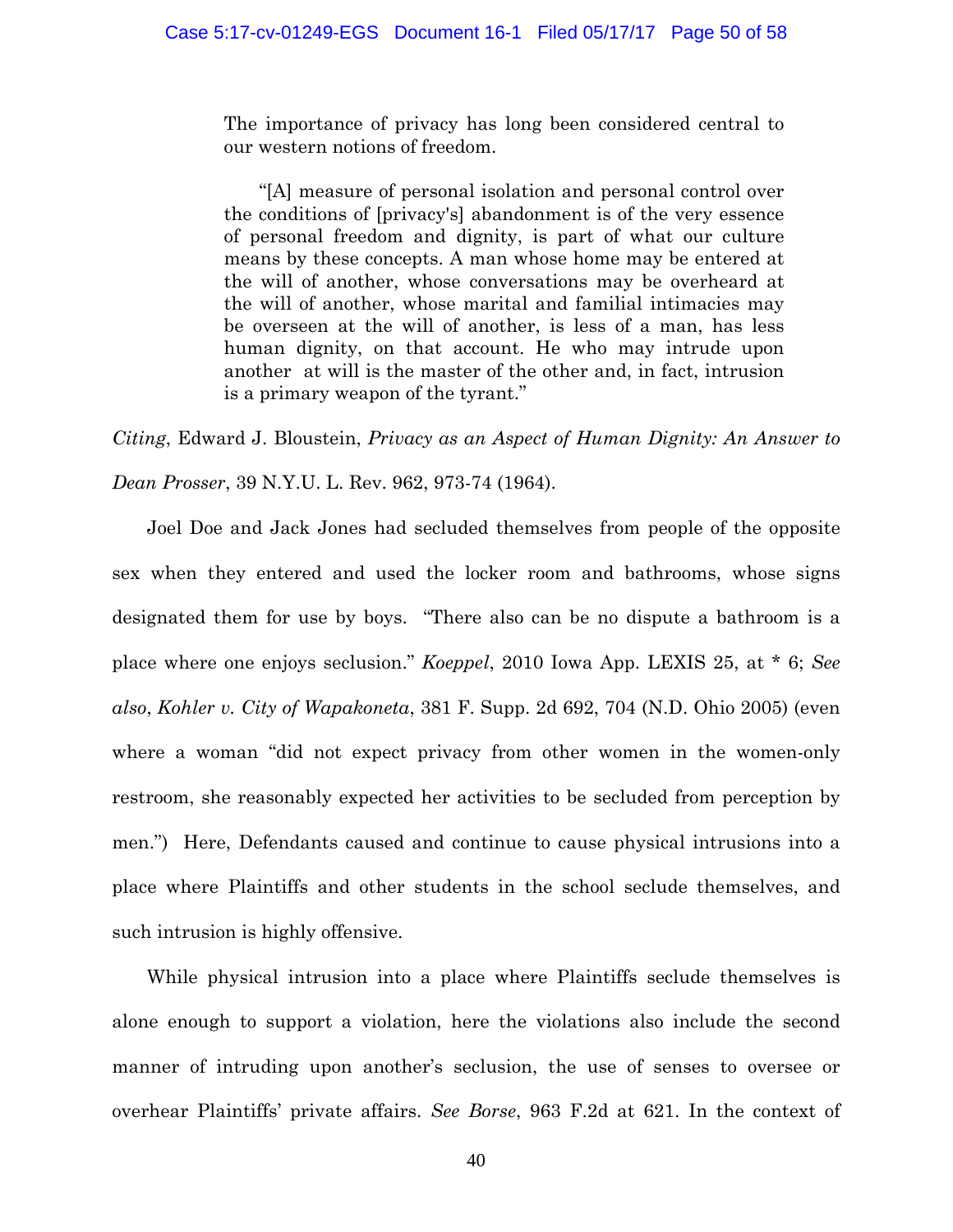> The importance of privacy has long been considered central to our western notions of freedom.
>
> "[A] measure of personal isolation and personal control over the conditions of [privacy's] abandonment is of the very essence of personal freedom and dignity, is part of what our culture means by these concepts. A man whose home may be entered at the will of another, whose conversations may be overheard at the will of another, whose marital and familial intimacies may be overseen at the will of another, is less of a man, has less human dignity, on that account. He who may intrude upon another at will is the master of the other and, in fact, intrusion is a primary weapon of the tyrant."

*Citing*, Edward J. Bloustein, *Privacy as an Aspect of Human Dignity: An Answer to Dean Prosser*, 39 N.Y.U. L. Rev. 962, 973-74 (1964).

Joel Doe and Jack Jones had secluded themselves from people of the opposite sex when they entered and used the locker room and bathrooms, whose signs designated them for use by boys. "There also can be no dispute a bathroom is a place where one enjoys seclusion." *Koeppel*, 2010 Iowa App. LEXIS 25, at * 6; *See also*, *Kohler v. City of Wapakoneta*, 381 F. Supp. 2d 692, 704 (N.D. Ohio 2005) (even where a woman "did not expect privacy from other women in the women-only restroom, she reasonably expected her activities to be secluded from perception by men.") Here, Defendants caused and continue to cause physical intrusions into a place where Plaintiffs and other students in the school seclude themselves, and such intrusion is highly offensive.

While physical intrusion into a place where Plaintiffs seclude themselves is alone enough to support a violation, here the violations also include the second manner of intruding upon another's seclusion, the use of senses to oversee or overhear Plaintiffs' private affairs. *See Borse*, 963 F.2d at 621. In the context of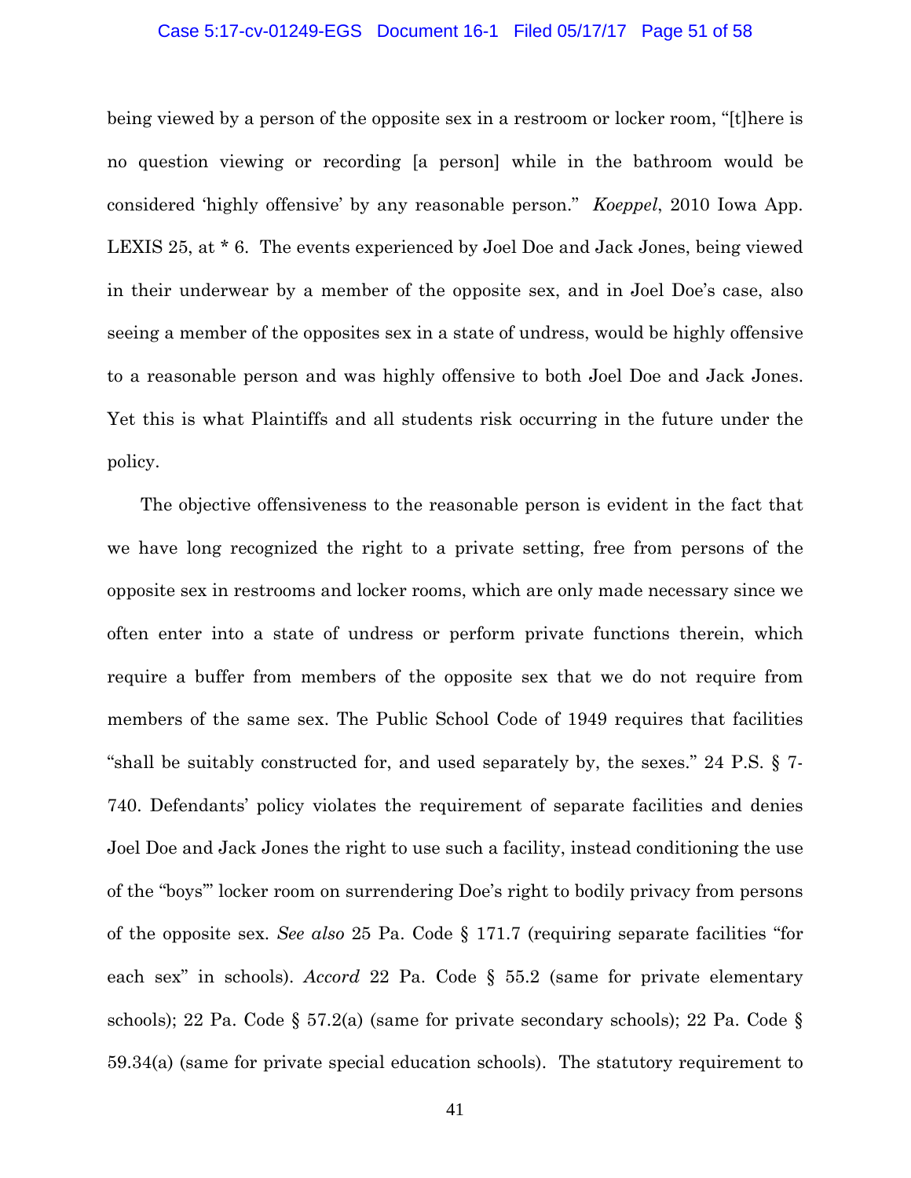being viewed by a person of the opposite sex in a restroom or locker room, "[t]here is no question viewing or recording [a person] while in the bathroom would be considered 'highly offensive' by any reasonable person." *Koeppel*, 2010 Iowa App. LEXIS 25, at * 6. The events experienced by Joel Doe and Jack Jones, being viewed in their underwear by a member of the opposite sex, and in Joel Doe's case, also seeing a member of the opposites sex in a state of undress, would be highly offensive to a reasonable person and was highly offensive to both Joel Doe and Jack Jones. Yet this is what Plaintiffs and all students risk occurring in the future under the policy.

The objective offensiveness to the reasonable person is evident in the fact that we have long recognized the right to a private setting, free from persons of the opposite sex in restrooms and locker rooms, which are only made necessary since we often enter into a state of undress or perform private functions therein, which require a buffer from members of the opposite sex that we do not require from members of the same sex. The Public School Code of 1949 requires that facilities "shall be suitably constructed for, and used separately by, the sexes." 24 P.S. § 7-740. Defendants' policy violates the requirement of separate facilities and denies Joel Doe and Jack Jones the right to use such a facility, instead conditioning the use of the "boys'" locker room on surrendering Doe's right to bodily privacy from persons of the opposite sex. *See also* 25 Pa. Code § 171.7 (requiring separate facilities "for each sex" in schools). *Accord* 22 Pa. Code § 55.2 (same for private elementary schools); 22 Pa. Code § 57.2(a) (same for private secondary schools); 22 Pa. Code § 59.34(a) (same for private special education schools). The statutory requirement to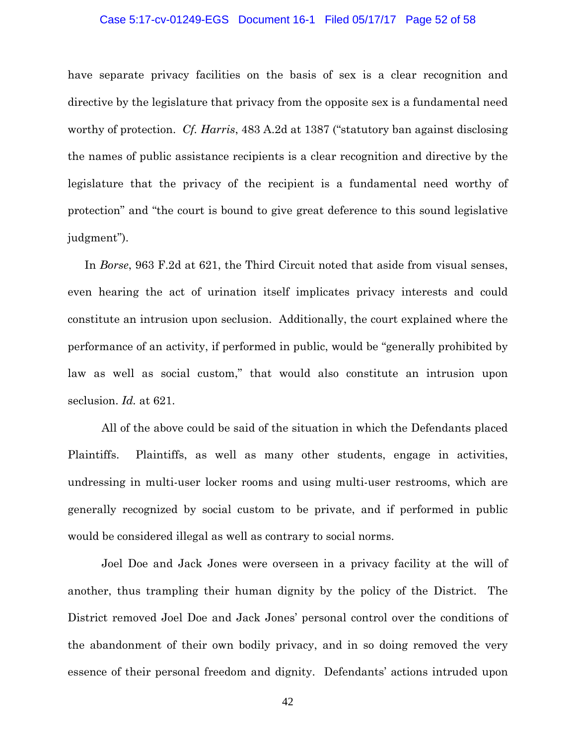have separate privacy facilities on the basis of sex is a clear recognition and directive by the legislature that privacy from the opposite sex is a fundamental need worthy of protection. *Cf. Harris*, 483 A.2d at 1387 ("statutory ban against disclosing the names of public assistance recipients is a clear recognition and directive by the legislature that the privacy of the recipient is a fundamental need worthy of protection" and "the court is bound to give great deference to this sound legislative judgment").

In *Borse*, 963 F.2d at 621, the Third Circuit noted that aside from visual senses, even hearing the act of urination itself implicates privacy interests and could constitute an intrusion upon seclusion. Additionally, the court explained where the performance of an activity, if performed in public, would be "generally prohibited by law as well as social custom," that would also constitute an intrusion upon seclusion. *Id.* at 621.

All of the above could be said of the situation in which the Defendants placed Plaintiffs. Plaintiffs, as well as many other students, engage in activities, undressing in multi-user locker rooms and using multi-user restrooms, which are generally recognized by social custom to be private, and if performed in public would be considered illegal as well as contrary to social norms.

Joel Doe and Jack Jones were overseen in a privacy facility at the will of another, thus trampling their human dignity by the policy of the District. The District removed Joel Doe and Jack Jones' personal control over the conditions of the abandonment of their own bodily privacy, and in so doing removed the very essence of their personal freedom and dignity. Defendants' actions intruded upon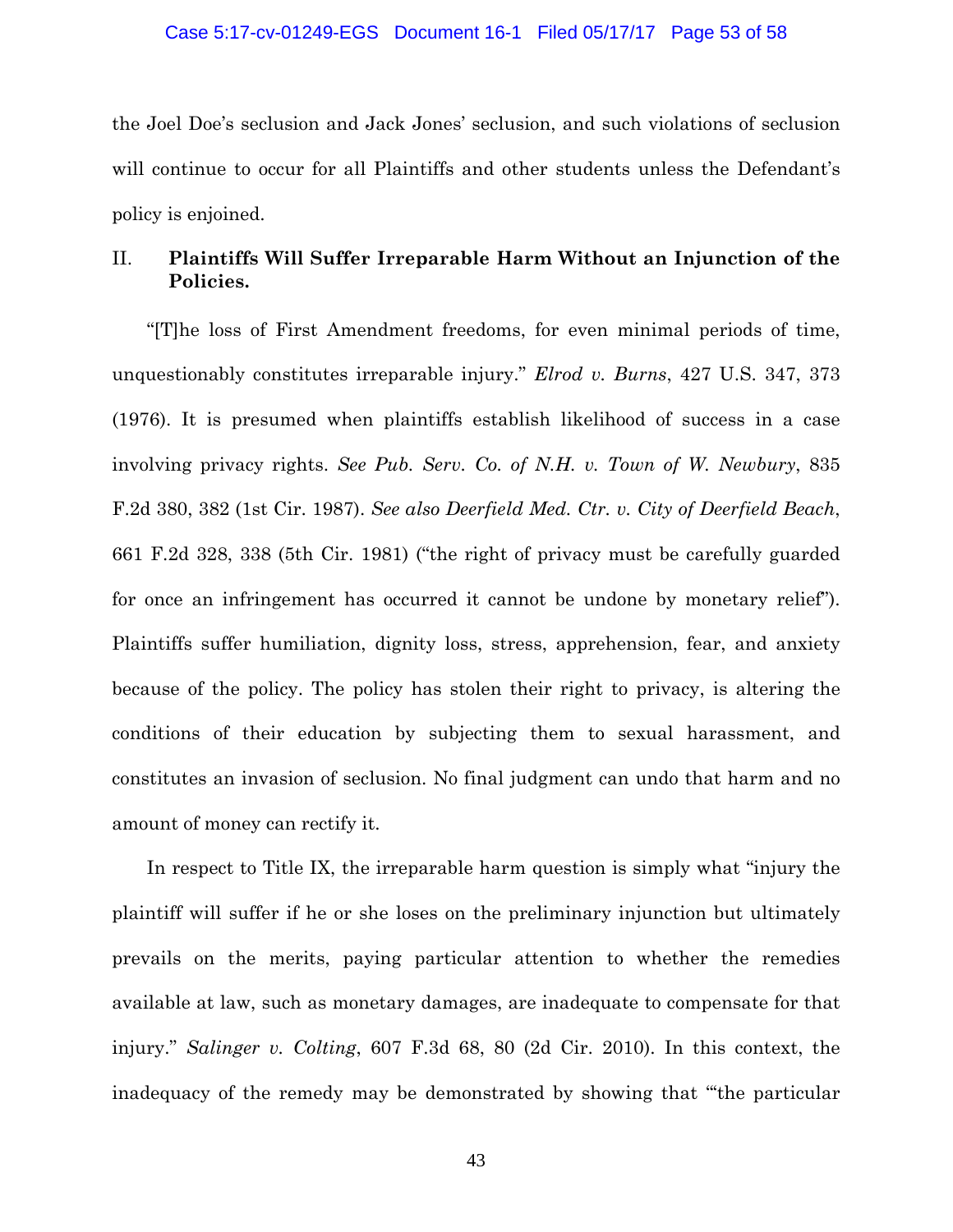the Joel Doe's seclusion and Jack Jones' seclusion, and such violations of seclusion will continue to occur for all Plaintiffs and other students unless the Defendant's policy is enjoined.

## II. Plaintiffs Will Suffer Irreparable Harm Without an Injunction of the Policies.

"[T]he loss of First Amendment freedoms, for even minimal periods of time, unquestionably constitutes irreparable injury." *Elrod v. Burns*, 427 U.S. 347, 373 (1976). It is presumed when plaintiffs establish likelihood of success in a case involving privacy rights. *See Pub. Serv. Co. of N.H. v. Town of W. Newbury*, 835 F.2d 380, 382 (1st Cir. 1987). *See also Deerfield Med. Ctr. v. City of Deerfield Beach*, 661 F.2d 328, 338 (5th Cir. 1981) ("the right of privacy must be carefully guarded for once an infringement has occurred it cannot be undone by monetary relief"). Plaintiffs suffer humiliation, dignity loss, stress, apprehension, fear, and anxiety because of the policy. The policy has stolen their right to privacy, is altering the conditions of their education by subjecting them to sexual harassment, and constitutes an invasion of seclusion. No final judgment can undo that harm and no amount of money can rectify it.

In respect to Title IX, the irreparable harm question is simply what "injury the plaintiff will suffer if he or she loses on the preliminary injunction but ultimately prevails on the merits, paying particular attention to whether the remedies available at law, such as monetary damages, are inadequate to compensate for that injury." *Salinger v. Colting*, 607 F.3d 68, 80 (2d Cir. 2010). In this context, the inadequacy of the remedy may be demonstrated by showing that "'the particular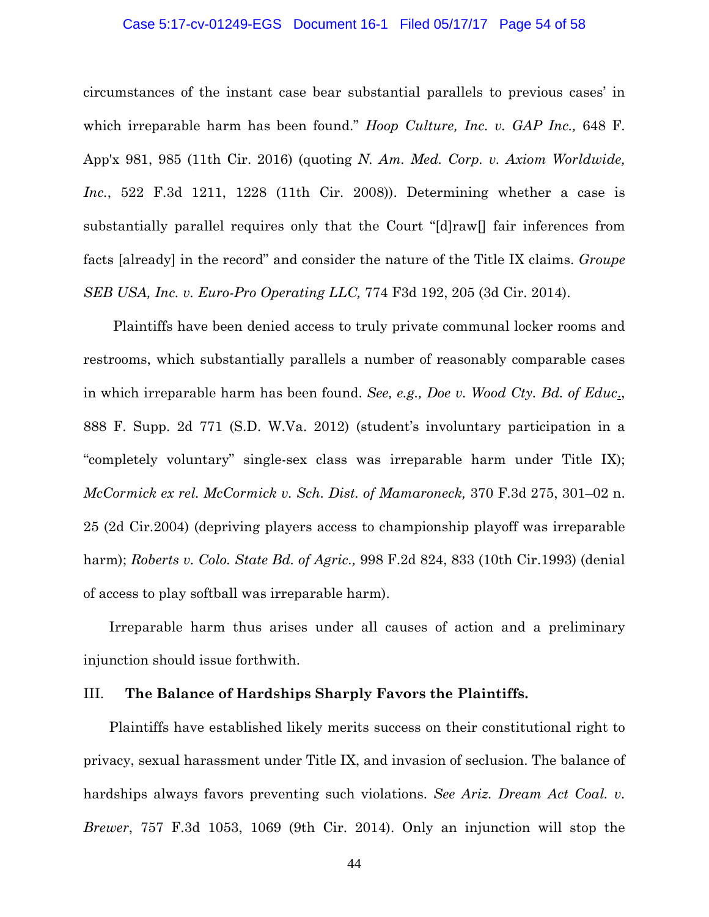circumstances of the instant case bear substantial parallels to previous cases' in which irreparable harm has been found." *Hoop Culture, Inc. v. GAP Inc.,* 648 F. App'x 981, 985 (11th Cir. 2016) (quoting *N. Am. Med. Corp. v. Axiom Worldwide, Inc.*, 522 F.3d 1211, 1228 (11th Cir. 2008)). Determining whether a case is substantially parallel requires only that the Court "[d]raw[] fair inferences from facts [already] in the record" and consider the nature of the Title IX claims. *Groupe SEB USA, Inc. v. Euro-Pro Operating LLC,* 774 F3d 192, 205 (3d Cir. 2014).

Plaintiffs have been denied access to truly private communal locker rooms and restrooms, which substantially parallels a number of reasonably comparable cases in which irreparable harm has been found. *See, e.g., Doe v. Wood Cty. Bd. of Educ.*, 888 F. Supp. 2d 771 (S.D. W.Va. 2012) (student's involuntary participation in a "completely voluntary" single-sex class was irreparable harm under Title IX); *McCormick ex rel. McCormick v. Sch. Dist. of Mamaroneck,* 370 F.3d 275, 301–02 n. 25 (2d Cir.2004) (depriving players access to championship playoff was irreparable harm); *Roberts v. Colo. State Bd. of Agric.,* 998 F.2d 824, 833 (10th Cir.1993) (denial of access to play softball was irreparable harm).

Irreparable harm thus arises under all causes of action and a preliminary injunction should issue forthwith.

## III. The Balance of Hardships Sharply Favors the Plaintiffs.

Plaintiffs have established likely merits success on their constitutional right to privacy, sexual harassment under Title IX, and invasion of seclusion. The balance of hardships always favors preventing such violations. *See Ariz. Dream Act Coal. v. Brewer*, 757 F.3d 1053, 1069 (9th Cir. 2014). Only an injunction will stop the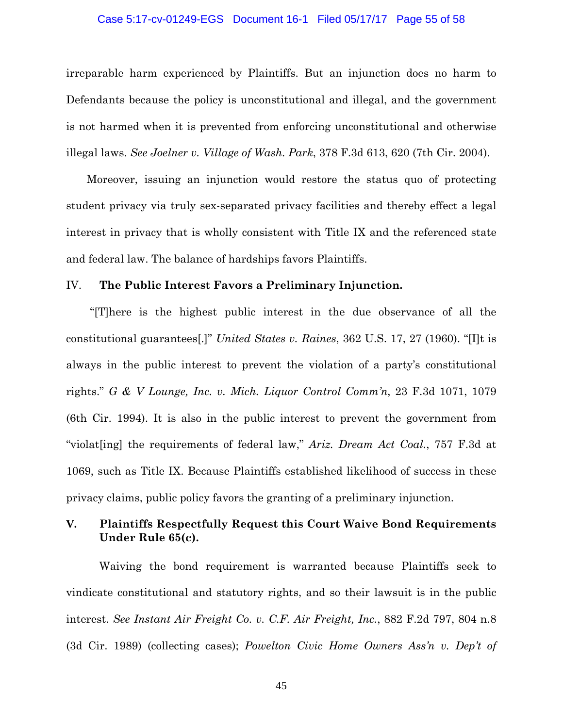irreparable harm experienced by Plaintiffs. But an injunction does no harm to Defendants because the policy is unconstitutional and illegal, and the government is not harmed when it is prevented from enforcing unconstitutional and otherwise illegal laws. *See Joelner v. Village of Wash. Park*, 378 F.3d 613, 620 (7th Cir. 2004).

Moreover, issuing an injunction would restore the status quo of protecting student privacy via truly sex-separated privacy facilities and thereby effect a legal interest in privacy that is wholly consistent with Title IX and the referenced state and federal law. The balance of hardships favors Plaintiffs.

## IV. **The Public Interest Favors a Preliminary Injunction.**

"[T]here is the highest public interest in the due observance of all the constitutional guarantees[.]" *United States v. Raines*, 362 U.S. 17, 27 (1960). "[I]t is always in the public interest to prevent the violation of a party's constitutional rights." *G & V Lounge, Inc. v. Mich. Liquor Control Comm'n*, 23 F.3d 1071, 1079 (6th Cir. 1994). It is also in the public interest to prevent the government from "violat[ing] the requirements of federal law," *Ariz. Dream Act Coal.*, 757 F.3d at 1069, such as Title IX. Because Plaintiffs established likelihood of success in these privacy claims, public policy favors the granting of a preliminary injunction.

## V. **Plaintiffs Respectfully Request this Court Waive Bond Requirements Under Rule 65(c).**

Waiving the bond requirement is warranted because Plaintiffs seek to vindicate constitutional and statutory rights, and so their lawsuit is in the public interest. *See Instant Air Freight Co. v. C.F. Air Freight, Inc.*, 882 F.2d 797, 804 n.8 (3d Cir. 1989) (collecting cases); *Powelton Civic Home Owners Ass'n v. Dep't of*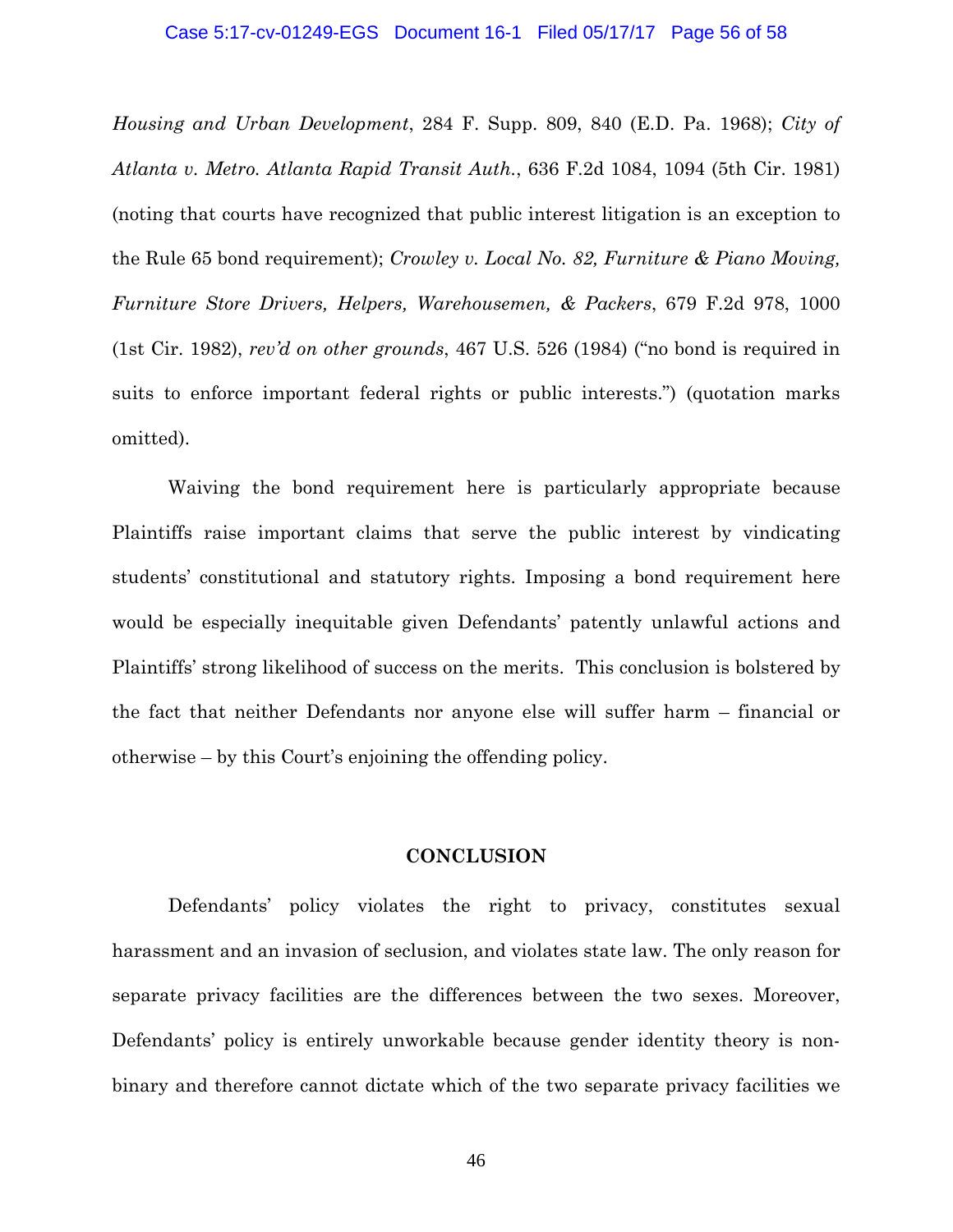*Housing and Urban Development*, 284 F. Supp. 809, 840 (E.D. Pa. 1968); *City of Atlanta v. Metro. Atlanta Rapid Transit Auth.*, 636 F.2d 1084, 1094 (5th Cir. 1981) (noting that courts have recognized that public interest litigation is an exception to the Rule 65 bond requirement); *Crowley v. Local No. 82, Furniture & Piano Moving, Furniture Store Drivers, Helpers, Warehousemen, & Packers*, 679 F.2d 978, 1000 (1st Cir. 1982), *rev'd on other grounds*, 467 U.S. 526 (1984) ("no bond is required in suits to enforce important federal rights or public interests.") (quotation marks omitted).

Waiving the bond requirement here is particularly appropriate because Plaintiffs raise important claims that serve the public interest by vindicating students' constitutional and statutory rights. Imposing a bond requirement here would be especially inequitable given Defendants' patently unlawful actions and Plaintiffs' strong likelihood of success on the merits. This conclusion is bolstered by the fact that neither Defendants nor anyone else will suffer harm – financial or otherwise – by this Court's enjoining the offending policy.

## CONCLUSION

Defendants' policy violates the right to privacy, constitutes sexual harassment and an invasion of seclusion, and violates state law. The only reason for separate privacy facilities are the differences between the two sexes. Moreover, Defendants' policy is entirely unworkable because gender identity theory is non-binary and therefore cannot dictate which of the two separate privacy facilities we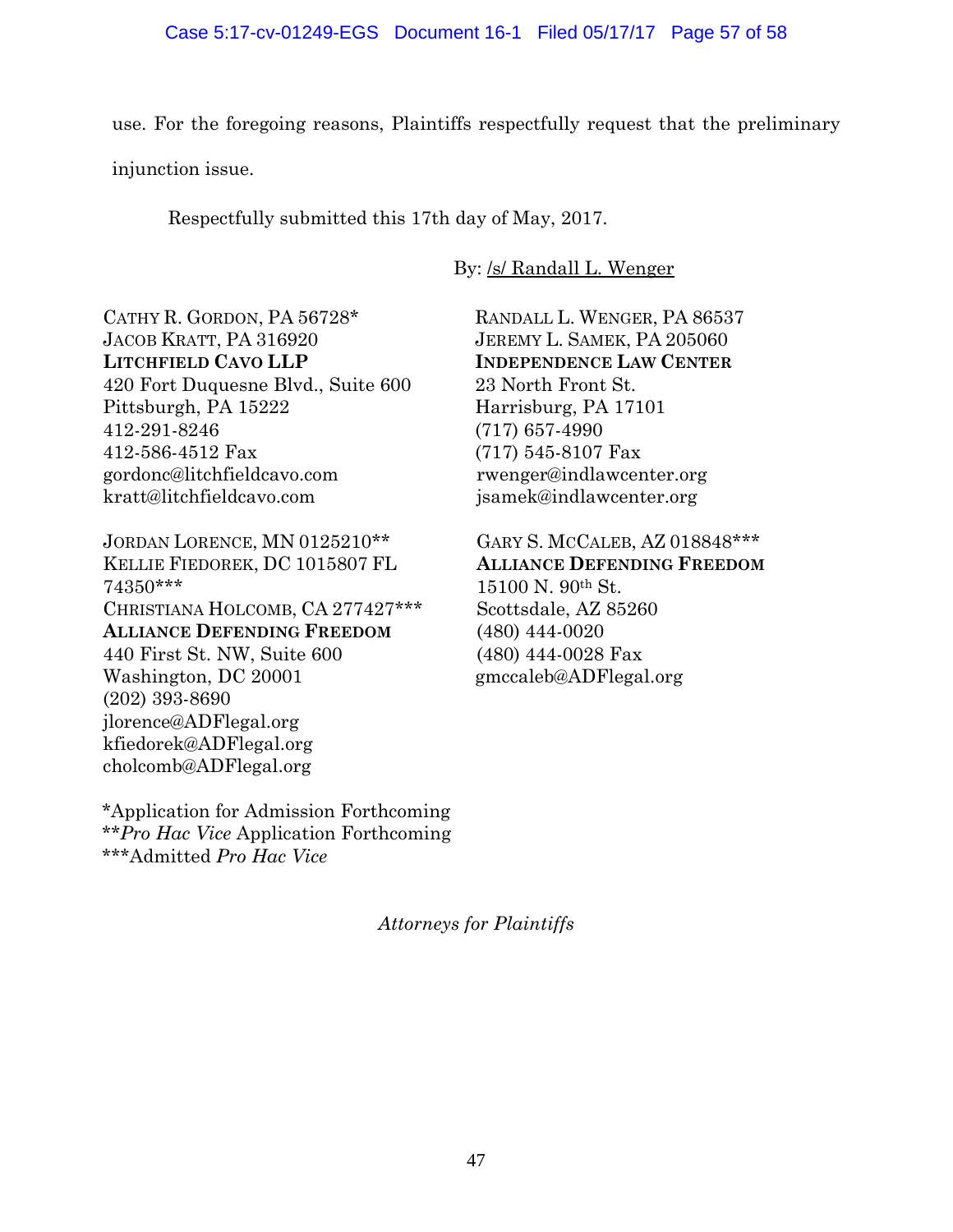use. For the foregoing reasons, Plaintiffs respectfully request that the preliminary injunction issue.

Respectfully submitted this 17th day of May, 2017.

By: /s/ Randall L. Wenger

CATHY R. GORDON, PA 56728*
JACOB KRATT, PA 316920
**LITCHFIELD CAVO LLP**
420 Fort Duquesne Blvd., Suite 600
Pittsburgh, PA 15222
412-291-8246
412-586-4512 Fax
gordonc@litchfieldcavo.com
kratt@litchfieldcavo.com

JORDAN LORENCE, MN 0125210**
KELLIE FIEDOREK, DC 1015807 FL 74350***
CHRISTIANA HOLCOMB, CA 277427***
**ALLIANCE DEFENDING FREEDOM**
440 First St. NW, Suite 600
Washington, DC 20001
(202) 393-8690
jlorence@ADFlegal.org
kfiedorek@ADFlegal.org
cholcomb@ADFlegal.org

RANDALL L. WENGER, PA 86537
JEREMY L. SAMEK, PA 205060
**INDEPENDENCE LAW CENTER**
23 North Front St.
Harrisburg, PA 17101
(717) 657-4990
(717) 545-8107 Fax
rwenger@indlawcenter.org
jsamek@indlawcenter.org

GARY S. MCCALEB, AZ 018848***
**ALLIANCE DEFENDING FREEDOM**
15100 N. 90th St.
Scottsdale, AZ 85260
(480) 444-0020
(480) 444-0028 Fax
gmccaleb@ADFlegal.org

*Application for Admission Forthcoming
***Pro Hac Vice* Application Forthcoming
***Admitted *Pro Hac Vice*

*Attorneys for Plaintiffs*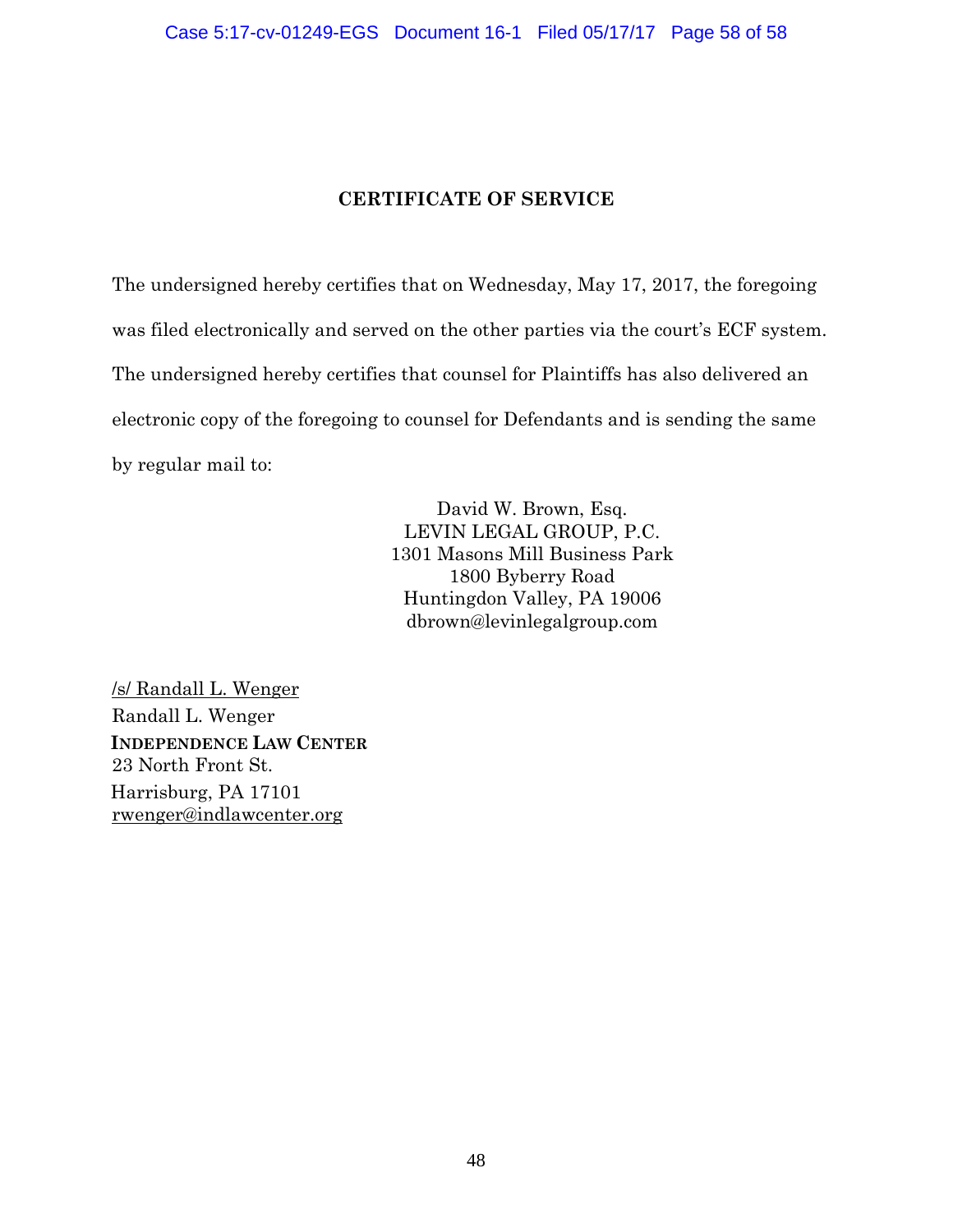## CERTIFICATE OF SERVICE

The undersigned hereby certifies that on Wednesday, May 17, 2017, the foregoing was filed electronically and served on the other parties via the court's ECF system. The undersigned hereby certifies that counsel for Plaintiffs has also delivered an electronic copy of the foregoing to counsel for Defendants and is sending the same by regular mail to:

David W. Brown, Esq.
LEVIN LEGAL GROUP, P.C.
1301 Masons Mill Business Park
1800 Byberry Road
Huntingdon Valley, PA 19006
dbrown@levinlegalgroup.com

/s/ Randall L. Wenger
Randall L. Wenger
**INDEPENDENCE LAW CENTER**
23 North Front St.
Harrisburg, PA 17101
rwenger@indlawcenter.org